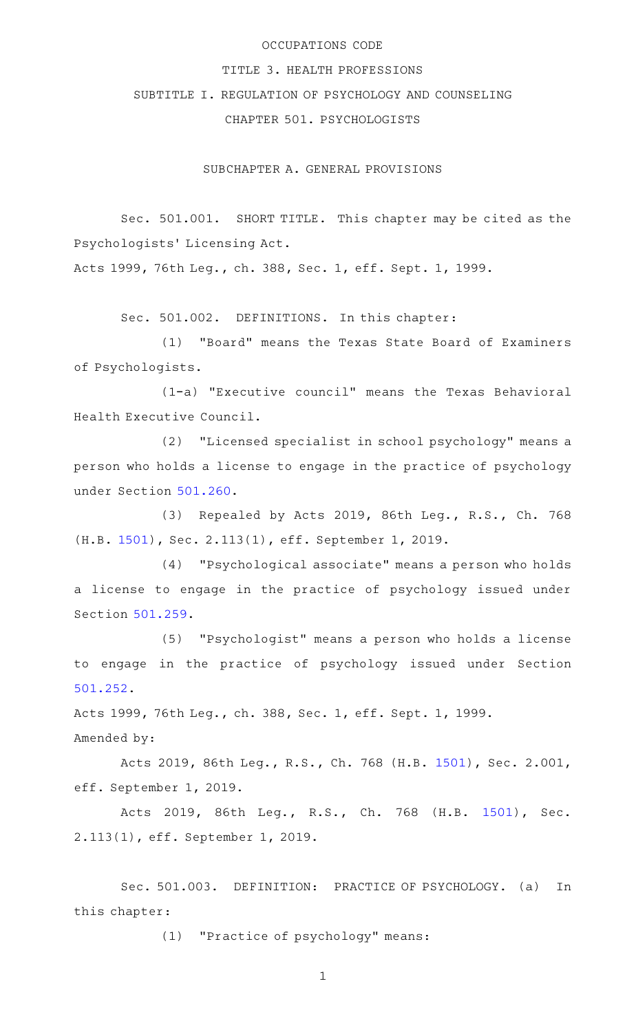OCCUPATIONS CODE

TITLE 3. HEALTH PROFESSIONS

SUBTITLE I. REGULATION OF PSYCHOLOGY AND COUNSELING

CHAPTER 501. PSYCHOLOGISTS

SUBCHAPTER A. GENERAL PROVISIONS

Sec. 501.001. SHORT TITLE. This chapter may be cited as the Psychologists' Licensing Act.

Acts 1999, 76th Leg., ch. 388, Sec. 1, eff. Sept. 1, 1999.

Sec. 501.002. DEFINITIONS. In this chapter:

(1) "Board" means the Texas State Board of Examiners of Psychologists.

(1-a) "Executive council" means the Texas Behavioral Health Executive Council.

(2) "Licensed specialist in school psychology" means a person who holds a license to engage in the practice of psychology under Section 501.260.

(3) Repealed by Acts 2019, 86th Leg., R.S., Ch. 768 (H.B. 1501), Sec. 2.113(1), eff. September 1, 2019.

(4) "Psychological associate" means a person who holds a license to engage in the practice of psychology issued under Section 501.259.

(5) "Psychologist" means a person who holds a license to engage in the practice of psychology issued under Section 501.252.

Acts 1999, 76th Leg., ch. 388, Sec. 1, eff. Sept. 1, 1999.

Amended by:

Acts 2019, 86th Leg., R.S., Ch. 768 (H.B. 1501), Sec. 2.001, eff. September 1, 2019.

Acts 2019, 86th Leg., R.S., Ch. 768 (H.B. 1501), Sec. 2.113(1), eff. September 1, 2019.

Sec. 501.003. DEFINITION: PRACTICE OF PSYCHOLOGY. (a) In this chapter:

(1) "Practice of psychology" means: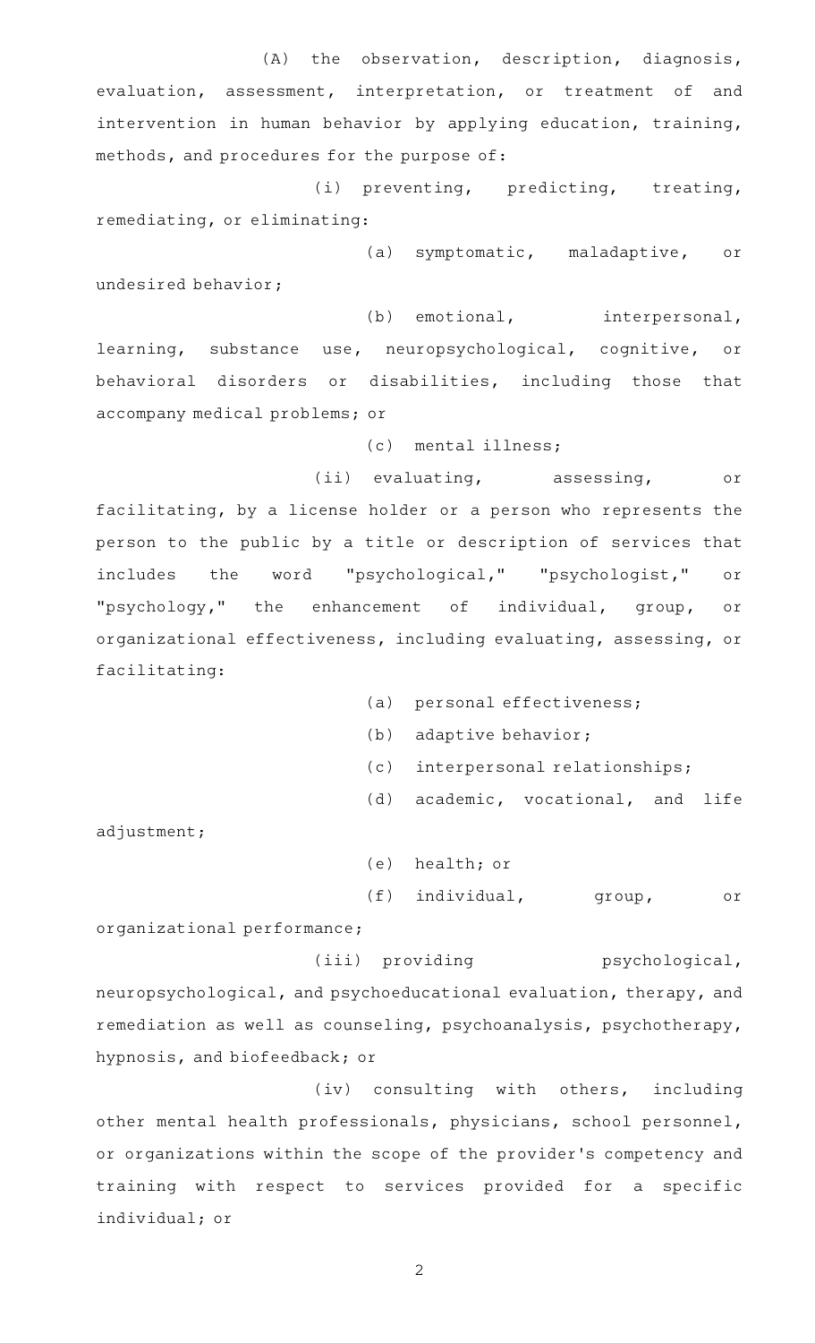(A) the observation, description, diagnosis, evaluation, assessment, interpretation, or treatment of and intervention in human behavior by applying education, training, methods, and procedures for the purpose of:

(i) preventing, predicting, treating, remediating, or eliminating:

(a) symptomatic, maladaptive, or undesired behavior;

(b) emotional, interpersonal, learning, substance use, neuropsychological, cognitive, or behavioral disorders or disabilities, including those that accompany medical problems; or

(c) mental illness;

(ii) evaluating, assessing, or facilitating, by a license holder or a person who represents the person to the public by a title or description of services that includes the word "psychological," "psychologist," or "psychology," the enhancement of individual, group, or organizational effectiveness, including evaluating, assessing, or facilitating:

(a) personal effectiveness;

(b) adaptive behavior;

(c) interpersonal relationships;

(d) academic, vocational, and life adjustment;

(e) health; or

(f) individual, group, or organizational performance;

(iii) providing psychological, neuropsychological, and psychoeducational evaluation, therapy, and remediation as well as counseling, psychoanalysis, psychotherapy, hypnosis, and biofeedback; or

(iv) consulting with others, including other mental health professionals, physicians, school personnel, or organizations within the scope of the provider's competency and training with respect to services provided for a specific individual; or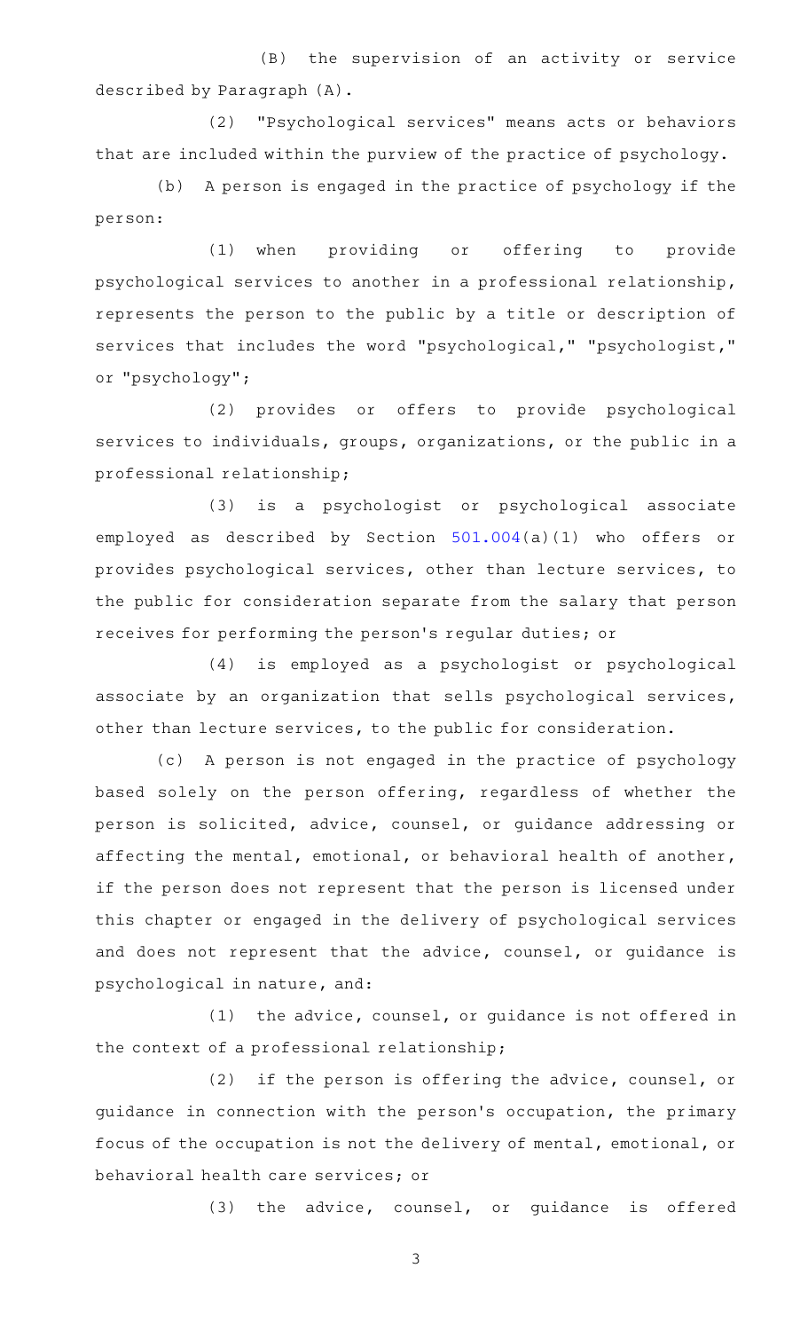(B) the supervision of an activity or service described by Paragraph (A).

(2) "Psychological services" means acts or behaviors that are included within the purview of the practice of psychology.

(b) A person is engaged in the practice of psychology if the person:

(1) when providing or offering to provide psychological services to another in a professional relationship, represents the person to the public by a title or description of services that includes the word "psychological," "psychologist," or "psychology";

(2) provides or offers to provide psychological services to individuals, groups, organizations, or the public in a professional relationship;

(3) is a psychologist or psychological associate employed as described by Section 501.004(a)(1) who offers or provides psychological services, other than lecture services, to the public for consideration separate from the salary that person receives for performing the person's regular duties; or

(4) is employed as a psychologist or psychological associate by an organization that sells psychological services, other than lecture services, to the public for consideration.

(c) A person is not engaged in the practice of psychology based solely on the person offering, regardless of whether the person is solicited, advice, counsel, or guidance addressing or affecting the mental, emotional, or behavioral health of another, if the person does not represent that the person is licensed under this chapter or engaged in the delivery of psychological services and does not represent that the advice, counsel, or guidance is psychological in nature, and:

(1) the advice, counsel, or guidance is not offered in the context of a professional relationship;

(2) if the person is offering the advice, counsel, or guidance in connection with the person's occupation, the primary focus of the occupation is not the delivery of mental, emotional, or behavioral health care services; or

(3) the advice, counsel, or guidance is offered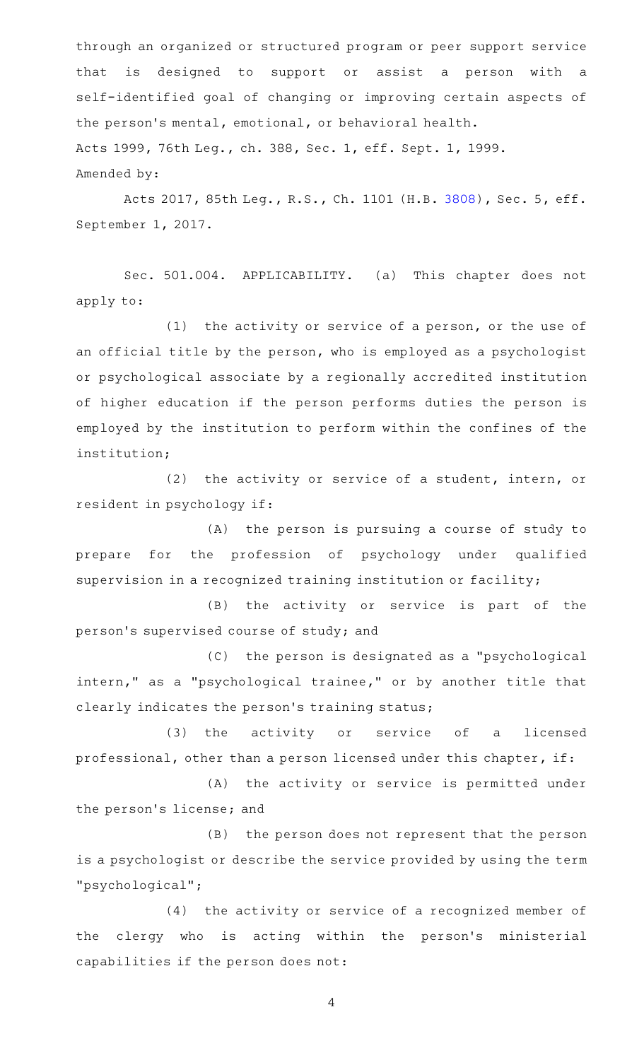through an organized or structured program or peer support service that is designed to support or assist a person with a self-identified goal of changing or improving certain aspects of the person's mental, emotional, or behavioral health.

Acts 1999, 76th Leg., ch. 388, Sec. 1, eff. Sept. 1, 1999.

Amended by:

Acts 2017, 85th Leg., R.S., Ch. 1101 (H.B. 3808), Sec. 5, eff. September 1, 2017.

Sec. 501.004. APPLICABILITY. (a) This chapter does not apply to:

(1) the activity or service of a person, or the use of an official title by the person, who is employed as a psychologist or psychological associate by a regionally accredited institution of higher education if the person performs duties the person is employed by the institution to perform within the confines of the institution;

(2) the activity or service of a student, intern, or resident in psychology if:

(A) the person is pursuing a course of study to prepare for the profession of psychology under qualified supervision in a recognized training institution or facility;

(B) the activity or service is part of the person's supervised course of study; and

(C) the person is designated as a "psychological intern," as a "psychological trainee," or by another title that clearly indicates the person's training status;

(3) the activity or service of a licensed professional, other than a person licensed under this chapter, if:

(A) the activity or service is permitted under the person's license; and

(B) the person does not represent that the person is a psychologist or describe the service provided by using the term "psychological";

(4) the activity or service of a recognized member of the clergy who is acting within the person's ministerial capabilities if the person does not: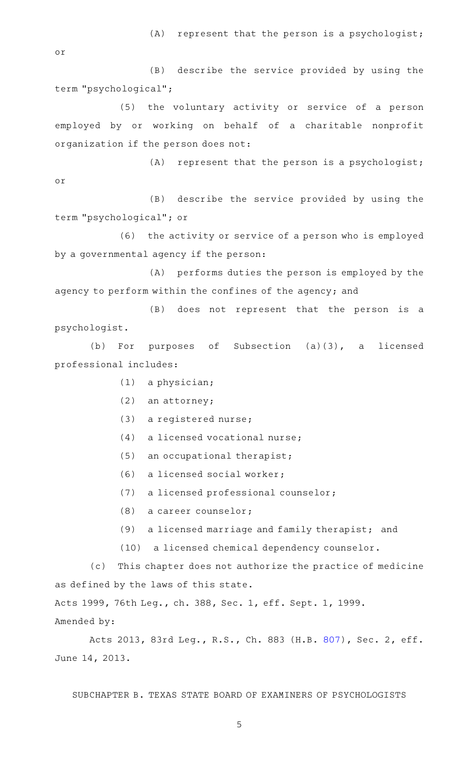(A) represent that the person is a psychologist; or

(B) describe the service provided by using the term "psychological";

(5) the voluntary activity or service of a person employed by or working on behalf of a charitable nonprofit organization if the person does not:

(A) represent that the person is a psychologist; or

(B) describe the service provided by using the term "psychological"; or

(6) the activity or service of a person who is employed by a governmental agency if the person:

(A) performs duties the person is employed by the agency to perform within the confines of the agency; and

(B) does not represent that the person is a psychologist.

(b) For purposes of Subsection (a)(3), a licensed professional includes:

(1) a physician;

(2) an attorney;

(3) a registered nurse;

(4) a licensed vocational nurse;

(5) an occupational therapist;

(6) a licensed social worker;

(7) a licensed professional counselor;

(8) a career counselor;

(9) a licensed marriage and family therapist; and

(10) a licensed chemical dependency counselor.

(c) This chapter does not authorize the practice of medicine as defined by the laws of this state.

Acts 1999, 76th Leg., ch. 388, Sec. 1, eff. Sept. 1, 1999.

Amended by:

Acts 2013, 83rd Leg., R.S., Ch. 883 (H.B. 807), Sec. 2, eff. June 14, 2013.

SUBCHAPTER B. TEXAS STATE BOARD OF EXAMINERS OF PSYCHOLOGISTS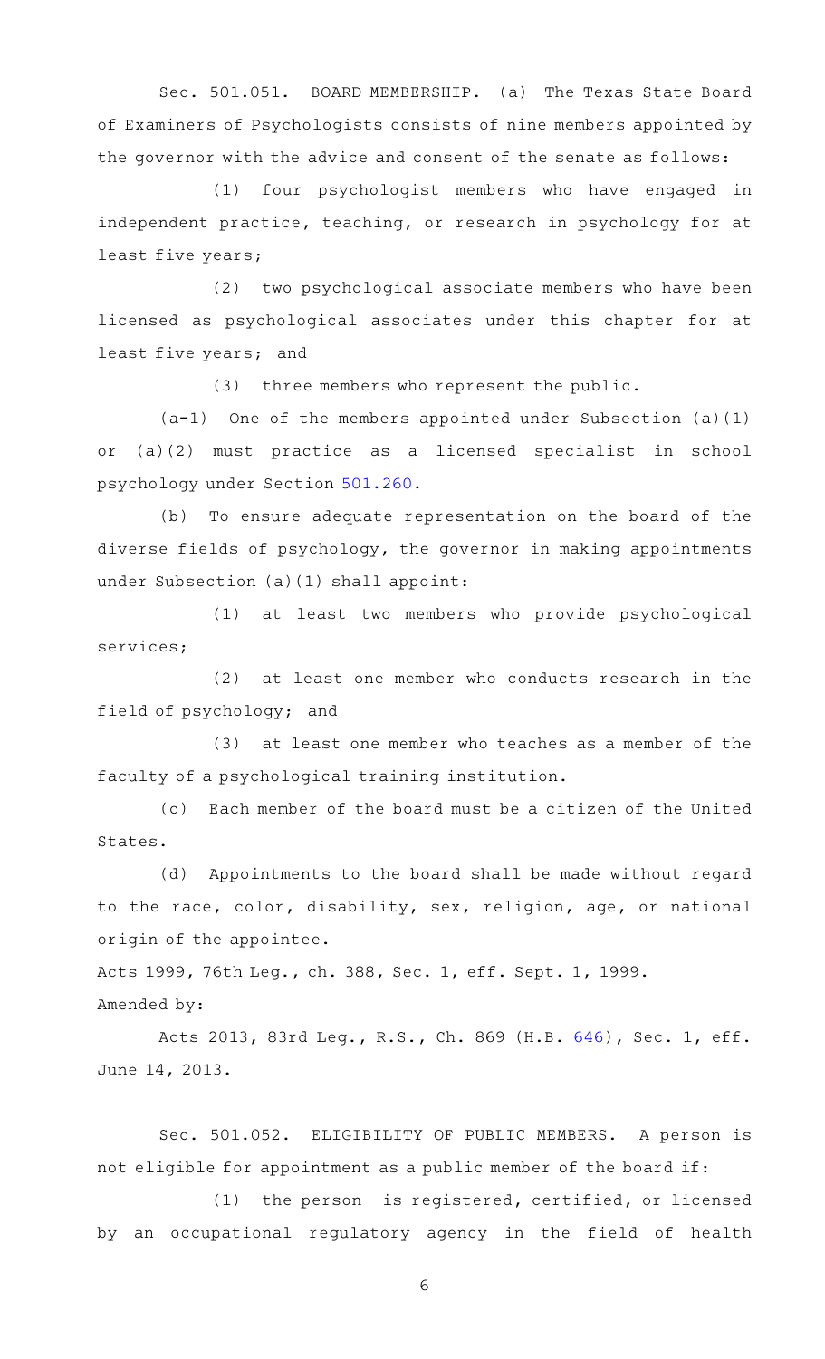Sec. 501.051. BOARD MEMBERSHIP. (a) The Texas State Board of Examiners of Psychologists consists of nine members appointed by the governor with the advice and consent of the senate as follows:

(1) four psychologist members who have engaged in independent practice, teaching, or research in psychology for at least five years;

(2) two psychological associate members who have been licensed as psychological associates under this chapter for at least five years; and

(3) three members who represent the public.

(a-1) One of the members appointed under Subsection (a)(1) or (a)(2) must practice as a licensed specialist in school psychology under Section 501.260.

(b) To ensure adequate representation on the board of the diverse fields of psychology, the governor in making appointments under Subsection (a)(1) shall appoint:

(1) at least two members who provide psychological services;

(2) at least one member who conducts research in the field of psychology; and

(3) at least one member who teaches as a member of the faculty of a psychological training institution.

(c) Each member of the board must be a citizen of the United States.

(d) Appointments to the board shall be made without regard to the race, color, disability, sex, religion, age, or national origin of the appointee.

Acts 1999, 76th Leg., ch. 388, Sec. 1, eff. Sept. 1, 1999.

Amended by:

Acts 2013, 83rd Leg., R.S., Ch. 869 (H.B. 646), Sec. 1, eff. June 14, 2013.

Sec. 501.052. ELIGIBILITY OF PUBLIC MEMBERS. A person is not eligible for appointment as a public member of the board if:

(1) the person is registered, certified, or licensed by an occupational regulatory agency in the field of health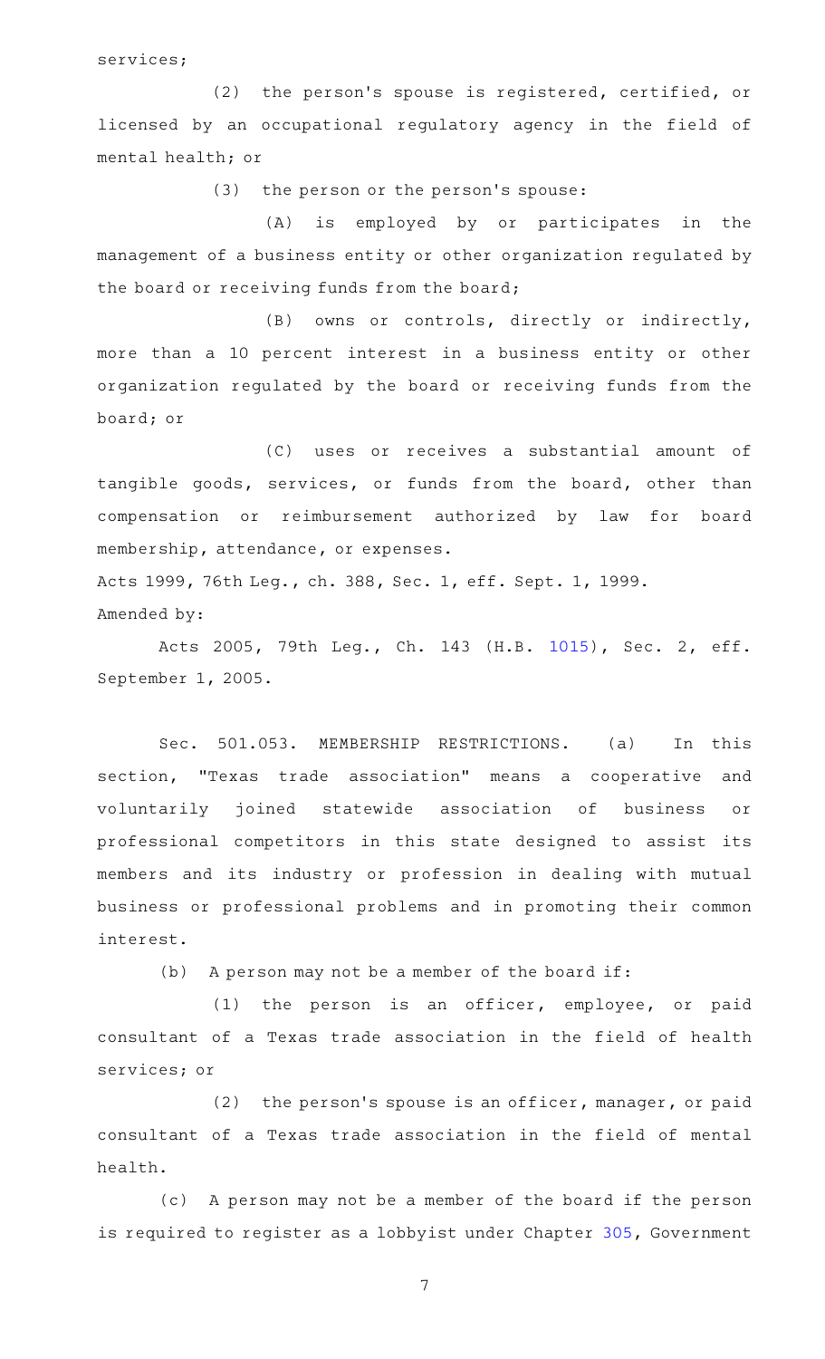services;

(2) the person's spouse is registered, certified, or licensed by an occupational regulatory agency in the field of mental health; or

(3) the person or the person's spouse:

(A) is employed by or participates in the management of a business entity or other organization regulated by the board or receiving funds from the board;

(B) owns or controls, directly or indirectly, more than a 10 percent interest in a business entity or other organization regulated by the board or receiving funds from the board; or

(C) uses or receives a substantial amount of tangible goods, services, or funds from the board, other than compensation or reimbursement authorized by law for board membership, attendance, or expenses.

Acts 1999, 76th Leg., ch. 388, Sec. 1, eff. Sept. 1, 1999.

Amended by:

Acts 2005, 79th Leg., Ch. 143 (H.B. 1015), Sec. 2, eff. September 1, 2005.

Sec. 501.053. MEMBERSHIP RESTRICTIONS. (a) In this section, "Texas trade association" means a cooperative and voluntarily joined statewide association of business or professional competitors in this state designed to assist its members and its industry or profession in dealing with mutual business or professional problems and in promoting their common interest.

(b) A person may not be a member of the board if:

(1) the person is an officer, employee, or paid consultant of a Texas trade association in the field of health services; or

(2) the person's spouse is an officer, manager, or paid consultant of a Texas trade association in the field of mental health.

(c) A person may not be a member of the board if the person is required to register as a lobbyist under Chapter 305, Government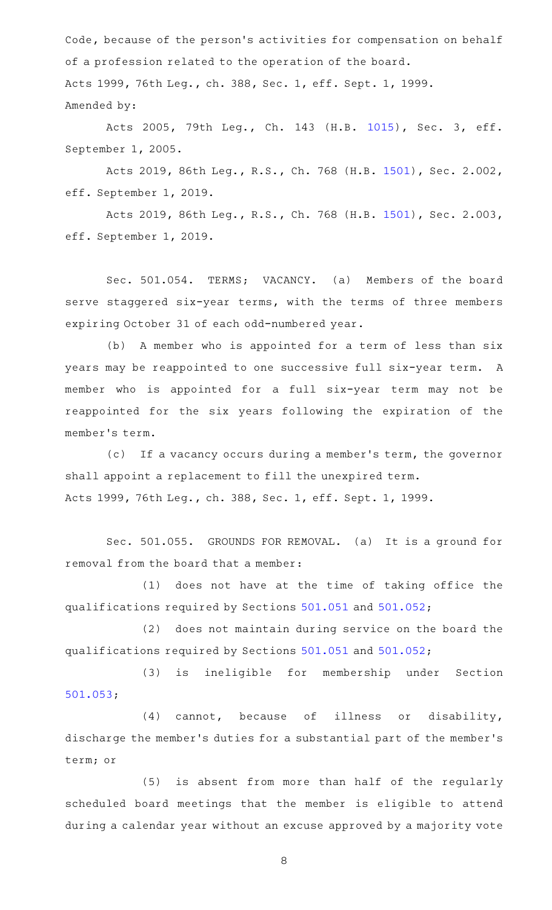Code, because of the person's activities for compensation on behalf of a profession related to the operation of the board.

Acts 1999, 76th Leg., ch. 388, Sec. 1, eff. Sept. 1, 1999.

Amended by:

Acts 2005, 79th Leg., Ch. 143 (H.B. 1015), Sec. 3, eff. September 1, 2005.

Acts 2019, 86th Leg., R.S., Ch. 768 (H.B. 1501), Sec. 2.002, eff. September 1, 2019.

Acts 2019, 86th Leg., R.S., Ch. 768 (H.B. 1501), Sec. 2.003, eff. September 1, 2019.

Sec. 501.054. TERMS; VACANCY. (a) Members of the board serve staggered six-year terms, with the terms of three members expiring October 31 of each odd-numbered year.

(b) A member who is appointed for a term of less than six years may be reappointed to one successive full six-year term. A member who is appointed for a full six-year term may not be reappointed for the six years following the expiration of the member's term.

(c) If a vacancy occurs during a member's term, the governor shall appoint a replacement to fill the unexpired term.

Acts 1999, 76th Leg., ch. 388, Sec. 1, eff. Sept. 1, 1999.

Sec. 501.055. GROUNDS FOR REMOVAL. (a) It is a ground for removal from the board that a member:

(1) does not have at the time of taking office the qualifications required by Sections 501.051 and 501.052;

(2) does not maintain during service on the board the qualifications required by Sections 501.051 and 501.052;

(3) is ineligible for membership under Section 501.053;

(4) cannot, because of illness or disability, discharge the member's duties for a substantial part of the member's term; or

(5) is absent from more than half of the regularly scheduled board meetings that the member is eligible to attend during a calendar year without an excuse approved by a majority vote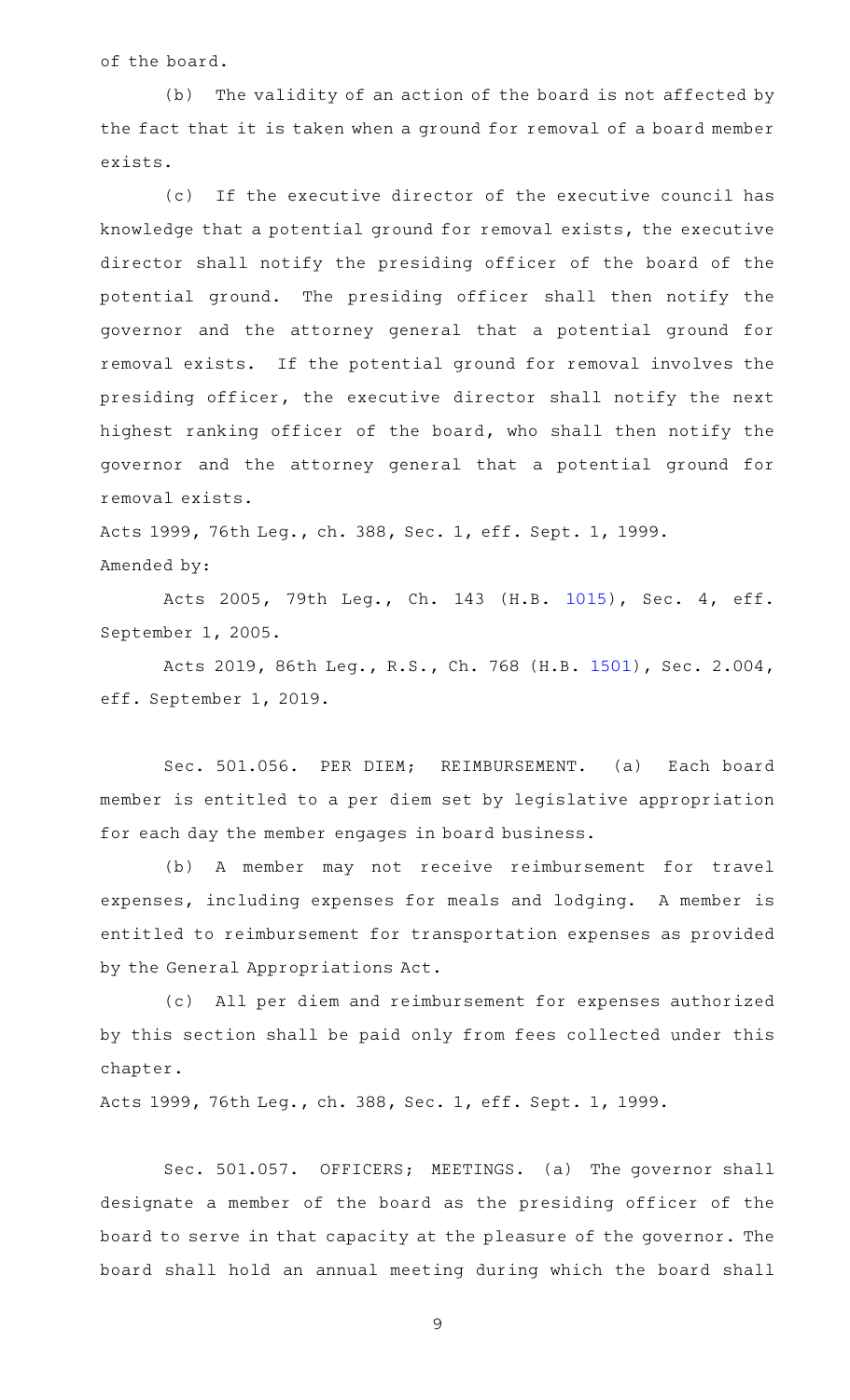of the board.

(b) The validity of an action of the board is not affected by the fact that it is taken when a ground for removal of a board member exists.

(c) If the executive director of the executive council has knowledge that a potential ground for removal exists, the executive director shall notify the presiding officer of the board of the potential ground. The presiding officer shall then notify the governor and the attorney general that a potential ground for removal exists. If the potential ground for removal involves the presiding officer, the executive director shall notify the next highest ranking officer of the board, who shall then notify the governor and the attorney general that a potential ground for removal exists.

Acts 1999, 76th Leg., ch. 388, Sec. 1, eff. Sept. 1, 1999.

Amended by:

Acts 2005, 79th Leg., Ch. 143 (H.B. 1015), Sec. 4, eff. September 1, 2005.

Acts 2019, 86th Leg., R.S., Ch. 768 (H.B. 1501), Sec. 2.004, eff. September 1, 2019.

Sec. 501.056. PER DIEM; REIMBURSEMENT. (a) Each board member is entitled to a per diem set by legislative appropriation for each day the member engages in board business.

(b) A member may not receive reimbursement for travel expenses, including expenses for meals and lodging. A member is entitled to reimbursement for transportation expenses as provided by the General Appropriations Act.

(c) All per diem and reimbursement for expenses authorized by this section shall be paid only from fees collected under this chapter.

Acts 1999, 76th Leg., ch. 388, Sec. 1, eff. Sept. 1, 1999.

Sec. 501.057. OFFICERS; MEETINGS. (a) The governor shall designate a member of the board as the presiding officer of the board to serve in that capacity at the pleasure of the governor. The board shall hold an annual meeting during which the board shall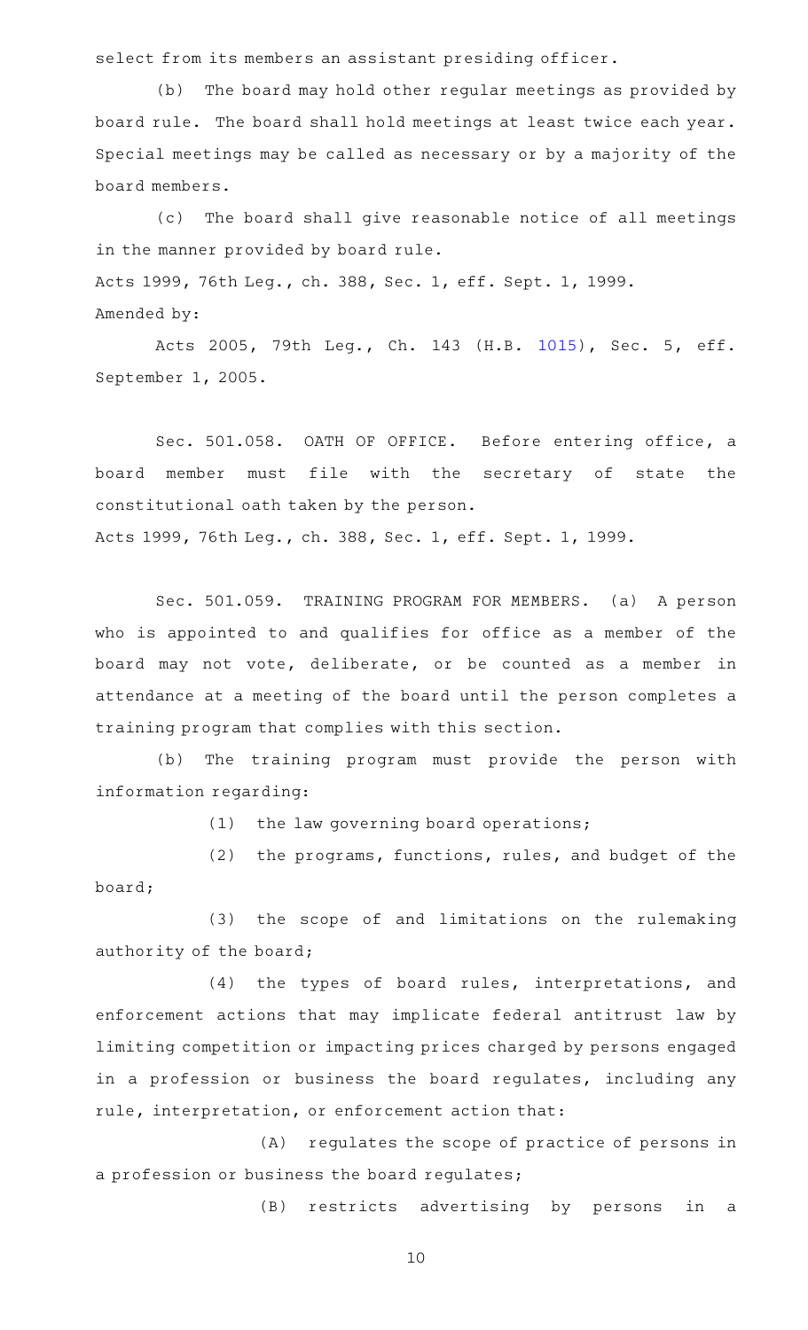select from its members an assistant presiding officer.

(b) The board may hold other regular meetings as provided by board rule. The board shall hold meetings at least twice each year. Special meetings may be called as necessary or by a majority of the board members.

(c) The board shall give reasonable notice of all meetings in the manner provided by board rule.

Acts 1999, 76th Leg., ch. 388, Sec. 1, eff. Sept. 1, 1999.

Amended by:

Acts 2005, 79th Leg., Ch. 143 (H.B. 1015), Sec. 5, eff. September 1, 2005.

Sec. 501.058. OATH OF OFFICE. Before entering office, a board member must file with the secretary of state the constitutional oath taken by the person.

Acts 1999, 76th Leg., ch. 388, Sec. 1, eff. Sept. 1, 1999.

Sec. 501.059. TRAINING PROGRAM FOR MEMBERS. (a) A person who is appointed to and qualifies for office as a member of the board may not vote, deliberate, or be counted as a member in attendance at a meeting of the board until the person completes a training program that complies with this section.

(b) The training program must provide the person with information regarding:

(1) the law governing board operations;

(2) the programs, functions, rules, and budget of the board;

(3) the scope of and limitations on the rulemaking authority of the board;

(4) the types of board rules, interpretations, and enforcement actions that may implicate federal antitrust law by limiting competition or impacting prices charged by persons engaged in a profession or business the board regulates, including any rule, interpretation, or enforcement action that:

(A) regulates the scope of practice of persons in a profession or business the board regulates;

(B) restricts advertising by persons in a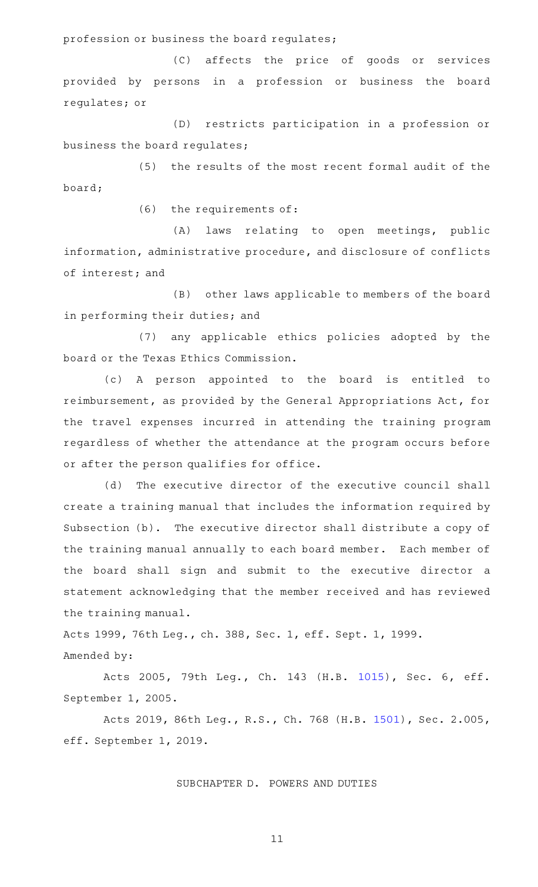profession or business the board regulates;

(C) affects the price of goods or services provided by persons in a profession or business the board regulates; or

(D) restricts participation in a profession or business the board regulates;

(5) the results of the most recent formal audit of the board;

(6) the requirements of:

(A) laws relating to open meetings, public information, administrative procedure, and disclosure of conflicts of interest; and

(B) other laws applicable to members of the board in performing their duties; and

(7) any applicable ethics policies adopted by the board or the Texas Ethics Commission.

(c) A person appointed to the board is entitled to reimbursement, as provided by the General Appropriations Act, for the travel expenses incurred in attending the training program regardless of whether the attendance at the program occurs before or after the person qualifies for office.

(d) The executive director of the executive council shall create a training manual that includes the information required by Subsection (b). The executive director shall distribute a copy of the training manual annually to each board member. Each member of the board shall sign and submit to the executive director a statement acknowledging that the member received and has reviewed the training manual.

Acts 1999, 76th Leg., ch. 388, Sec. 1, eff. Sept. 1, 1999.

Amended by:

Acts 2005, 79th Leg., Ch. 143 (H.B. 1015), Sec. 6, eff. September 1, 2005.

Acts 2019, 86th Leg., R.S., Ch. 768 (H.B. 1501), Sec. 2.005, eff. September 1, 2019.

SUBCHAPTER D. POWERS AND DUTIES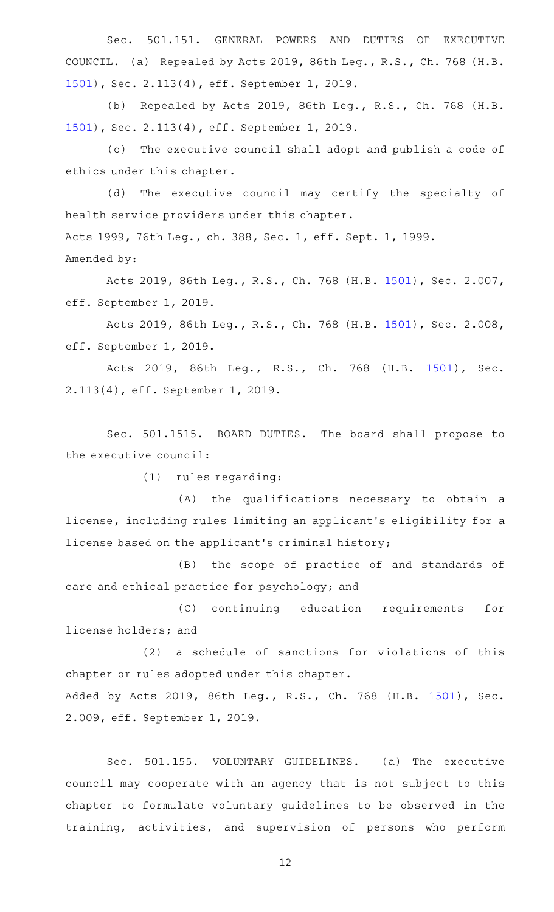Sec. 501.151. GENERAL POWERS AND DUTIES OF EXECUTIVE COUNCIL. (a) Repealed by Acts 2019, 86th Leg., R.S., Ch. 768 (H.B. 1501), Sec. 2.113(4), eff. September 1, 2019.

(b) Repealed by Acts 2019, 86th Leg., R.S., Ch. 768 (H.B. 1501), Sec. 2.113(4), eff. September 1, 2019.

(c) The executive council shall adopt and publish a code of ethics under this chapter.

(d) The executive council may certify the specialty of health service providers under this chapter.

Acts 1999, 76th Leg., ch. 388, Sec. 1, eff. Sept. 1, 1999.

Amended by:

Acts 2019, 86th Leg., R.S., Ch. 768 (H.B. 1501), Sec. 2.007, eff. September 1, 2019.

Acts 2019, 86th Leg., R.S., Ch. 768 (H.B. 1501), Sec. 2.008, eff. September 1, 2019.

Acts 2019, 86th Leg., R.S., Ch. 768 (H.B. 1501), Sec. 2.113(4), eff. September 1, 2019.

Sec. 501.1515. BOARD DUTIES. The board shall propose to the executive council:

(1) rules regarding:

(A) the qualifications necessary to obtain a license, including rules limiting an applicant's eligibility for a license based on the applicant's criminal history;

(B) the scope of practice of and standards of care and ethical practice for psychology; and

(C) continuing education requirements for license holders; and

(2) a schedule of sanctions for violations of this chapter or rules adopted under this chapter.

Added by Acts 2019, 86th Leg., R.S., Ch. 768 (H.B. 1501), Sec. 2.009, eff. September 1, 2019.

Sec. 501.155. VOLUNTARY GUIDELINES. (a) The executive council may cooperate with an agency that is not subject to this chapter to formulate voluntary guidelines to be observed in the training, activities, and supervision of persons who perform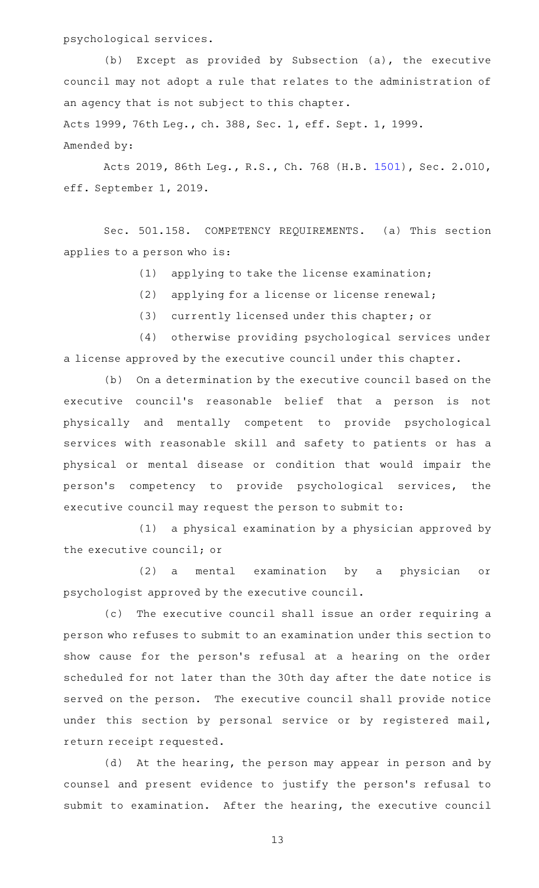psychological services.

(b) Except as provided by Subsection (a), the executive council may not adopt a rule that relates to the administration of an agency that is not subject to this chapter.

Acts 1999, 76th Leg., ch. 388, Sec. 1, eff. Sept. 1, 1999.

Amended by:

Acts 2019, 86th Leg., R.S., Ch. 768 (H.B. 1501), Sec. 2.010, eff. September 1, 2019.

Sec. 501.158. COMPETENCY REQUIREMENTS. (a) This section applies to a person who is:

(1) applying to take the license examination;

(2) applying for a license or license renewal;

(3) currently licensed under this chapter; or

(4) otherwise providing psychological services under a license approved by the executive council under this chapter.

(b) On a determination by the executive council based on the executive council's reasonable belief that a person is not physically and mentally competent to provide psychological services with reasonable skill and safety to patients or has a physical or mental disease or condition that would impair the person's competency to provide psychological services, the executive council may request the person to submit to:

(1) a physical examination by a physician approved by the executive council; or

(2) a mental examination by a physician or psychologist approved by the executive council.

(c) The executive council shall issue an order requiring a person who refuses to submit to an examination under this section to show cause for the person's refusal at a hearing on the order scheduled for not later than the 30th day after the date notice is served on the person. The executive council shall provide notice under this section by personal service or by registered mail, return receipt requested.

(d) At the hearing, the person may appear in person and by counsel and present evidence to justify the person's refusal to submit to examination. After the hearing, the executive council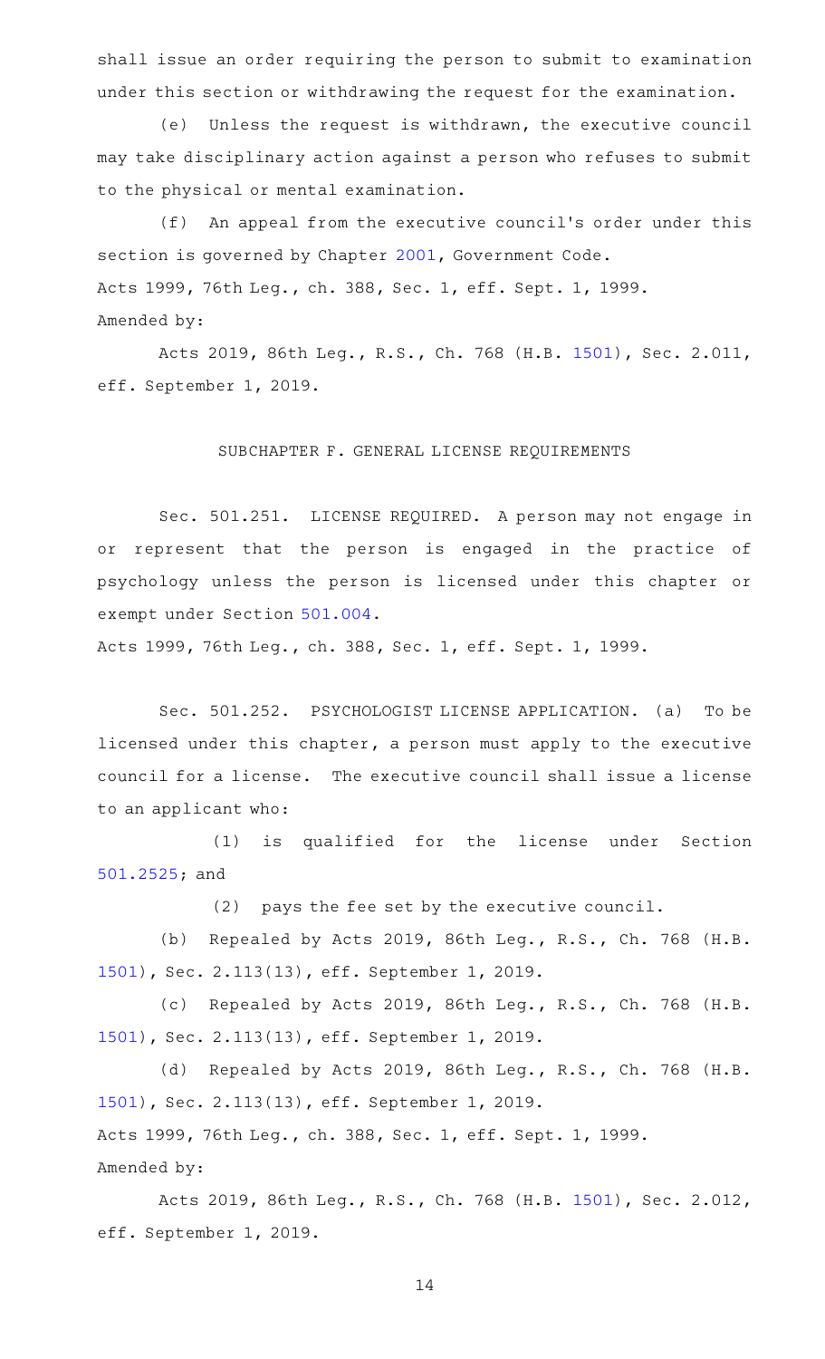shall issue an order requiring the person to submit to examination under this section or withdrawing the request for the examination.

(e) Unless the request is withdrawn, the executive council may take disciplinary action against a person who refuses to submit to the physical or mental examination.

(f) An appeal from the executive council's order under this section is governed by Chapter 2001, Government Code.

Acts 1999, 76th Leg., ch. 388, Sec. 1, eff. Sept. 1, 1999.

Amended by:

Acts 2019, 86th Leg., R.S., Ch. 768 (H.B. 1501), Sec. 2.011, eff. September 1, 2019.

SUBCHAPTER F. GENERAL LICENSE REQUIREMENTS

Sec. 501.251. LICENSE REQUIRED. A person may not engage in or represent that the person is engaged in the practice of psychology unless the person is licensed under this chapter or exempt under Section 501.004.

Acts 1999, 76th Leg., ch. 388, Sec. 1, eff. Sept. 1, 1999.

Sec. 501.252. PSYCHOLOGIST LICENSE APPLICATION. (a) To be licensed under this chapter, a person must apply to the executive council for a license. The executive council shall issue a license to an applicant who:

(1) is qualified for the license under Section 501.2525; and

(2) pays the fee set by the executive council.

(b) Repealed by Acts 2019, 86th Leg., R.S., Ch. 768 (H.B. 1501), Sec. 2.113(13), eff. September 1, 2019.

(c) Repealed by Acts 2019, 86th Leg., R.S., Ch. 768 (H.B. 1501), Sec. 2.113(13), eff. September 1, 2019.

(d) Repealed by Acts 2019, 86th Leg., R.S., Ch. 768 (H.B. 1501), Sec. 2.113(13), eff. September 1, 2019.

Acts 1999, 76th Leg., ch. 388, Sec. 1, eff. Sept. 1, 1999.

Amended by:

Acts 2019, 86th Leg., R.S., Ch. 768 (H.B. 1501), Sec. 2.012, eff. September 1, 2019.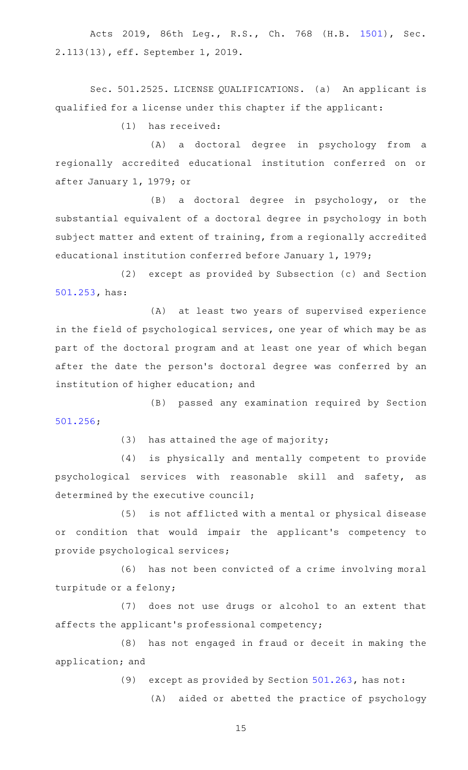Acts 2019, 86th Leg., R.S., Ch. 768 (H.B. 1501), Sec. 2.113(13), eff. September 1, 2019.

Sec. 501.2525. LICENSE QUALIFICATIONS. (a) An applicant is qualified for a license under this chapter if the applicant:

(1) has received:

(A) a doctoral degree in psychology from a regionally accredited educational institution conferred on or after January 1, 1979; or

(B) a doctoral degree in psychology, or the substantial equivalent of a doctoral degree in psychology in both subject matter and extent of training, from a regionally accredited educational institution conferred before January 1, 1979;

(2) except as provided by Subsection (c) and Section 501.253, has:

(A) at least two years of supervised experience in the field of psychological services, one year of which may be as part of the doctoral program and at least one year of which began after the date the person's doctoral degree was conferred by an institution of higher education; and

(B) passed any examination required by Section 501.256;

(3) has attained the age of majority;

(4) is physically and mentally competent to provide psychological services with reasonable skill and safety, as determined by the executive council;

(5) is not afflicted with a mental or physical disease or condition that would impair the applicant's competency to provide psychological services;

(6) has not been convicted of a crime involving moral turpitude or a felony;

(7) does not use drugs or alcohol to an extent that affects the applicant's professional competency;

(8) has not engaged in fraud or deceit in making the application; and

(9) except as provided by Section 501.263, has not:

(A) aided or abetted the practice of psychology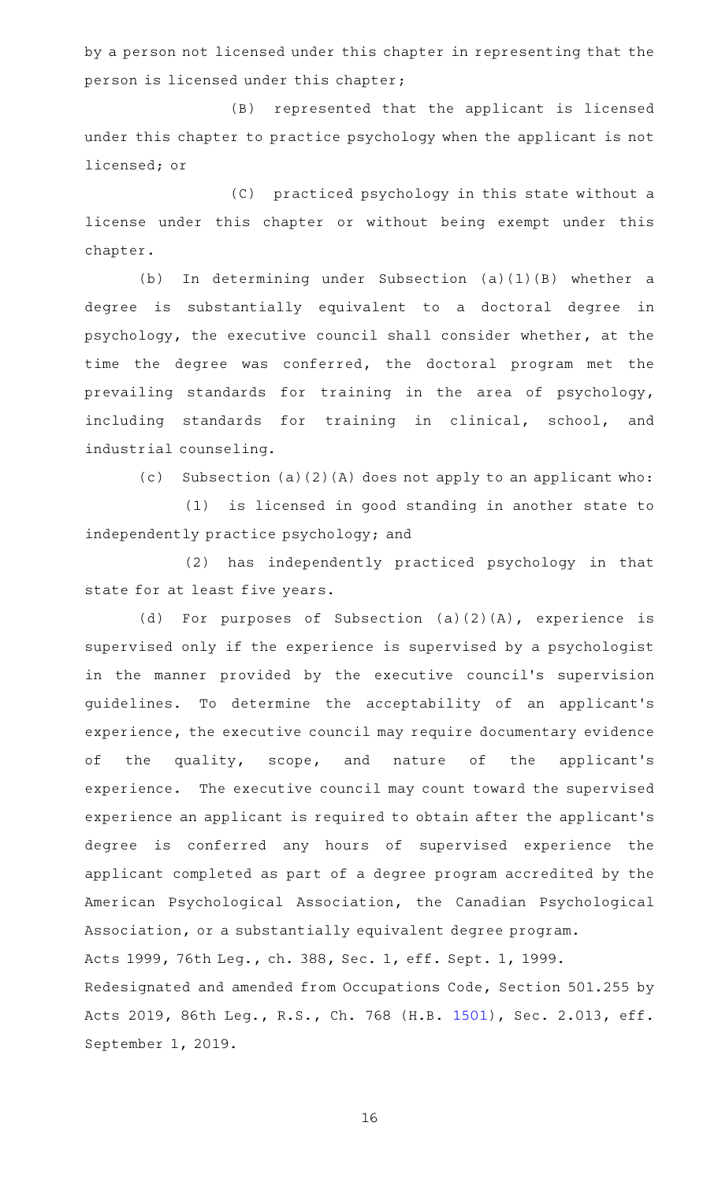by a person not licensed under this chapter in representing that the person is licensed under this chapter;

(B) represented that the applicant is licensed under this chapter to practice psychology when the applicant is not licensed; or

(C) practiced psychology in this state without a license under this chapter or without being exempt under this chapter.

(b) In determining under Subsection (a)(1)(B) whether a degree is substantially equivalent to a doctoral degree in psychology, the executive council shall consider whether, at the time the degree was conferred, the doctoral program met the prevailing standards for training in the area of psychology, including standards for training in clinical, school, and industrial counseling.

(c) Subsection (a)(2)(A) does not apply to an applicant who:

(1) is licensed in good standing in another state to independently practice psychology; and

(2) has independently practiced psychology in that state for at least five years.

(d) For purposes of Subsection (a)(2)(A), experience is supervised only if the experience is supervised by a psychologist in the manner provided by the executive council's supervision guidelines. To determine the acceptability of an applicant's experience, the executive council may require documentary evidence of the quality, scope, and nature of the applicant's experience. The executive council may count toward the supervised experience an applicant is required to obtain after the applicant's degree is conferred any hours of supervised experience the applicant completed as part of a degree program accredited by the American Psychological Association, the Canadian Psychological Association, or a substantially equivalent degree program.

Acts 1999, 76th Leg., ch. 388, Sec. 1, eff. Sept. 1, 1999.

Redesignated and amended from Occupations Code, Section 501.255 by Acts 2019, 86th Leg., R.S., Ch. 768 (H.B. 1501), Sec. 2.013, eff. September 1, 2019.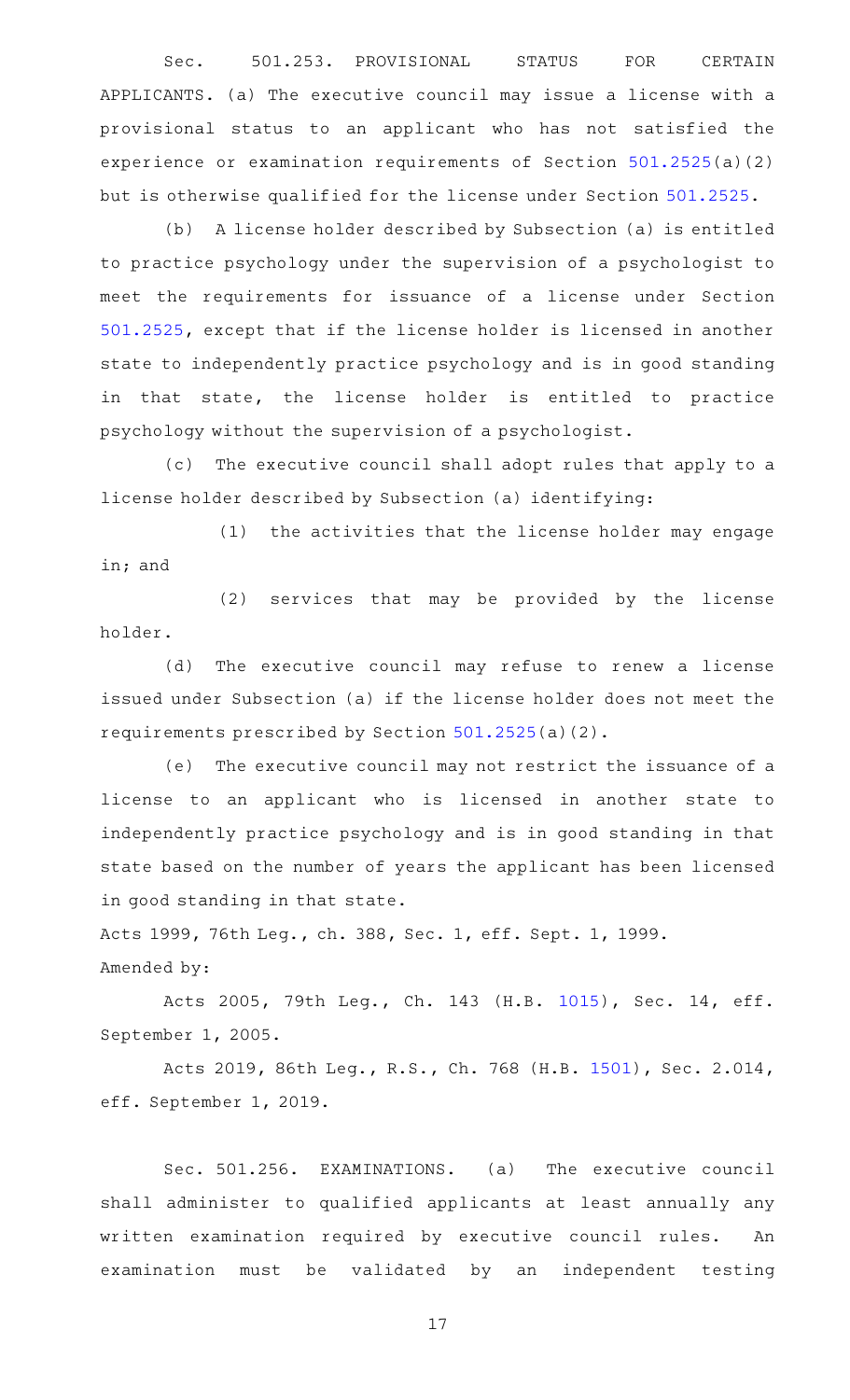Sec. 501.253. PROVISIONAL STATUS FOR CERTAIN APPLICANTS. (a) The executive council may issue a license with a provisional status to an applicant who has not satisfied the experience or examination requirements of Section 501.2525(a)(2) but is otherwise qualified for the license under Section 501.2525.

(b) A license holder described by Subsection (a) is entitled to practice psychology under the supervision of a psychologist to meet the requirements for issuance of a license under Section 501.2525, except that if the license holder is licensed in another state to independently practice psychology and is in good standing in that state, the license holder is entitled to practice psychology without the supervision of a psychologist.

(c) The executive council shall adopt rules that apply to a license holder described by Subsection (a) identifying:

(1) the activities that the license holder may engage in; and

(2) services that may be provided by the license holder.

(d) The executive council may refuse to renew a license issued under Subsection (a) if the license holder does not meet the requirements prescribed by Section 501.2525(a)(2).

(e) The executive council may not restrict the issuance of a license to an applicant who is licensed in another state to independently practice psychology and is in good standing in that state based on the number of years the applicant has been licensed in good standing in that state.

Acts 1999, 76th Leg., ch. 388, Sec. 1, eff. Sept. 1, 1999.

Amended by:

Acts 2005, 79th Leg., Ch. 143 (H.B. 1015), Sec. 14, eff. September 1, 2005.

Acts 2019, 86th Leg., R.S., Ch. 768 (H.B. 1501), Sec. 2.014, eff. September 1, 2019.

Sec. 501.256. EXAMINATIONS. (a) The executive council shall administer to qualified applicants at least annually any written examination required by executive council rules. An examination must be validated by an independent testing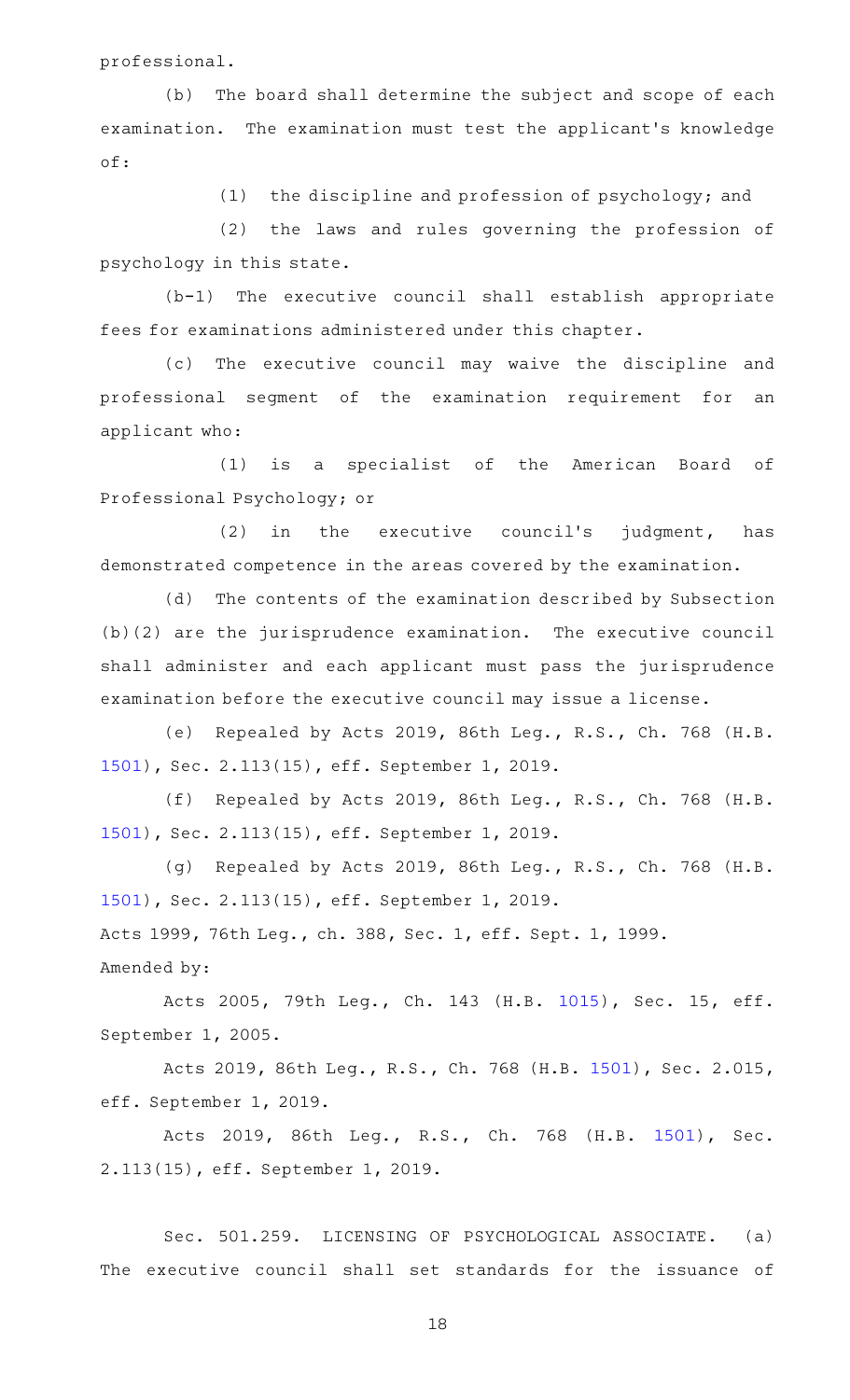professional.

(b) The board shall determine the subject and scope of each examination. The examination must test the applicant's knowledge of:

(1) the discipline and profession of psychology; and

(2) the laws and rules governing the profession of psychology in this state.

(b-1) The executive council shall establish appropriate fees for examinations administered under this chapter.

(c) The executive council may waive the discipline and professional segment of the examination requirement for an applicant who:

(1) is a specialist of the American Board of Professional Psychology; or

(2) in the executive council's judgment, has demonstrated competence in the areas covered by the examination.

(d) The contents of the examination described by Subsection (b)(2) are the jurisprudence examination. The executive council shall administer and each applicant must pass the jurisprudence examination before the executive council may issue a license.

(e) Repealed by Acts 2019, 86th Leg., R.S., Ch. 768 (H.B. 1501), Sec. 2.113(15), eff. September 1, 2019.

(f) Repealed by Acts 2019, 86th Leg., R.S., Ch. 768 (H.B. 1501), Sec. 2.113(15), eff. September 1, 2019.

(g) Repealed by Acts 2019, 86th Leg., R.S., Ch. 768 (H.B. 1501), Sec. 2.113(15), eff. September 1, 2019.

Acts 1999, 76th Leg., ch. 388, Sec. 1, eff. Sept. 1, 1999.

Amended by:

Acts 2005, 79th Leg., Ch. 143 (H.B. 1015), Sec. 15, eff. September 1, 2005.

Acts 2019, 86th Leg., R.S., Ch. 768 (H.B. 1501), Sec. 2.015, eff. September 1, 2019.

Acts 2019, 86th Leg., R.S., Ch. 768 (H.B. 1501), Sec. 2.113(15), eff. September 1, 2019.

Sec. 501.259. LICENSING OF PSYCHOLOGICAL ASSOCIATE. (a) The executive council shall set standards for the issuance of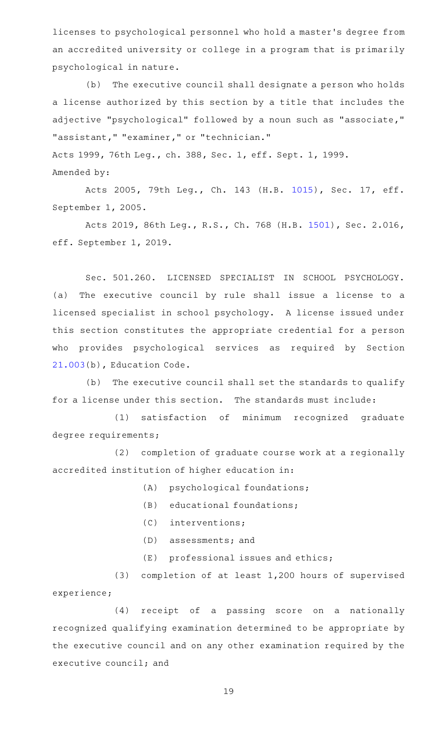licenses to psychological personnel who hold a master's degree from an accredited university or college in a program that is primarily psychological in nature.

(b) The executive council shall designate a person who holds a license authorized by this section by a title that includes the adjective "psychological" followed by a noun such as "associate," "assistant," "examiner," or "technician."

Acts 1999, 76th Leg., ch. 388, Sec. 1, eff. Sept. 1, 1999.

Amended by:

Acts 2005, 79th Leg., Ch. 143 (H.B. 1015), Sec. 17, eff. September 1, 2005.

Acts 2019, 86th Leg., R.S., Ch. 768 (H.B. 1501), Sec. 2.016, eff. September 1, 2019.

Sec. 501.260. LICENSED SPECIALIST IN SCHOOL PSYCHOLOGY. (a) The executive council by rule shall issue a license to a licensed specialist in school psychology. A license issued under this section constitutes the appropriate credential for a person who provides psychological services as required by Section 21.003(b), Education Code.

(b) The executive council shall set the standards to qualify for a license under this section. The standards must include:

(1) satisfaction of minimum recognized graduate degree requirements;

(2) completion of graduate course work at a regionally accredited institution of higher education in:

(A) psychological foundations;

(B) educational foundations;

(C) interventions;

(D) assessments; and

(E) professional issues and ethics;

(3) completion of at least 1,200 hours of supervised experience;

(4) receipt of a passing score on a nationally recognized qualifying examination determined to be appropriate by the executive council and on any other examination required by the executive council; and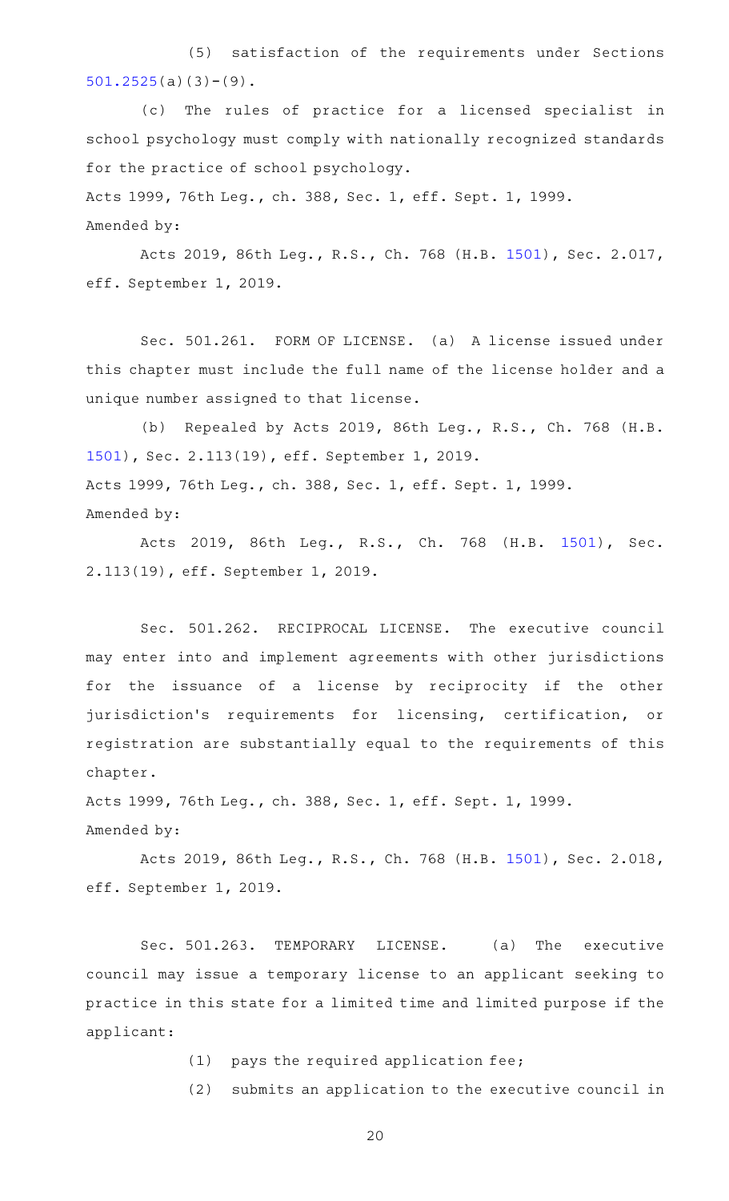(5) satisfaction of the requirements under Sections 501.2525(a)(3)-(9).

(c) The rules of practice for a licensed specialist in school psychology must comply with nationally recognized standards for the practice of school psychology.

Acts 1999, 76th Leg., ch. 388, Sec. 1, eff. Sept. 1, 1999.
Amended by:

Acts 2019, 86th Leg., R.S., Ch. 768 (H.B. 1501), Sec. 2.017, eff. September 1, 2019.

Sec. 501.261. FORM OF LICENSE. (a) A license issued under this chapter must include the full name of the license holder and a unique number assigned to that license.

(b) Repealed by Acts 2019, 86th Leg., R.S., Ch. 768 (H.B. 1501), Sec. 2.113(19), eff. September 1, 2019.

Acts 1999, 76th Leg., ch. 388, Sec. 1, eff. Sept. 1, 1999.
Amended by:

Acts 2019, 86th Leg., R.S., Ch. 768 (H.B. 1501), Sec. 2.113(19), eff. September 1, 2019.

Sec. 501.262. RECIPROCAL LICENSE. The executive council may enter into and implement agreements with other jurisdictions for the issuance of a license by reciprocity if the other jurisdiction's requirements for licensing, certification, or registration are substantially equal to the requirements of this chapter.

Acts 1999, 76th Leg., ch. 388, Sec. 1, eff. Sept. 1, 1999.
Amended by:

Acts 2019, 86th Leg., R.S., Ch. 768 (H.B. 1501), Sec. 2.018, eff. September 1, 2019.

Sec. 501.263. TEMPORARY LICENSE. (a) The executive council may issue a temporary license to an applicant seeking to practice in this state for a limited time and limited purpose if the applicant:

(1) pays the required application fee;

(2) submits an application to the executive council in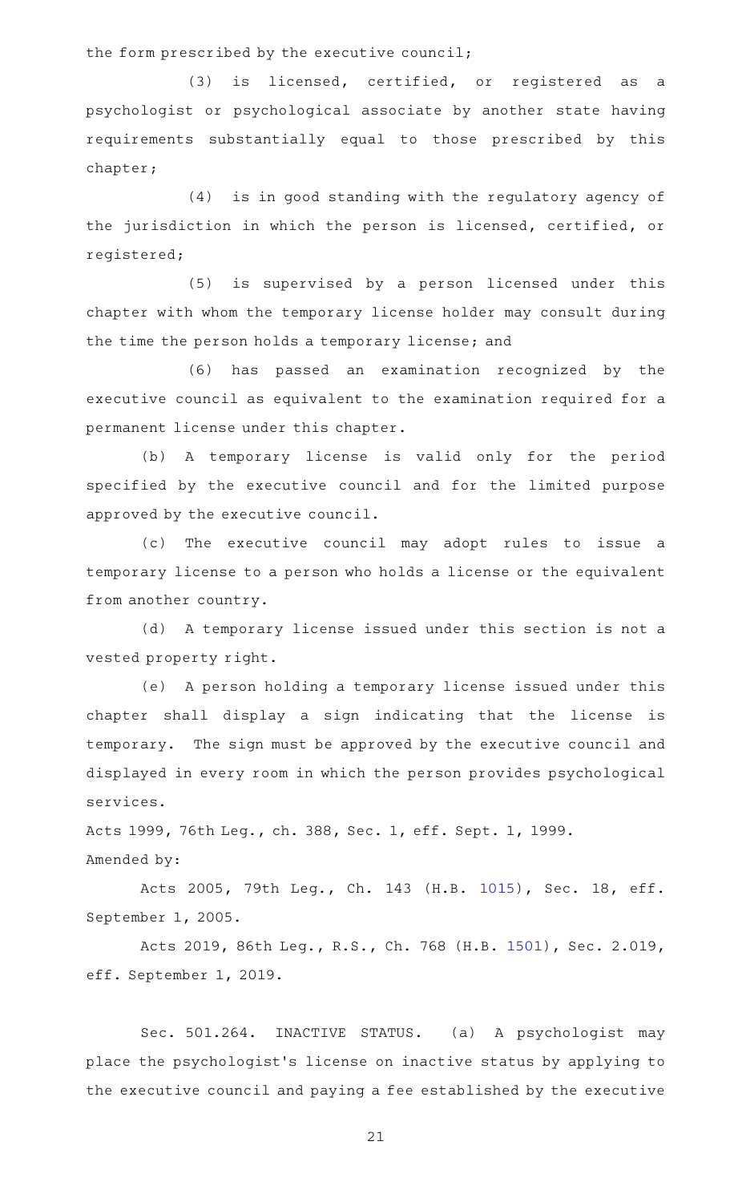the form prescribed by the executive council;

(3) is licensed, certified, or registered as a psychologist or psychological associate by another state having requirements substantially equal to those prescribed by this chapter;

(4) is in good standing with the regulatory agency of the jurisdiction in which the person is licensed, certified, or registered;

(5) is supervised by a person licensed under this chapter with whom the temporary license holder may consult during the time the person holds a temporary license; and

(6) has passed an examination recognized by the executive council as equivalent to the examination required for a permanent license under this chapter.

(b) A temporary license is valid only for the period specified by the executive council and for the limited purpose approved by the executive council.

(c) The executive council may adopt rules to issue a temporary license to a person who holds a license or the equivalent from another country.

(d) A temporary license issued under this section is not a vested property right.

(e) A person holding a temporary license issued under this chapter shall display a sign indicating that the license is temporary. The sign must be approved by the executive council and displayed in every room in which the person provides psychological services.

Acts 1999, 76th Leg., ch. 388, Sec. 1, eff. Sept. 1, 1999.
Amended by:

Acts 2005, 79th Leg., Ch. 143 (H.B. 1015), Sec. 18, eff. September 1, 2005.

Acts 2019, 86th Leg., R.S., Ch. 768 (H.B. 1501), Sec. 2.019, eff. September 1, 2019.

Sec. 501.264. INACTIVE STATUS. (a) A psychologist may place the psychologist's license on inactive status by applying to the executive council and paying a fee established by the executive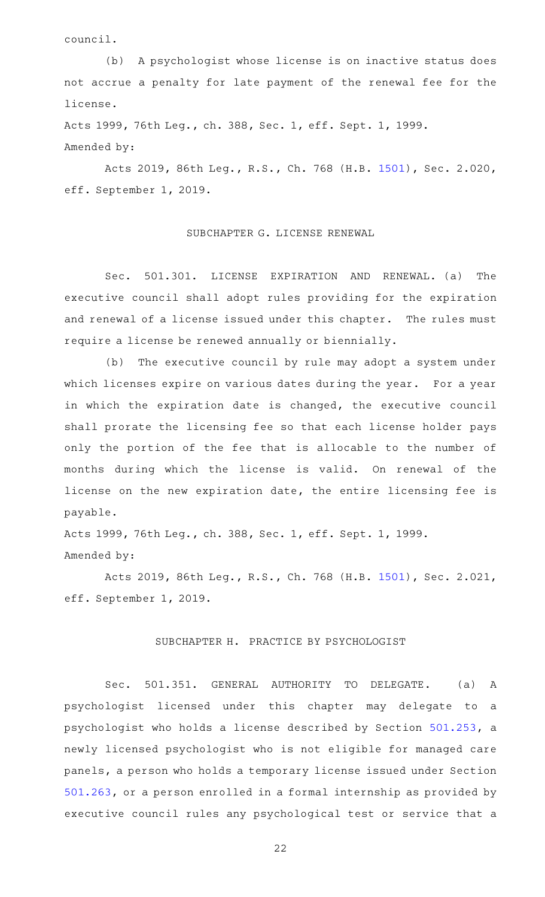council.

(b) A psychologist whose license is on inactive status does not accrue a penalty for late payment of the renewal fee for the license.

Acts 1999, 76th Leg., ch. 388, Sec. 1, eff. Sept. 1, 1999.
Amended by:

Acts 2019, 86th Leg., R.S., Ch. 768 (H.B. 1501), Sec. 2.020, eff. September 1, 2019.

## SUBCHAPTER G. LICENSE RENEWAL

Sec. 501.301. LICENSE EXPIRATION AND RENEWAL. (a) The executive council shall adopt rules providing for the expiration and renewal of a license issued under this chapter. The rules must require a license be renewed annually or biennially.

(b) The executive council by rule may adopt a system under which licenses expire on various dates during the year. For a year in which the expiration date is changed, the executive council shall prorate the licensing fee so that each license holder pays only the portion of the fee that is allocable to the number of months during which the license is valid. On renewal of the license on the new expiration date, the entire licensing fee is payable.

Acts 1999, 76th Leg., ch. 388, Sec. 1, eff. Sept. 1, 1999.
Amended by:

Acts 2019, 86th Leg., R.S., Ch. 768 (H.B. 1501), Sec. 2.021, eff. September 1, 2019.

## SUBCHAPTER H. PRACTICE BY PSYCHOLOGIST

Sec. 501.351. GENERAL AUTHORITY TO DELEGATE. (a) A psychologist licensed under this chapter may delegate to a psychologist who holds a license described by Section 501.253, a newly licensed psychologist who is not eligible for managed care panels, a person who holds a temporary license issued under Section 501.263, or a person enrolled in a formal internship as provided by executive council rules any psychological test or service that a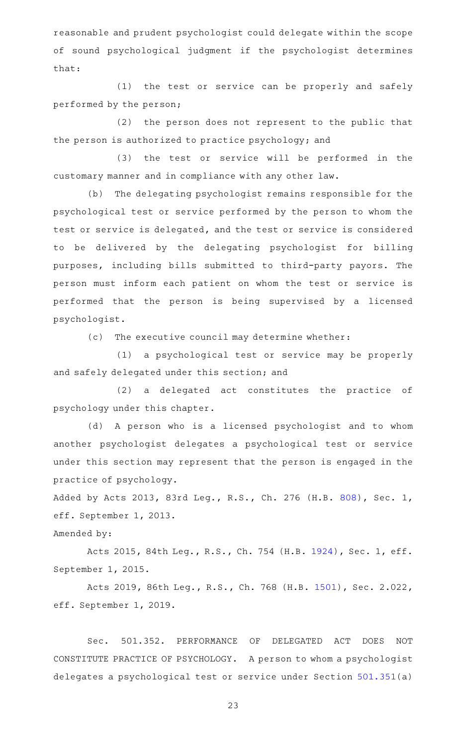reasonable and prudent psychologist could delegate within the scope of sound psychological judgment if the psychologist determines that:

(1) the test or service can be properly and safely performed by the person;

(2) the person does not represent to the public that the person is authorized to practice psychology; and

(3) the test or service will be performed in the customary manner and in compliance with any other law.

(b) The delegating psychologist remains responsible for the psychological test or service performed by the person to whom the test or service is delegated, and the test or service is considered to be delivered by the delegating psychologist for billing purposes, including bills submitted to third-party payors. The person must inform each patient on whom the test or service is performed that the person is being supervised by a licensed psychologist.

(c) The executive council may determine whether:

(1) a psychological test or service may be properly and safely delegated under this section; and

(2) a delegated act constitutes the practice of psychology under this chapter.

(d) A person who is a licensed psychologist and to whom another psychologist delegates a psychological test or service under this section may represent that the person is engaged in the practice of psychology.

Added by Acts 2013, 83rd Leg., R.S., Ch. 276 (H.B. 808), Sec. 1, eff. September 1, 2013.

Amended by:

Acts 2015, 84th Leg., R.S., Ch. 754 (H.B. 1924), Sec. 1, eff. September 1, 2015.

Acts 2019, 86th Leg., R.S., Ch. 768 (H.B. 1501), Sec. 2.022, eff. September 1, 2019.

Sec. 501.352. PERFORMANCE OF DELEGATED ACT DOES NOT CONSTITUTE PRACTICE OF PSYCHOLOGY. A person to whom a psychologist delegates a psychological test or service under Section 501.351(a)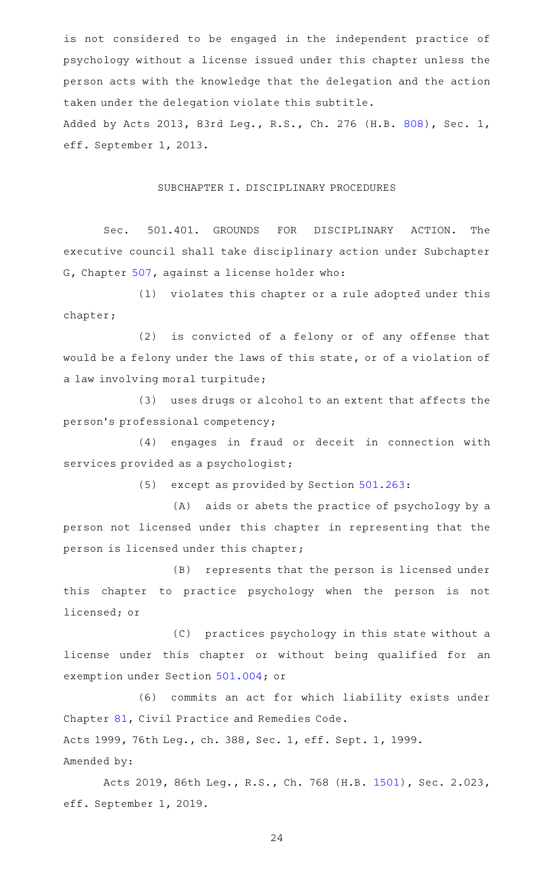is not considered to be engaged in the independent practice of psychology without a license issued under this chapter unless the person acts with the knowledge that the delegation and the action taken under the delegation violate this subtitle.

Added by Acts 2013, 83rd Leg., R.S., Ch. 276 (H.B. 808), Sec. 1, eff. September 1, 2013.

## SUBCHAPTER I. DISCIPLINARY PROCEDURES

Sec. 501.401. GROUNDS FOR DISCIPLINARY ACTION. The executive council shall take disciplinary action under Subchapter G, Chapter 507, against a license holder who:

(1) violates this chapter or a rule adopted under this chapter;

(2) is convicted of a felony or of any offense that would be a felony under the laws of this state, or of a violation of a law involving moral turpitude;

(3) uses drugs or alcohol to an extent that affects the person's professional competency;

(4) engages in fraud or deceit in connection with services provided as a psychologist;

(5) except as provided by Section 501.263:

(A) aids or abets the practice of psychology by a person not licensed under this chapter in representing that the person is licensed under this chapter;

(B) represents that the person is licensed under this chapter to practice psychology when the person is not licensed; or

(C) practices psychology in this state without a license under this chapter or without being qualified for an exemption under Section 501.004; or

(6) commits an act for which liability exists under Chapter 81, Civil Practice and Remedies Code.

Acts 1999, 76th Leg., ch. 388, Sec. 1, eff. Sept. 1, 1999.

Amended by:

Acts 2019, 86th Leg., R.S., Ch. 768 (H.B. 1501), Sec. 2.023, eff. September 1, 2019.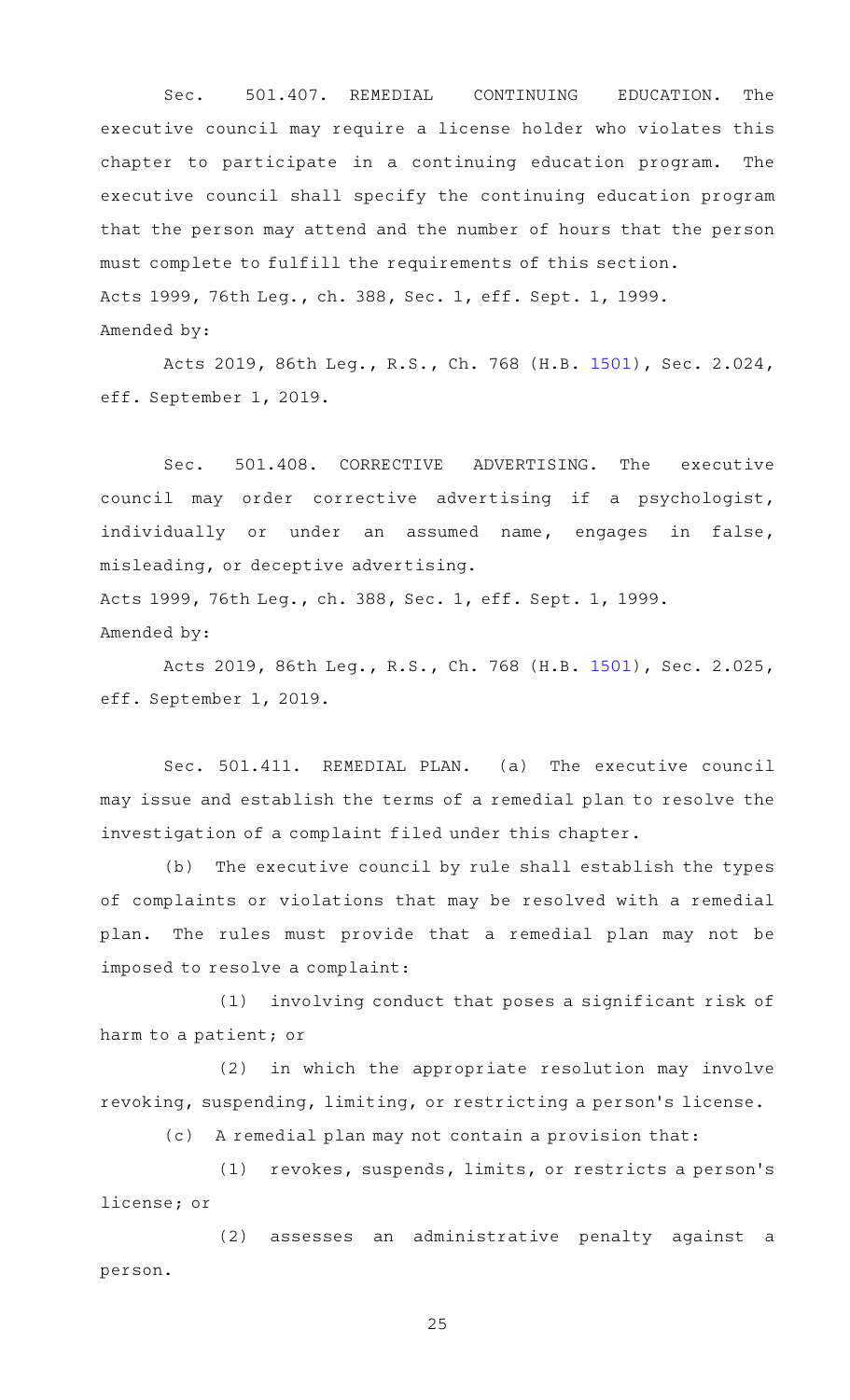Sec. 501.407. REMEDIAL CONTINUING EDUCATION. The executive council may require a license holder who violates this chapter to participate in a continuing education program. The executive council shall specify the continuing education program that the person may attend and the number of hours that the person must complete to fulfill the requirements of this section.

Acts 1999, 76th Leg., ch. 388, Sec. 1, eff. Sept. 1, 1999.

Amended by:

Acts 2019, 86th Leg., R.S., Ch. 768 (H.B. 1501), Sec. 2.024, eff. September 1, 2019.

Sec. 501.408. CORRECTIVE ADVERTISING. The executive council may order corrective advertising if a psychologist, individually or under an assumed name, engages in false, misleading, or deceptive advertising.

Acts 1999, 76th Leg., ch. 388, Sec. 1, eff. Sept. 1, 1999.

Amended by:

Acts 2019, 86th Leg., R.S., Ch. 768 (H.B. 1501), Sec. 2.025, eff. September 1, 2019.

Sec. 501.411. REMEDIAL PLAN. (a) The executive council may issue and establish the terms of a remedial plan to resolve the investigation of a complaint filed under this chapter.

(b) The executive council by rule shall establish the types of complaints or violations that may be resolved with a remedial plan. The rules must provide that a remedial plan may not be imposed to resolve a complaint:

(1) involving conduct that poses a significant risk of harm to a patient; or

(2) in which the appropriate resolution may involve revoking, suspending, limiting, or restricting a person's license.

(c) A remedial plan may not contain a provision that:

(1) revokes, suspends, limits, or restricts a person's license; or

(2) assesses an administrative penalty against a person.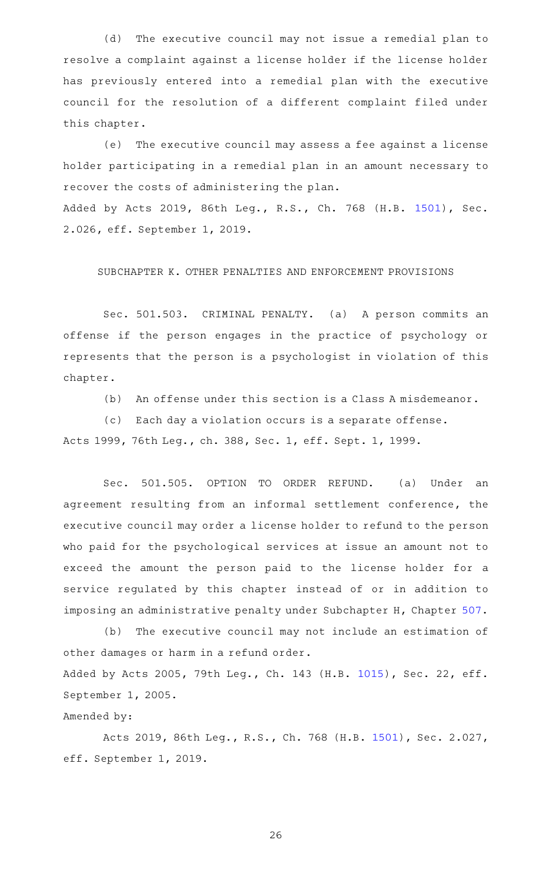(d) The executive council may not issue a remedial plan to resolve a complaint against a license holder if the license holder has previously entered into a remedial plan with the executive council for the resolution of a different complaint filed under this chapter.

(e) The executive council may assess a fee against a license holder participating in a remedial plan in an amount necessary to recover the costs of administering the plan.

Added by Acts 2019, 86th Leg., R.S., Ch. 768 (H.B. 1501), Sec. 2.026, eff. September 1, 2019.

SUBCHAPTER K. OTHER PENALTIES AND ENFORCEMENT PROVISIONS

Sec. 501.503. CRIMINAL PENALTY. (a) A person commits an offense if the person engages in the practice of psychology or represents that the person is a psychologist in violation of this chapter.

(b) An offense under this section is a Class A misdemeanor.

(c) Each day a violation occurs is a separate offense.

Acts 1999, 76th Leg., ch. 388, Sec. 1, eff. Sept. 1, 1999.

Sec. 501.505. OPTION TO ORDER REFUND. (a) Under an agreement resulting from an informal settlement conference, the executive council may order a license holder to refund to the person who paid for the psychological services at issue an amount not to exceed the amount the person paid to the license holder for a service regulated by this chapter instead of or in addition to imposing an administrative penalty under Subchapter H, Chapter 507.

(b) The executive council may not include an estimation of other damages or harm in a refund order.

Added by Acts 2005, 79th Leg., Ch. 143 (H.B. 1015), Sec. 22, eff. September 1, 2005.

Amended by:

Acts 2019, 86th Leg., R.S., Ch. 768 (H.B. 1501), Sec. 2.027, eff. September 1, 2019.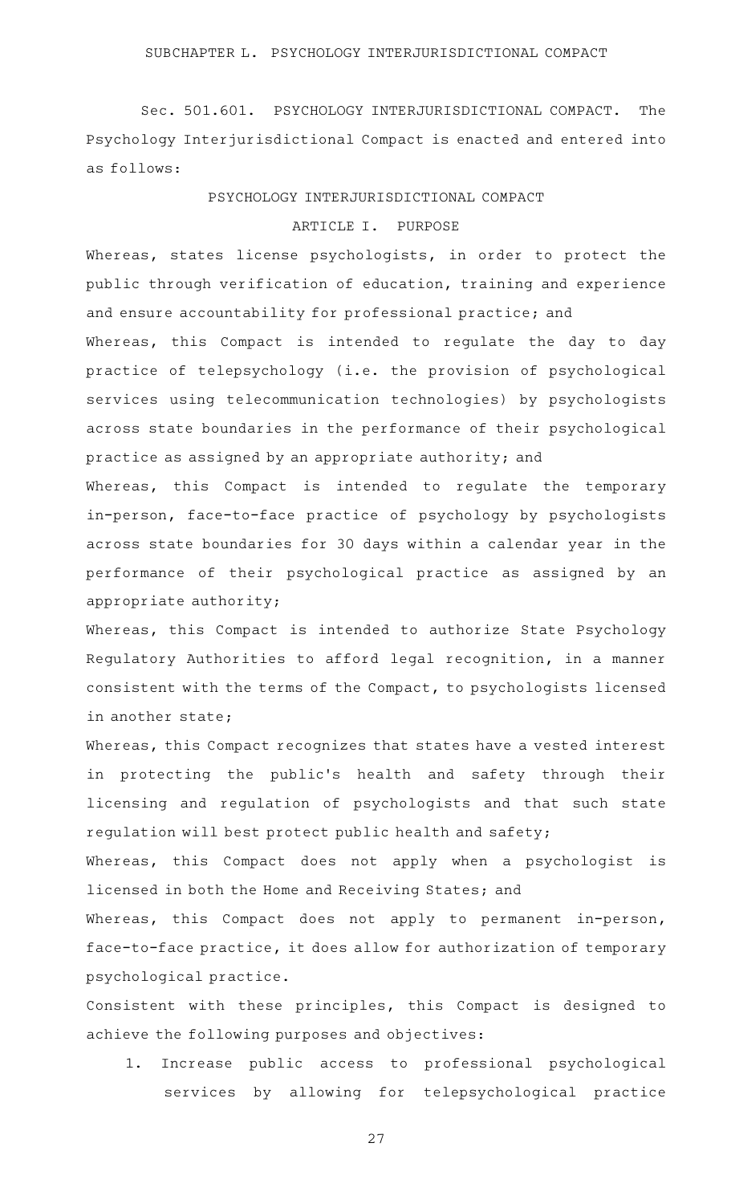## SUBCHAPTER L. PSYCHOLOGY INTERJURISDICTIONAL COMPACT

Sec. 501.601. PSYCHOLOGY INTERJURISDICTIONAL COMPACT. The Psychology Interjurisdictional Compact is enacted and entered into as follows:

### PSYCHOLOGY INTERJURISDICTIONAL COMPACT

#### ARTICLE I. PURPOSE

Whereas, states license psychologists, in order to protect the public through verification of education, training and experience and ensure accountability for professional practice; and

Whereas, this Compact is intended to regulate the day to day practice of telepsychology (i.e. the provision of psychological services using telecommunication technologies) by psychologists across state boundaries in the performance of their psychological practice as assigned by an appropriate authority; and

Whereas, this Compact is intended to regulate the temporary in-person, face-to-face practice of psychology by psychologists across state boundaries for 30 days within a calendar year in the performance of their psychological practice as assigned by an appropriate authority;

Whereas, this Compact is intended to authorize State Psychology Regulatory Authorities to afford legal recognition, in a manner consistent with the terms of the Compact, to psychologists licensed in another state;

Whereas, this Compact recognizes that states have a vested interest in protecting the public's health and safety through their licensing and regulation of psychologists and that such state regulation will best protect public health and safety;

Whereas, this Compact does not apply when a psychologist is licensed in both the Home and Receiving States; and

Whereas, this Compact does not apply to permanent in-person, face-to-face practice, it does allow for authorization of temporary psychological practice.

Consistent with these principles, this Compact is designed to achieve the following purposes and objectives:

1. Increase public access to professional psychological services by allowing for telepsychological practice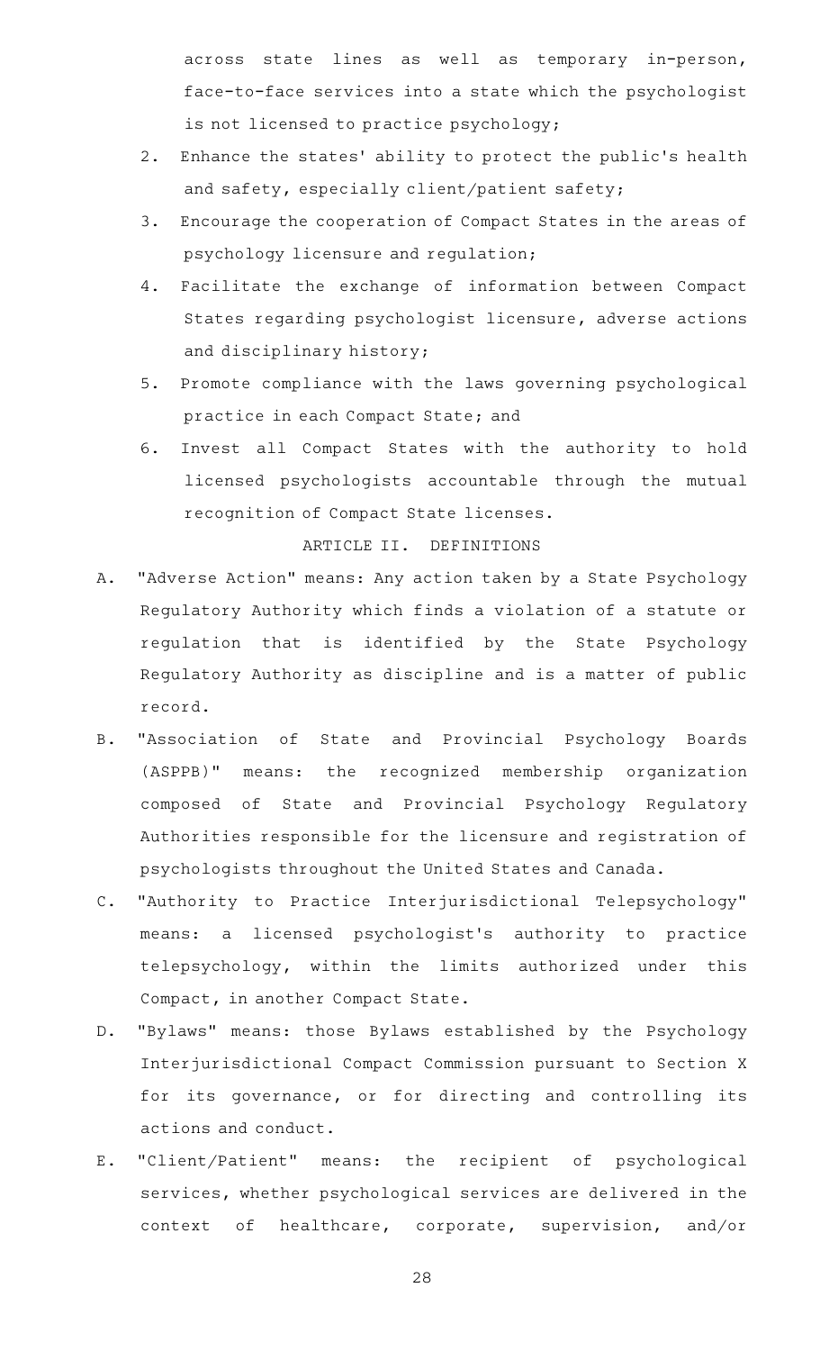across state lines as well as temporary in-person, face-to-face services into a state which the psychologist is not licensed to practice psychology;

2. Enhance the states' ability to protect the public's health and safety, especially client/patient safety;
3. Encourage the cooperation of Compact States in the areas of psychology licensure and regulation;
4. Facilitate the exchange of information between Compact States regarding psychologist licensure, adverse actions and disciplinary history;
5. Promote compliance with the laws governing psychological practice in each Compact State; and
6. Invest all Compact States with the authority to hold licensed psychologists accountable through the mutual recognition of Compact State licenses.

ARTICLE II. DEFINITIONS

A. "Adverse Action" means: Any action taken by a State Psychology Regulatory Authority which finds a violation of a statute or regulation that is identified by the State Psychology Regulatory Authority as discipline and is a matter of public record.

B. "Association of State and Provincial Psychology Boards (ASPPB)" means: the recognized membership organization composed of State and Provincial Psychology Regulatory Authorities responsible for the licensure and registration of psychologists throughout the United States and Canada.

C. "Authority to Practice Interjurisdictional Telepsychology" means: a licensed psychologist's authority to practice telepsychology, within the limits authorized under this Compact, in another Compact State.

D. "Bylaws" means: those Bylaws established by the Psychology Interjurisdictional Compact Commission pursuant to Section X for its governance, or for directing and controlling its actions and conduct.

E. "Client/Patient" means: the recipient of psychological services, whether psychological services are delivered in the context of healthcare, corporate, supervision, and/or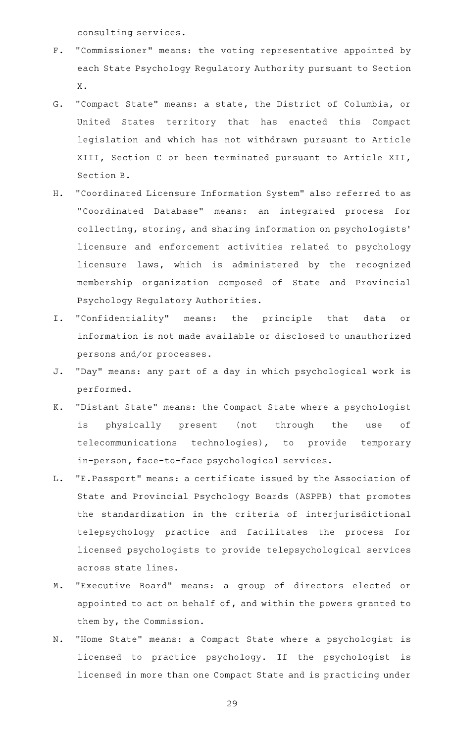consulting services.

F. "Commissioner" means: the voting representative appointed by each State Psychology Regulatory Authority pursuant to Section X.

G. "Compact State" means: a state, the District of Columbia, or United States territory that has enacted this Compact legislation and which has not withdrawn pursuant to Article XIII, Section C or been terminated pursuant to Article XII, Section B.

H. "Coordinated Licensure Information System" also referred to as "Coordinated Database" means: an integrated process for collecting, storing, and sharing information on psychologists' licensure and enforcement activities related to psychology licensure laws, which is administered by the recognized membership organization composed of State and Provincial Psychology Regulatory Authorities.

I. "Confidentiality" means: the principle that data or information is not made available or disclosed to unauthorized persons and/or processes.

J. "Day" means: any part of a day in which psychological work is performed.

K. "Distant State" means: the Compact State where a psychologist is physically present (not through the use of telecommunications technologies), to provide temporary in-person, face-to-face psychological services.

L. "E.Passport" means: a certificate issued by the Association of State and Provincial Psychology Boards (ASPPB) that promotes the standardization in the criteria of interjurisdictional telepsychology practice and facilitates the process for licensed psychologists to provide telepsychological services across state lines.

M. "Executive Board" means: a group of directors elected or appointed to act on behalf of, and within the powers granted to them by, the Commission.

N. "Home State" means: a Compact State where a psychologist is licensed to practice psychology. If the psychologist is licensed in more than one Compact State and is practicing under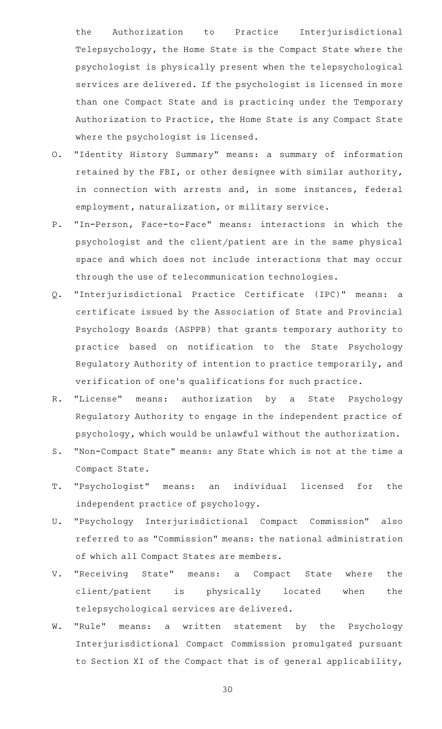the Authorization to Practice Interjurisdictional Telepsychology, the Home State is the Compact State where the psychologist is physically present when the telepsychological services are delivered. If the psychologist is licensed in more than one Compact State and is practicing under the Temporary Authorization to Practice, the Home State is any Compact State where the psychologist is licensed.

O. "Identity History Summary" means: a summary of information retained by the FBI, or other designee with similar authority, in connection with arrests and, in some instances, federal employment, naturalization, or military service.

P. "In-Person, Face-to-Face" means: interactions in which the psychologist and the client/patient are in the same physical space and which does not include interactions that may occur through the use of telecommunication technologies.

Q. "Interjurisdictional Practice Certificate (IPC)" means: a certificate issued by the Association of State and Provincial Psychology Boards (ASPPB) that grants temporary authority to practice based on notification to the State Psychology Regulatory Authority of intention to practice temporarily, and verification of one's qualifications for such practice.

R. "License" means: authorization by a State Psychology Regulatory Authority to engage in the independent practice of psychology, which would be unlawful without the authorization.

S. "Non-Compact State" means: any State which is not at the time a Compact State.

T. "Psychologist" means: an individual licensed for the independent practice of psychology.

U. "Psychology Interjurisdictional Compact Commission" also referred to as "Commission" means: the national administration of which all Compact States are members.

V. "Receiving State" means: a Compact State where the client/patient is physically located when the telepsychological services are delivered.

W. "Rule" means: a written statement by the Psychology Interjurisdictional Compact Commission promulgated pursuant to Section XI of the Compact that is of general applicability,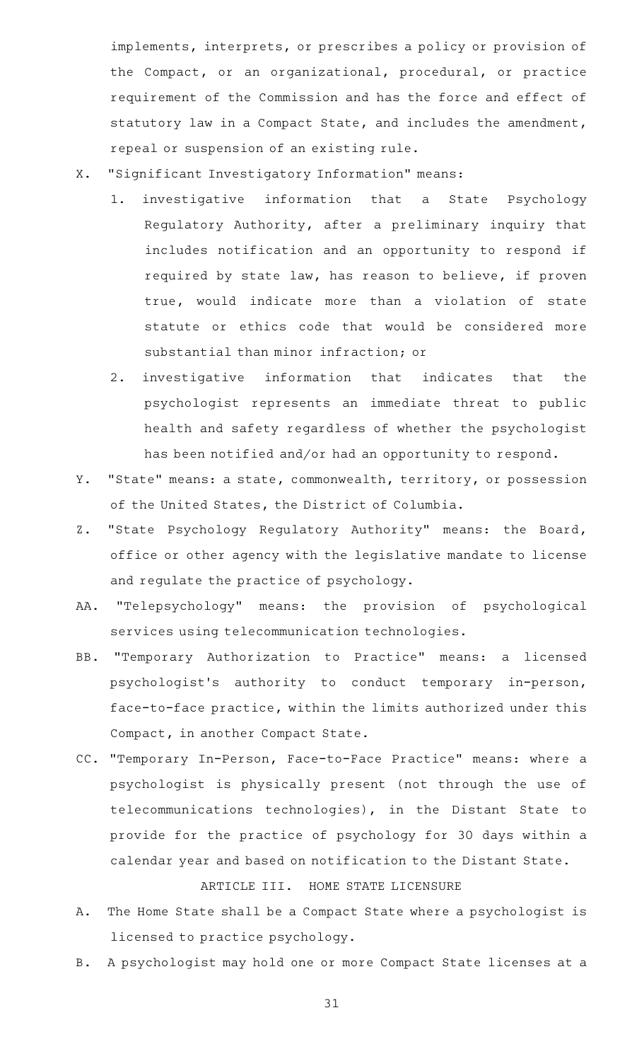implements, interprets, or prescribes a policy or provision of the Compact, or an organizational, procedural, or practice requirement of the Commission and has the force and effect of statutory law in a Compact State, and includes the amendment, repeal or suspension of an existing rule.

X. "Significant Investigatory Information" means:

1. investigative information that a State Psychology Regulatory Authority, after a preliminary inquiry that includes notification and an opportunity to respond if required by state law, has reason to believe, if proven true, would indicate more than a violation of state statute or ethics code that would be considered more substantial than minor infraction; or
2. investigative information that indicates that the psychologist represents an immediate threat to public health and safety regardless of whether the psychologist has been notified and/or had an opportunity to respond.

Y. "State" means: a state, commonwealth, territory, or possession of the United States, the District of Columbia.

Z. "State Psychology Regulatory Authority" means: the Board, office or other agency with the legislative mandate to license and regulate the practice of psychology.

AA. "Telepsychology" means: the provision of psychological services using telecommunication technologies.

BB. "Temporary Authorization to Practice" means: a licensed psychologist's authority to conduct temporary in-person, face-to-face practice, within the limits authorized under this Compact, in another Compact State.

CC. "Temporary In-Person, Face-to-Face Practice" means: where a psychologist is physically present (not through the use of telecommunications technologies), in the Distant State to provide for the practice of psychology for 30 days within a calendar year and based on notification to the Distant State.

ARTICLE III. HOME STATE LICENSURE

A. The Home State shall be a Compact State where a psychologist is licensed to practice psychology.

B. A psychologist may hold one or more Compact State licenses at a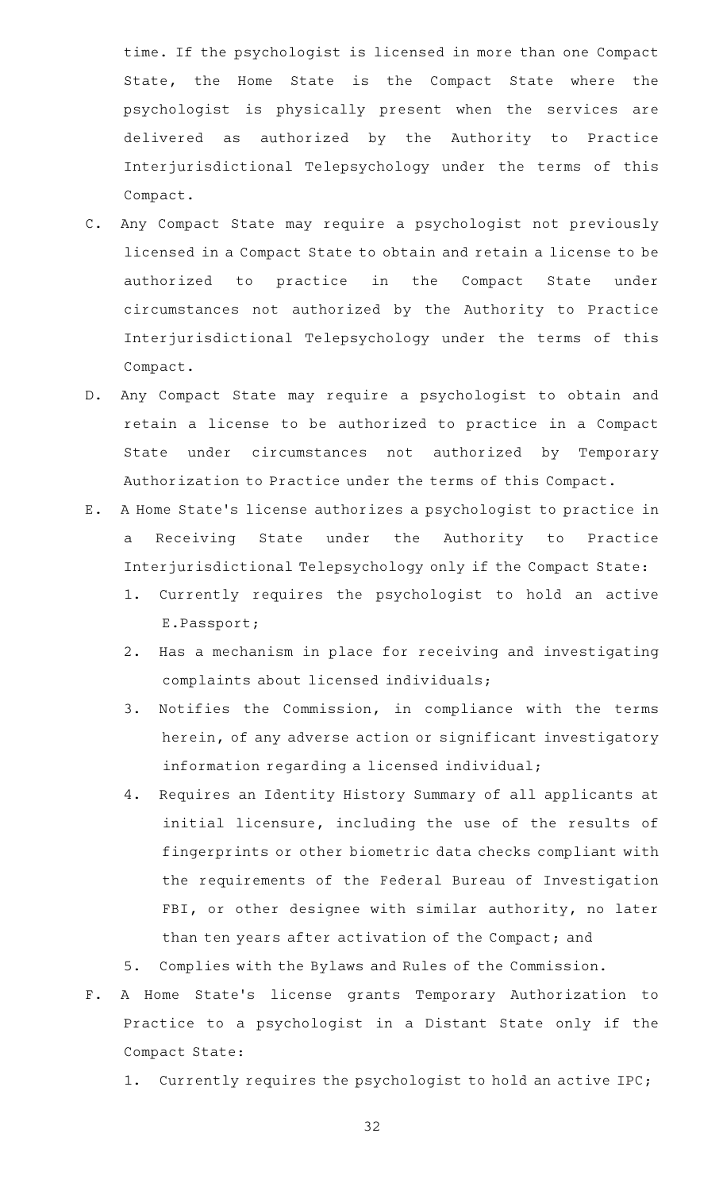time. If the psychologist is licensed in more than one Compact State, the Home State is the Compact State where the psychologist is physically present when the services are delivered as authorized by the Authority to Practice Interjurisdictional Telepsychology under the terms of this Compact.

C. Any Compact State may require a psychologist not previously licensed in a Compact State to obtain and retain a license to be authorized to practice in the Compact State under circumstances not authorized by the Authority to Practice Interjurisdictional Telepsychology under the terms of this Compact.

D. Any Compact State may require a psychologist to obtain and retain a license to be authorized to practice in a Compact State under circumstances not authorized by Temporary Authorization to Practice under the terms of this Compact.

E. A Home State's license authorizes a psychologist to practice in a Receiving State under the Authority to Practice Interjurisdictional Telepsychology only if the Compact State:

   1. Currently requires the psychologist to hold an active E.Passport;
   2. Has a mechanism in place for receiving and investigating complaints about licensed individuals;
   3. Notifies the Commission, in compliance with the terms herein, of any adverse action or significant investigatory information regarding a licensed individual;
   4. Requires an Identity History Summary of all applicants at initial licensure, including the use of the results of fingerprints or other biometric data checks compliant with the requirements of the Federal Bureau of Investigation FBI, or other designee with similar authority, no later than ten years after activation of the Compact; and
   5. Complies with the Bylaws and Rules of the Commission.

F. A Home State's license grants Temporary Authorization to Practice to a psychologist in a Distant State only if the Compact State:

   1. Currently requires the psychologist to hold an active IPC;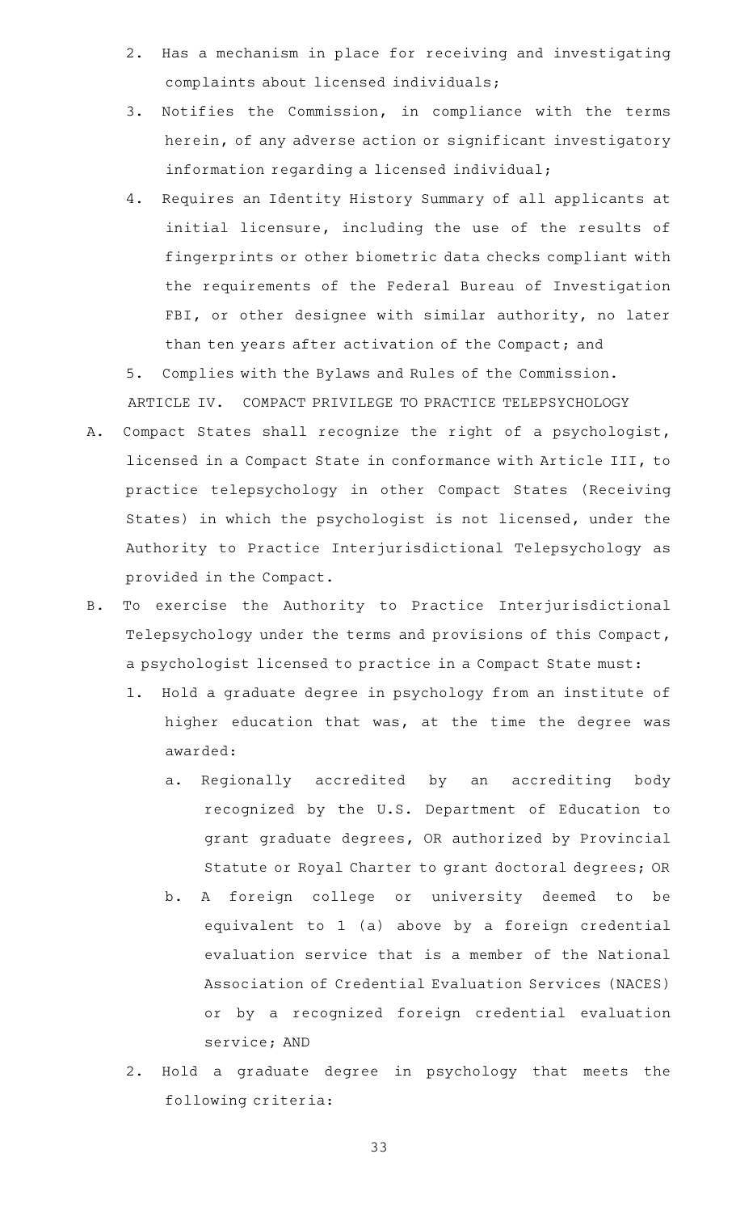2. Has a mechanism in place for receiving and investigating complaints about licensed individuals;
3. Notifies the Commission, in compliance with the terms herein, of any adverse action or significant investigatory information regarding a licensed individual;
4. Requires an Identity History Summary of all applicants at initial licensure, including the use of the results of fingerprints or other biometric data checks compliant with the requirements of the Federal Bureau of Investigation FBI, or other designee with similar authority, no later than ten years after activation of the Compact; and
5. Complies with the Bylaws and Rules of the Commission.

ARTICLE IV. COMPACT PRIVILEGE TO PRACTICE TELEPSYCHOLOGY

A. Compact States shall recognize the right of a psychologist, licensed in a Compact State in conformance with Article III, to practice telepsychology in other Compact States (Receiving States) in which the psychologist is not licensed, under the Authority to Practice Interjurisdictional Telepsychology as provided in the Compact.

B. To exercise the Authority to Practice Interjurisdictional Telepsychology under the terms and provisions of this Compact, a psychologist licensed to practice in a Compact State must:

   1. Hold a graduate degree in psychology from an institute of higher education that was, at the time the degree was awarded:

      a. Regionally accredited by an accrediting body recognized by the U.S. Department of Education to grant graduate degrees, OR authorized by Provincial Statute or Royal Charter to grant doctoral degrees; OR

      b. A foreign college or university deemed to be equivalent to 1 (a) above by a foreign credential evaluation service that is a member of the National Association of Credential Evaluation Services (NACES) or by a recognized foreign credential evaluation service; AND

   2. Hold a graduate degree in psychology that meets the following criteria: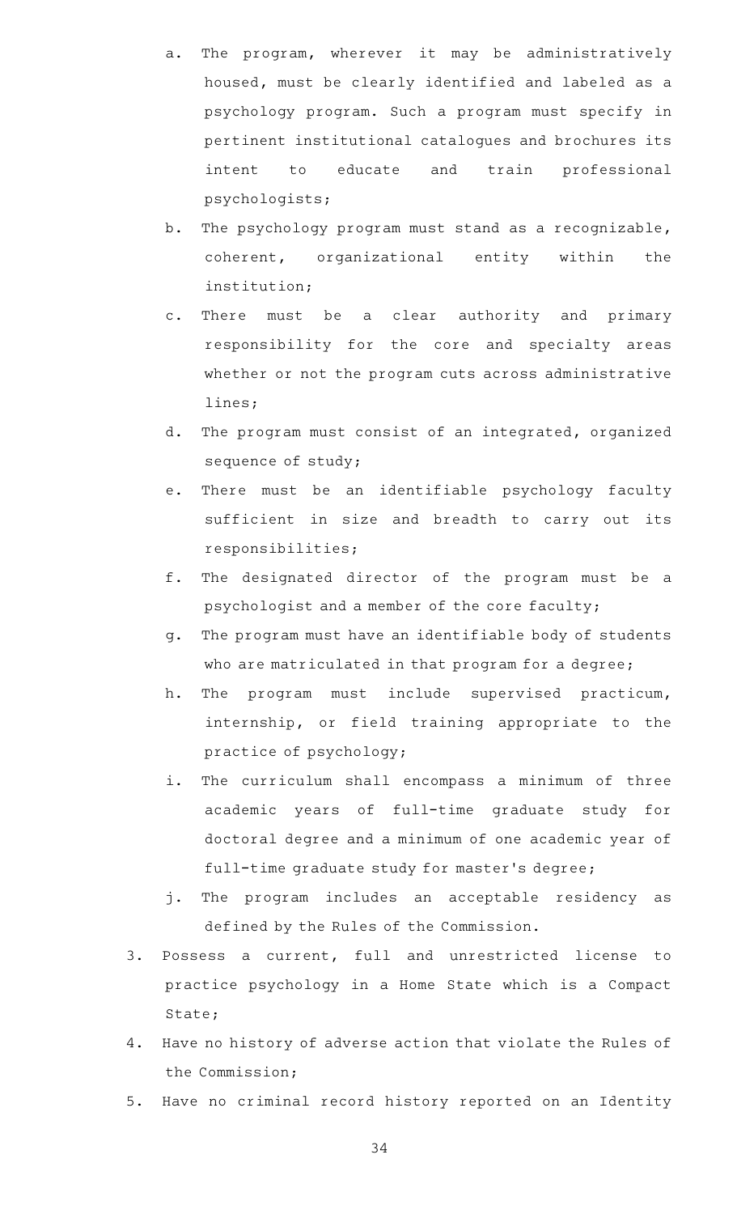a. The program, wherever it may be administratively housed, must be clearly identified and labeled as a psychology program. Such a program must specify in pertinent institutional catalogues and brochures its intent to educate and train professional psychologists;

b. The psychology program must stand as a recognizable, coherent, organizational entity within the institution;

c. There must be a clear authority and primary responsibility for the core and specialty areas whether or not the program cuts across administrative lines;

d. The program must consist of an integrated, organized sequence of study;

e. There must be an identifiable psychology faculty sufficient in size and breadth to carry out its responsibilities;

f. The designated director of the program must be a psychologist and a member of the core faculty;

g. The program must have an identifiable body of students who are matriculated in that program for a degree;

h. The program must include supervised practicum, internship, or field training appropriate to the practice of psychology;

i. The curriculum shall encompass a minimum of three academic years of full-time graduate study for doctoral degree and a minimum of one academic year of full-time graduate study for master's degree;

j. The program includes an acceptable residency as defined by the Rules of the Commission.

3. Possess a current, full and unrestricted license to practice psychology in a Home State which is a Compact State;

4. Have no history of adverse action that violate the Rules of the Commission;

5. Have no criminal record history reported on an Identity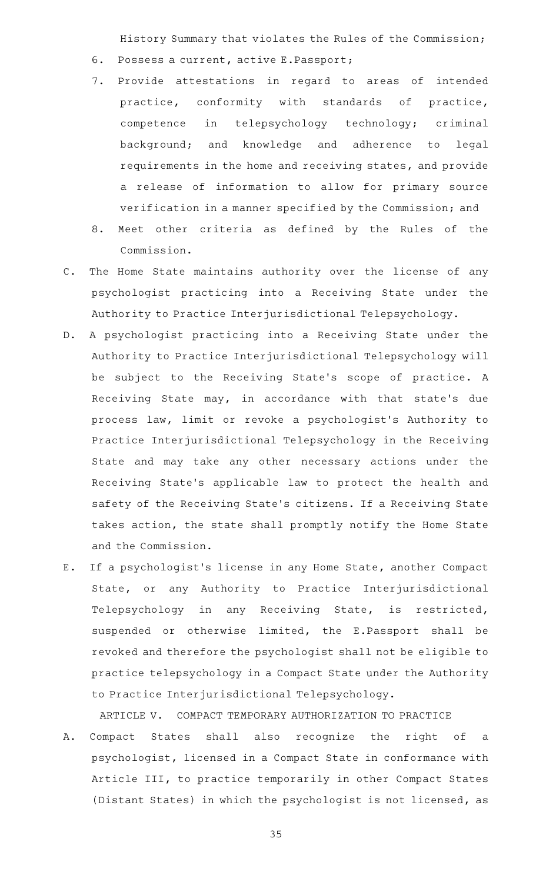History Summary that violates the Rules of the Commission;

6. Possess a current, active E.Passport;
7. Provide attestations in regard to areas of intended practice, conformity with standards of practice, competence in telepsychology technology; criminal background; and knowledge and adherence to legal requirements in the home and receiving states, and provide a release of information to allow for primary source verification in a manner specified by the Commission; and
8. Meet other criteria as defined by the Rules of the Commission.

C. The Home State maintains authority over the license of any psychologist practicing into a Receiving State under the Authority to Practice Interjurisdictional Telepsychology.

D. A psychologist practicing into a Receiving State under the Authority to Practice Interjurisdictional Telepsychology will be subject to the Receiving State's scope of practice. A Receiving State may, in accordance with that state's due process law, limit or revoke a psychologist's Authority to Practice Interjurisdictional Telepsychology in the Receiving State and may take any other necessary actions under the Receiving State's applicable law to protect the health and safety of the Receiving State's citizens. If a Receiving State takes action, the state shall promptly notify the Home State and the Commission.

E. If a psychologist's license in any Home State, another Compact State, or any Authority to Practice Interjurisdictional Telepsychology in any Receiving State, is restricted, suspended or otherwise limited, the E.Passport shall be revoked and therefore the psychologist shall not be eligible to practice telepsychology in a Compact State under the Authority to Practice Interjurisdictional Telepsychology.

ARTICLE V. COMPACT TEMPORARY AUTHORIZATION TO PRACTICE

A. Compact States shall also recognize the right of a psychologist, licensed in a Compact State in conformance with Article III, to practice temporarily in other Compact States (Distant States) in which the psychologist is not licensed, as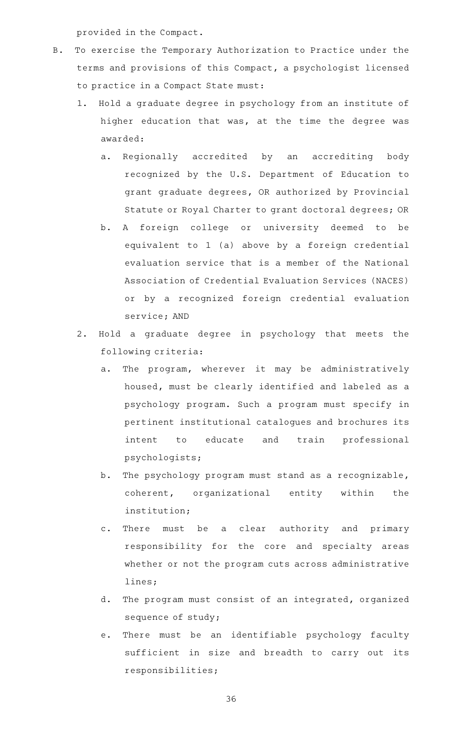provided in the Compact.

B. To exercise the Temporary Authorization to Practice under the terms and provisions of this Compact, a psychologist licensed to practice in a Compact State must:

   1. Hold a graduate degree in psychology from an institute of higher education that was, at the time the degree was awarded:

      a. Regionally accredited by an accrediting body recognized by the U.S. Department of Education to grant graduate degrees, OR authorized by Provincial Statute or Royal Charter to grant doctoral degrees; OR

      b. A foreign college or university deemed to be equivalent to 1 (a) above by a foreign credential evaluation service that is a member of the National Association of Credential Evaluation Services (NACES) or by a recognized foreign credential evaluation service; AND

   2. Hold a graduate degree in psychology that meets the following criteria:

      a. The program, wherever it may be administratively housed, must be clearly identified and labeled as a psychology program. Such a program must specify in pertinent institutional catalogues and brochures its intent to educate and train professional psychologists;

      b. The psychology program must stand as a recognizable, coherent, organizational entity within the institution;

      c. There must be a clear authority and primary responsibility for the core and specialty areas whether or not the program cuts across administrative lines;

      d. The program must consist of an integrated, organized sequence of study;

      e. There must be an identifiable psychology faculty sufficient in size and breadth to carry out its responsibilities;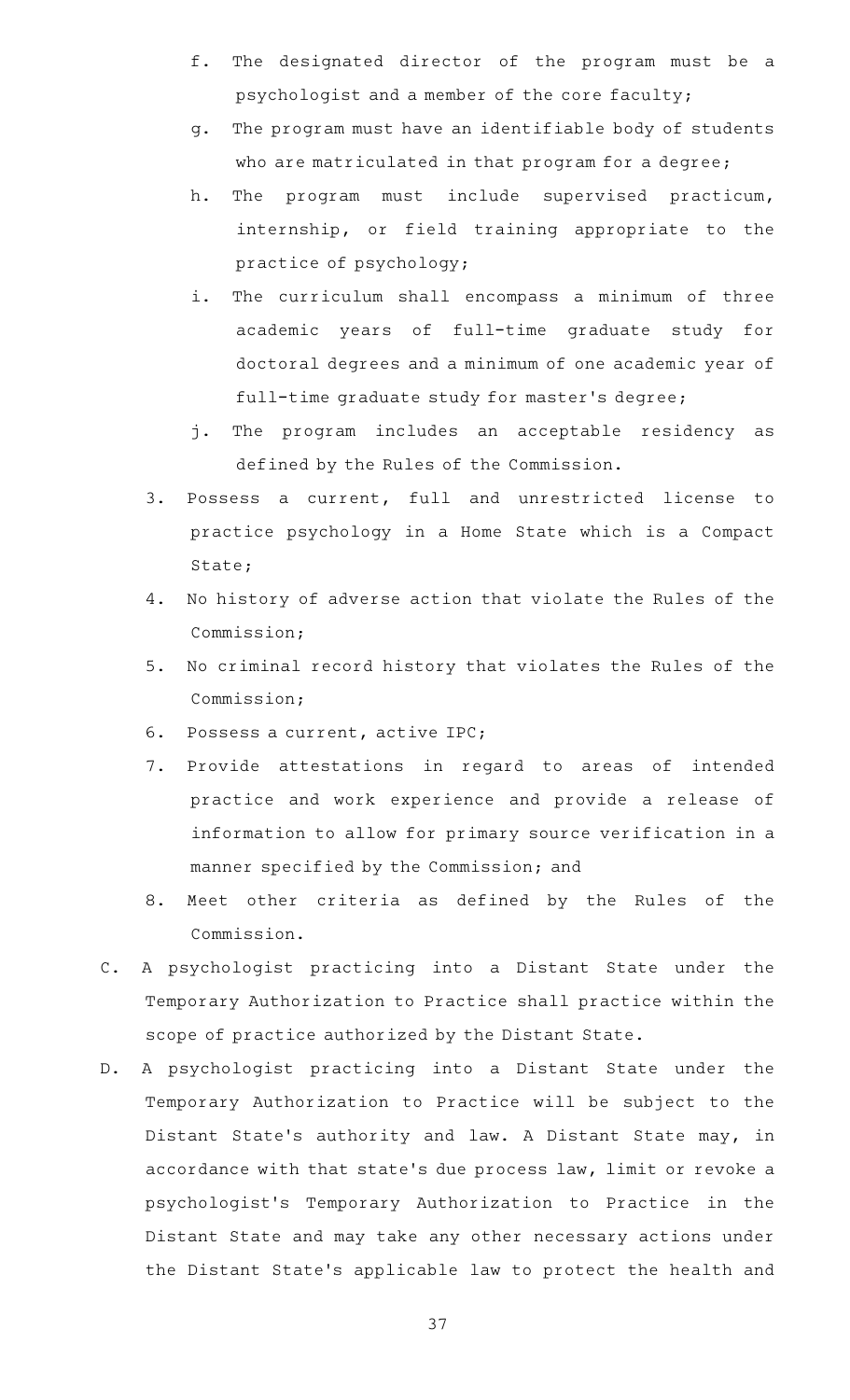f. The designated director of the program must be a psychologist and a member of the core faculty;

g. The program must have an identifiable body of students who are matriculated in that program for a degree;

h. The program must include supervised practicum, internship, or field training appropriate to the practice of psychology;

i. The curriculum shall encompass a minimum of three academic years of full-time graduate study for doctoral degrees and a minimum of one academic year of full-time graduate study for master's degree;

j. The program includes an acceptable residency as defined by the Rules of the Commission.

3. Possess a current, full and unrestricted license to practice psychology in a Home State which is a Compact State;

4. No history of adverse action that violate the Rules of the Commission;

5. No criminal record history that violates the Rules of the Commission;

6. Possess a current, active IPC;

7. Provide attestations in regard to areas of intended practice and work experience and provide a release of information to allow for primary source verification in a manner specified by the Commission; and

8. Meet other criteria as defined by the Rules of the Commission.

C. A psychologist practicing into a Distant State under the Temporary Authorization to Practice shall practice within the scope of practice authorized by the Distant State.

D. A psychologist practicing into a Distant State under the Temporary Authorization to Practice will be subject to the Distant State's authority and law. A Distant State may, in accordance with that state's due process law, limit or revoke a psychologist's Temporary Authorization to Practice in the Distant State and may take any other necessary actions under the Distant State's applicable law to protect the health and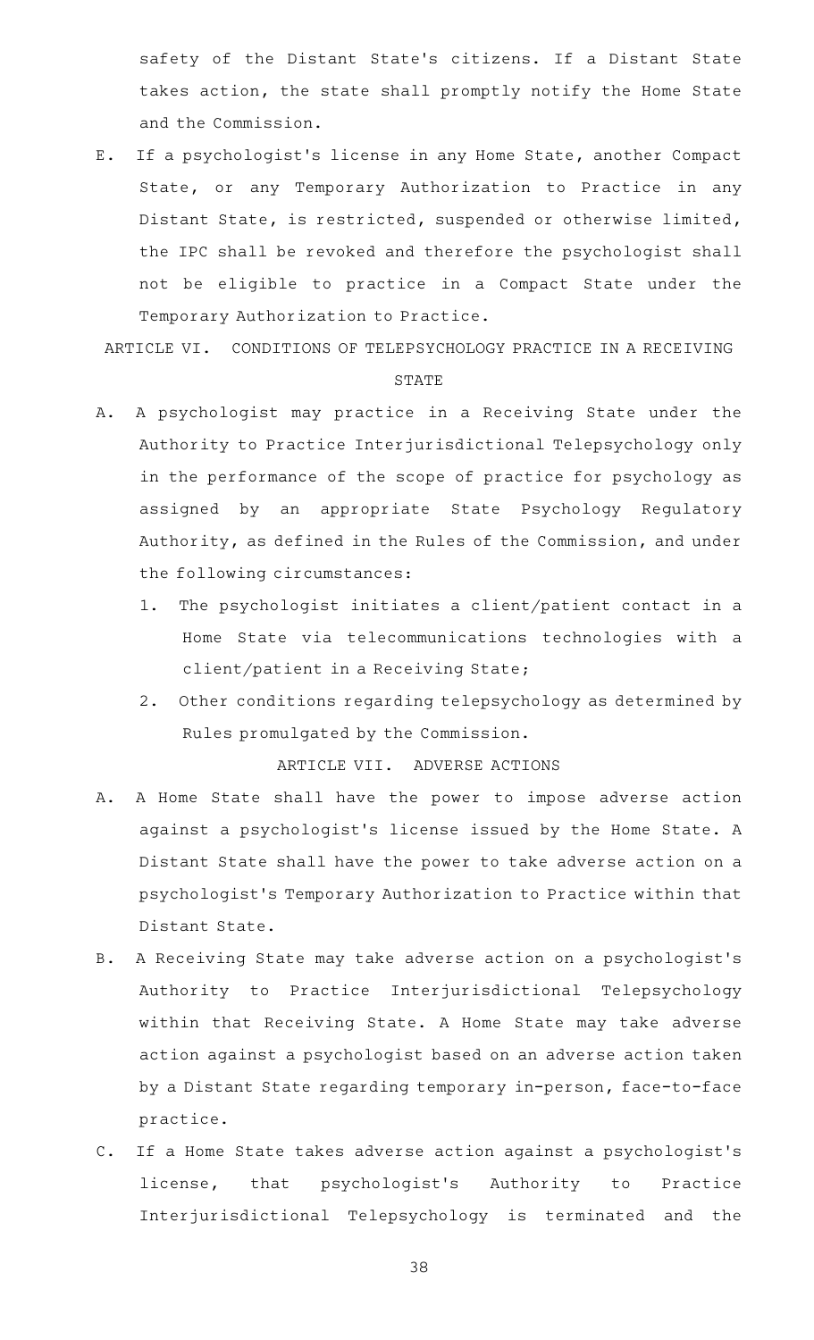safety of the Distant State's citizens. If a Distant State takes action, the state shall promptly notify the Home State and the Commission.

E. If a psychologist's license in any Home State, another Compact State, or any Temporary Authorization to Practice in any Distant State, is restricted, suspended or otherwise limited, the IPC shall be revoked and therefore the psychologist shall not be eligible to practice in a Compact State under the Temporary Authorization to Practice.

ARTICLE VI. CONDITIONS OF TELEPSYCHOLOGY PRACTICE IN A RECEIVING STATE

A. A psychologist may practice in a Receiving State under the Authority to Practice Interjurisdictional Telepsychology only in the performance of the scope of practice for psychology as assigned by an appropriate State Psychology Regulatory Authority, as defined in the Rules of the Commission, and under the following circumstances:

   1. The psychologist initiates a client/patient contact in a Home State via telecommunications technologies with a client/patient in a Receiving State;

   2. Other conditions regarding telepsychology as determined by Rules promulgated by the Commission.

ARTICLE VII. ADVERSE ACTIONS

A. A Home State shall have the power to impose adverse action against a psychologist's license issued by the Home State. A Distant State shall have the power to take adverse action on a psychologist's Temporary Authorization to Practice within that Distant State.

B. A Receiving State may take adverse action on a psychologist's Authority to Practice Interjurisdictional Telepsychology within that Receiving State. A Home State may take adverse action against a psychologist based on an adverse action taken by a Distant State regarding temporary in-person, face-to-face practice.

C. If a Home State takes adverse action against a psychologist's license, that psychologist's Authority to Practice Interjurisdictional Telepsychology is terminated and the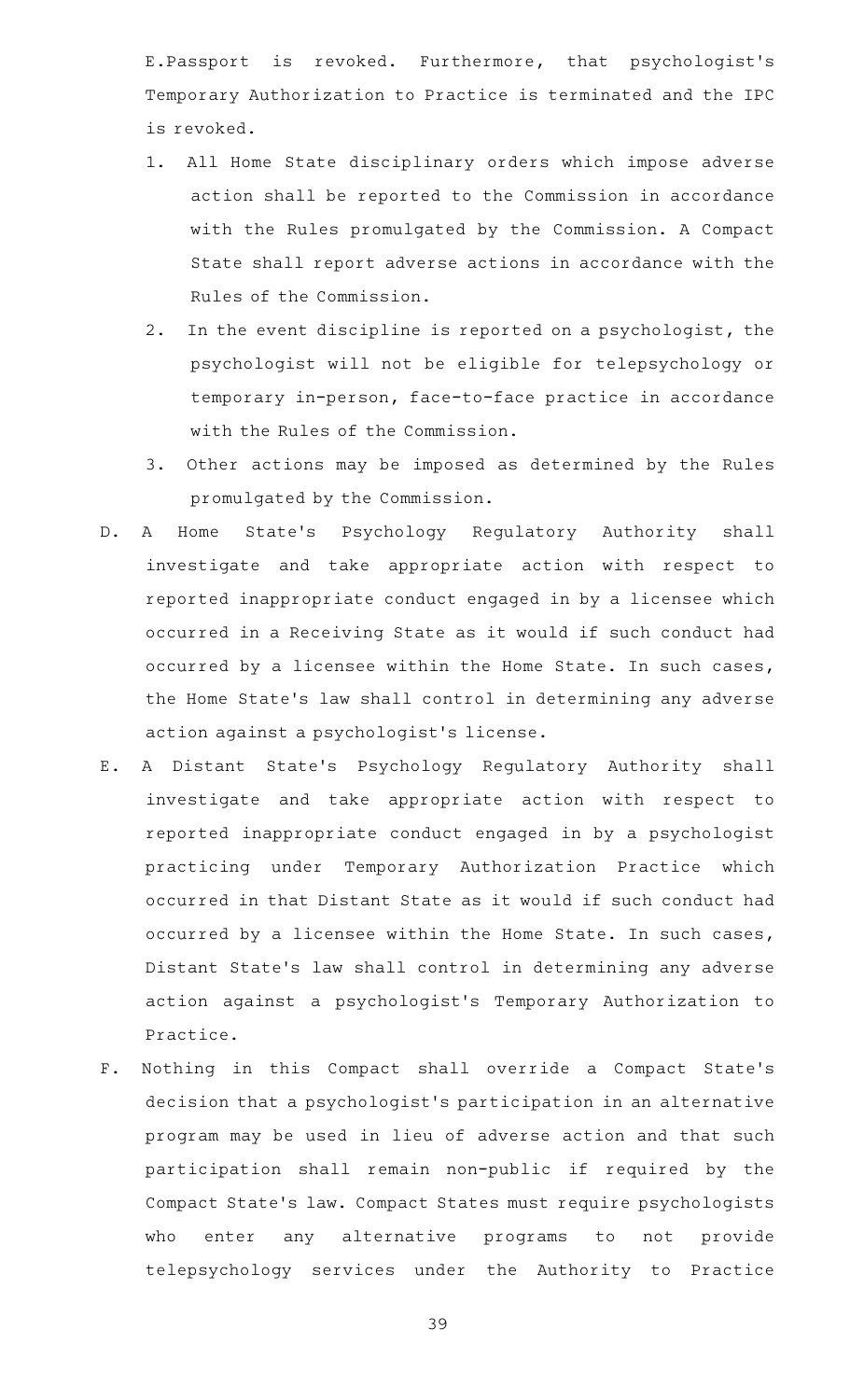E.Passport is revoked. Furthermore, that psychologist's Temporary Authorization to Practice is terminated and the IPC is revoked.

1. All Home State disciplinary orders which impose adverse action shall be reported to the Commission in accordance with the Rules promulgated by the Commission. A Compact State shall report adverse actions in accordance with the Rules of the Commission.
2. In the event discipline is reported on a psychologist, the psychologist will not be eligible for telepsychology or temporary in-person, face-to-face practice in accordance with the Rules of the Commission.
3. Other actions may be imposed as determined by the Rules promulgated by the Commission.

D. A Home State's Psychology Regulatory Authority shall investigate and take appropriate action with respect to reported inappropriate conduct engaged in by a licensee which occurred in a Receiving State as it would if such conduct had occurred by a licensee within the Home State. In such cases, the Home State's law shall control in determining any adverse action against a psychologist's license.

E. A Distant State's Psychology Regulatory Authority shall investigate and take appropriate action with respect to reported inappropriate conduct engaged in by a psychologist practicing under Temporary Authorization Practice which occurred in that Distant State as it would if such conduct had occurred by a licensee within the Home State. In such cases, Distant State's law shall control in determining any adverse action against a psychologist's Temporary Authorization to Practice.

F. Nothing in this Compact shall override a Compact State's decision that a psychologist's participation in an alternative program may be used in lieu of adverse action and that such participation shall remain non-public if required by the Compact State's law. Compact States must require psychologists who enter any alternative programs to not provide telepsychology services under the Authority to Practice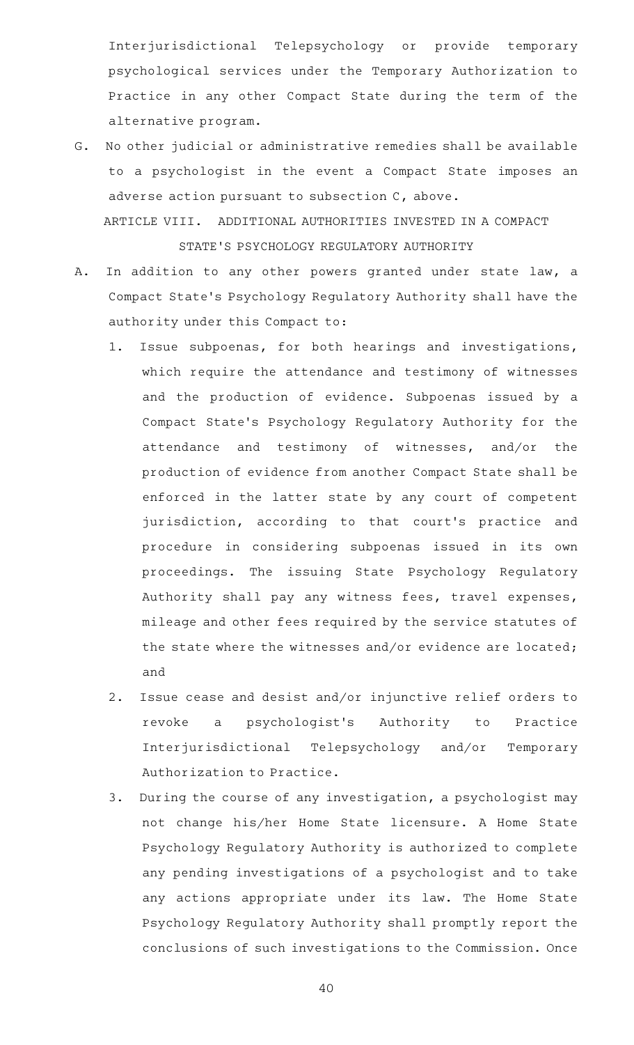Interjurisdictional Telepsychology or provide temporary psychological services under the Temporary Authorization to Practice in any other Compact State during the term of the alternative program.

G. No other judicial or administrative remedies shall be available to a psychologist in the event a Compact State imposes an adverse action pursuant to subsection C, above.

## ARTICLE VIII. ADDITIONAL AUTHORITIES INVESTED IN A COMPACT STATE'S PSYCHOLOGY REGULATORY AUTHORITY

A. In addition to any other powers granted under state law, a Compact State's Psychology Regulatory Authority shall have the authority under this Compact to:

1. Issue subpoenas, for both hearings and investigations, which require the attendance and testimony of witnesses and the production of evidence. Subpoenas issued by a Compact State's Psychology Regulatory Authority for the attendance and testimony of witnesses, and/or the production of evidence from another Compact State shall be enforced in the latter state by any court of competent jurisdiction, according to that court's practice and procedure in considering subpoenas issued in its own proceedings. The issuing State Psychology Regulatory Authority shall pay any witness fees, travel expenses, mileage and other fees required by the service statutes of the state where the witnesses and/or evidence are located; and

2. Issue cease and desist and/or injunctive relief orders to revoke a psychologist's Authority to Practice Interjurisdictional Telepsychology and/or Temporary Authorization to Practice.

3. During the course of any investigation, a psychologist may not change his/her Home State licensure. A Home State Psychology Regulatory Authority is authorized to complete any pending investigations of a psychologist and to take any actions appropriate under its law. The Home State Psychology Regulatory Authority shall promptly report the conclusions of such investigations to the Commission. Once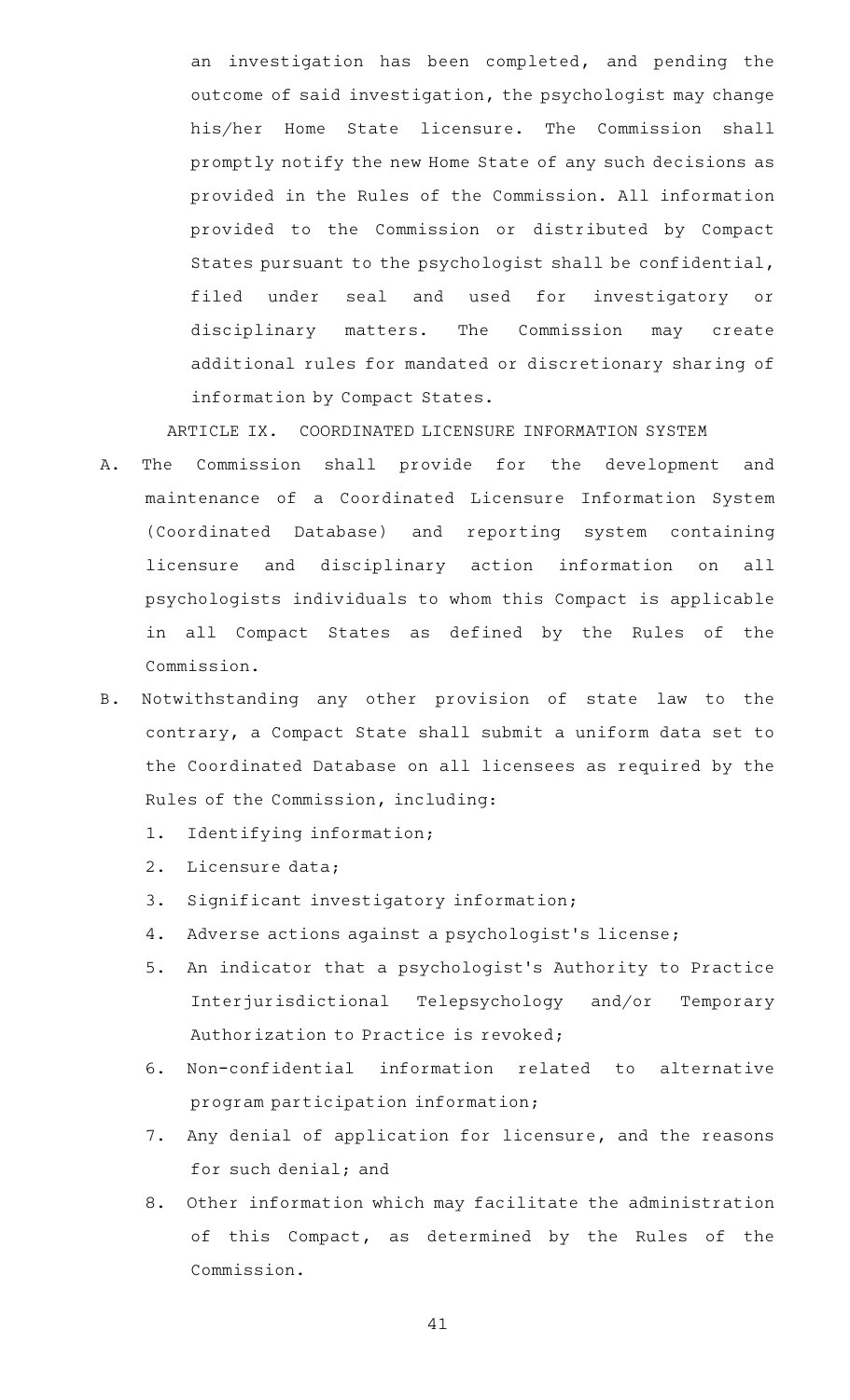an investigation has been completed, and pending the outcome of said investigation, the psychologist may change his/her Home State licensure. The Commission shall promptly notify the new Home State of any such decisions as provided in the Rules of the Commission. All information provided to the Commission or distributed by Compact States pursuant to the psychologist shall be confidential, filed under seal and used for investigatory or disciplinary matters. The Commission may create additional rules for mandated or discretionary sharing of information by Compact States.

ARTICLE IX. COORDINATED LICENSURE INFORMATION SYSTEM

A. The Commission shall provide for the development and maintenance of a Coordinated Licensure Information System (Coordinated Database) and reporting system containing licensure and disciplinary action information on all psychologists individuals to whom this Compact is applicable in all Compact States as defined by the Rules of the Commission.

B. Notwithstanding any other provision of state law to the contrary, a Compact State shall submit a uniform data set to the Coordinated Database on all licensees as required by the Rules of the Commission, including:

1. Identifying information;
2. Licensure data;
3. Significant investigatory information;
4. Adverse actions against a psychologist's license;
5. An indicator that a psychologist's Authority to Practice Interjurisdictional Telepsychology and/or Temporary Authorization to Practice is revoked;
6. Non-confidential information related to alternative program participation information;
7. Any denial of application for licensure, and the reasons for such denial; and
8. Other information which may facilitate the administration of this Compact, as determined by the Rules of the Commission.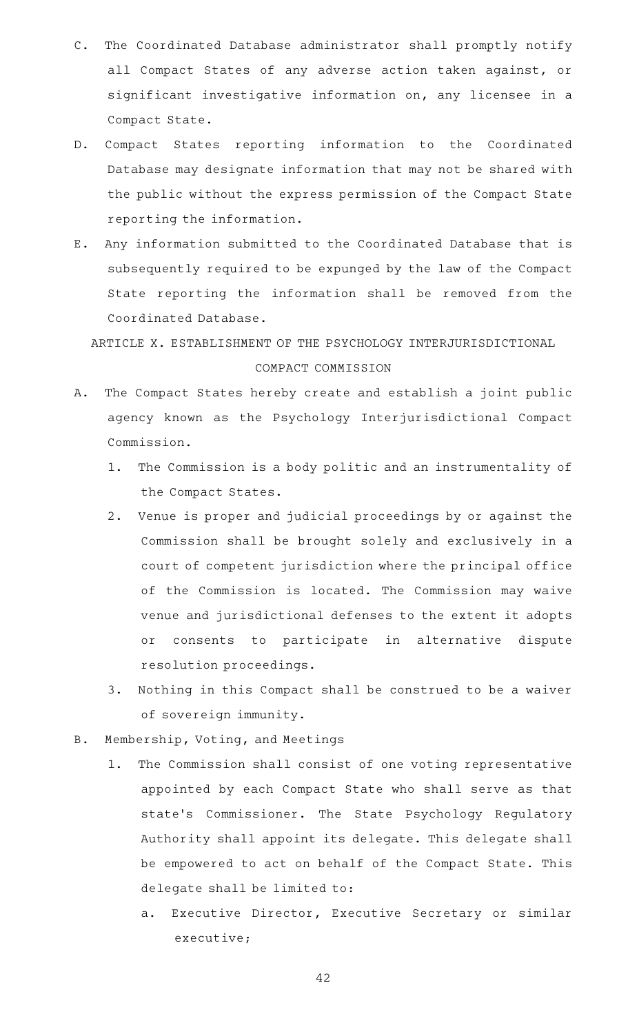C. The Coordinated Database administrator shall promptly notify all Compact States of any adverse action taken against, or significant investigative information on, any licensee in a Compact State.

D. Compact States reporting information to the Coordinated Database may designate information that may not be shared with the public without the express permission of the Compact State reporting the information.

E. Any information submitted to the Coordinated Database that is subsequently required to be expunged by the law of the Compact State reporting the information shall be removed from the Coordinated Database.

ARTICLE X. ESTABLISHMENT OF THE PSYCHOLOGY INTERJURISDICTIONAL COMPACT COMMISSION

A. The Compact States hereby create and establish a joint public agency known as the Psychology Interjurisdictional Compact Commission.

   1. The Commission is a body politic and an instrumentality of the Compact States.

   2. Venue is proper and judicial proceedings by or against the Commission shall be brought solely and exclusively in a court of competent jurisdiction where the principal office of the Commission is located. The Commission may waive venue and jurisdictional defenses to the extent it adopts or consents to participate in alternative dispute resolution proceedings.

   3. Nothing in this Compact shall be construed to be a waiver of sovereign immunity.

B. Membership, Voting, and Meetings

   1. The Commission shall consist of one voting representative appointed by each Compact State who shall serve as that state's Commissioner. The State Psychology Regulatory Authority shall appoint its delegate. This delegate shall be empowered to act on behalf of the Compact State. This delegate shall be limited to:

      a. Executive Director, Executive Secretary or similar executive;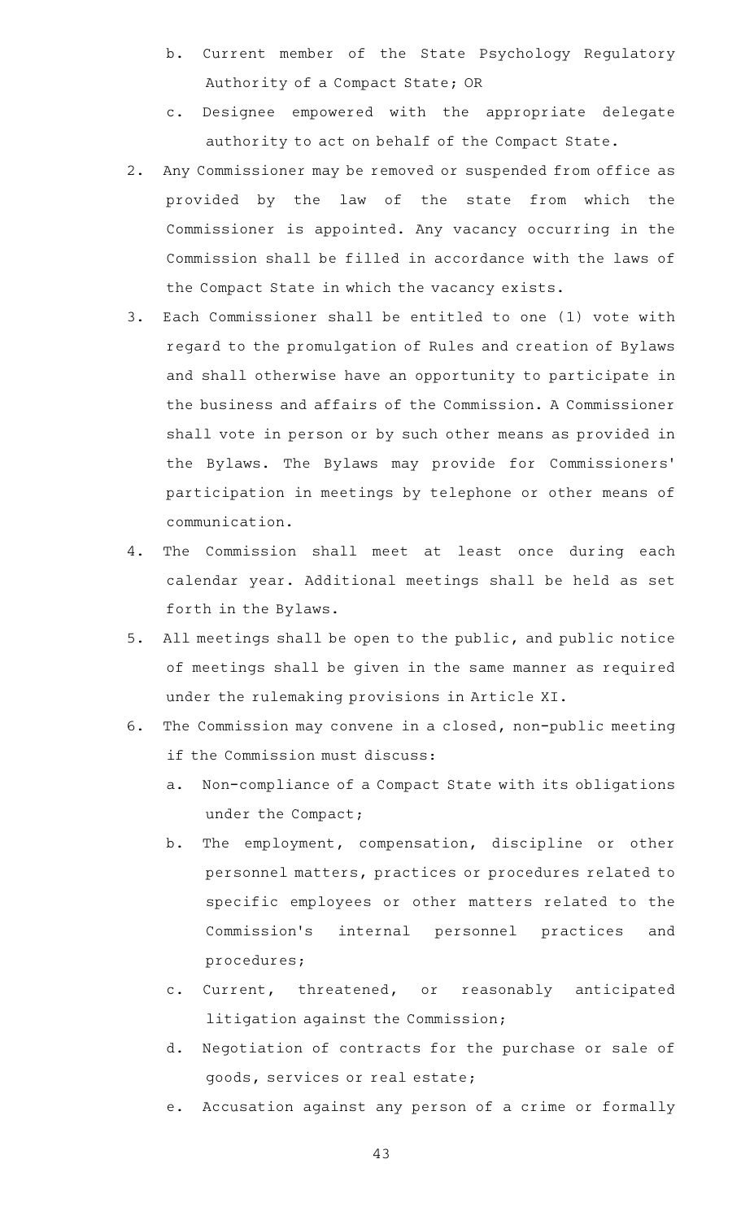b. Current member of the State Psychology Regulatory Authority of a Compact State; OR

c. Designee empowered with the appropriate delegate authority to act on behalf of the Compact State.

2. Any Commissioner may be removed or suspended from office as provided by the law of the state from which the Commissioner is appointed. Any vacancy occurring in the Commission shall be filled in accordance with the laws of the Compact State in which the vacancy exists.

3. Each Commissioner shall be entitled to one (1) vote with regard to the promulgation of Rules and creation of Bylaws and shall otherwise have an opportunity to participate in the business and affairs of the Commission. A Commissioner shall vote in person or by such other means as provided in the Bylaws. The Bylaws may provide for Commissioners' participation in meetings by telephone or other means of communication.

4. The Commission shall meet at least once during each calendar year. Additional meetings shall be held as set forth in the Bylaws.

5. All meetings shall be open to the public, and public notice of meetings shall be given in the same manner as required under the rulemaking provisions in Article XI.

6. The Commission may convene in a closed, non-public meeting if the Commission must discuss:

   a. Non-compliance of a Compact State with its obligations under the Compact;

   b. The employment, compensation, discipline or other personnel matters, practices or procedures related to specific employees or other matters related to the Commission's internal personnel practices and procedures;

   c. Current, threatened, or reasonably anticipated litigation against the Commission;

   d. Negotiation of contracts for the purchase or sale of goods, services or real estate;

   e. Accusation against any person of a crime or formally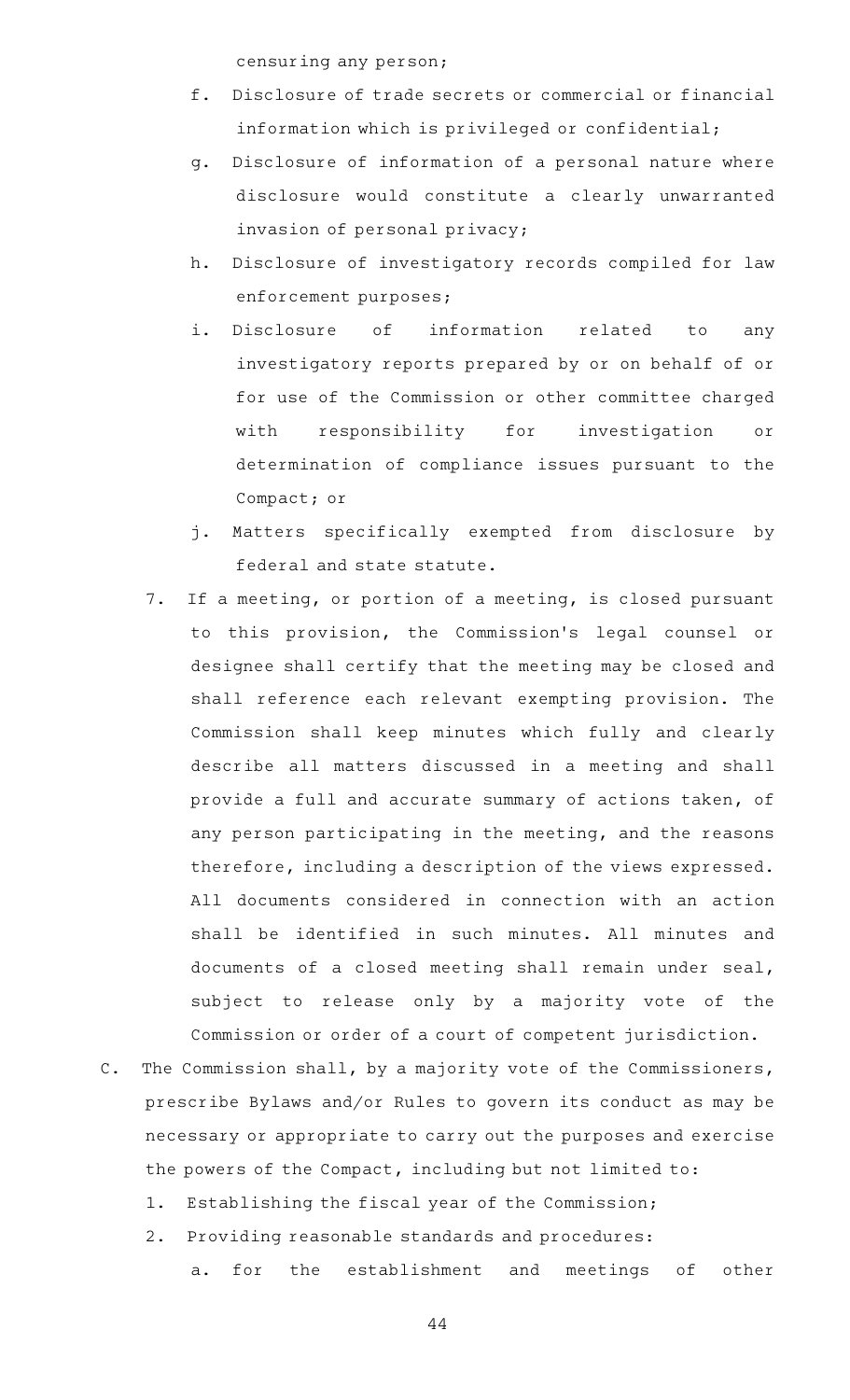censuring any person;

   f. Disclosure of trade secrets or commercial or financial information which is privileged or confidential;

   g. Disclosure of information of a personal nature where disclosure would constitute a clearly unwarranted invasion of personal privacy;

   h. Disclosure of investigatory records compiled for law enforcement purposes;

   i. Disclosure of information related to any investigatory reports prepared by or on behalf of or for use of the Commission or other committee charged with responsibility for investigation or determination of compliance issues pursuant to the Compact; or

   j. Matters specifically exempted from disclosure by federal and state statute.

7. If a meeting, or portion of a meeting, is closed pursuant to this provision, the Commission's legal counsel or designee shall certify that the meeting may be closed and shall reference each relevant exempting provision. The Commission shall keep minutes which fully and clearly describe all matters discussed in a meeting and shall provide a full and accurate summary of actions taken, of any person participating in the meeting, and the reasons therefore, including a description of the views expressed. All documents considered in connection with an action shall be identified in such minutes. All minutes and documents of a closed meeting shall remain under seal, subject to release only by a majority vote of the Commission or order of a court of competent jurisdiction.

C. The Commission shall, by a majority vote of the Commissioners, prescribe Bylaws and/or Rules to govern its conduct as may be necessary or appropriate to carry out the purposes and exercise the powers of the Compact, including but not limited to:

1. Establishing the fiscal year of the Commission;

2. Providing reasonable standards and procedures:

   a. for the establishment and meetings of other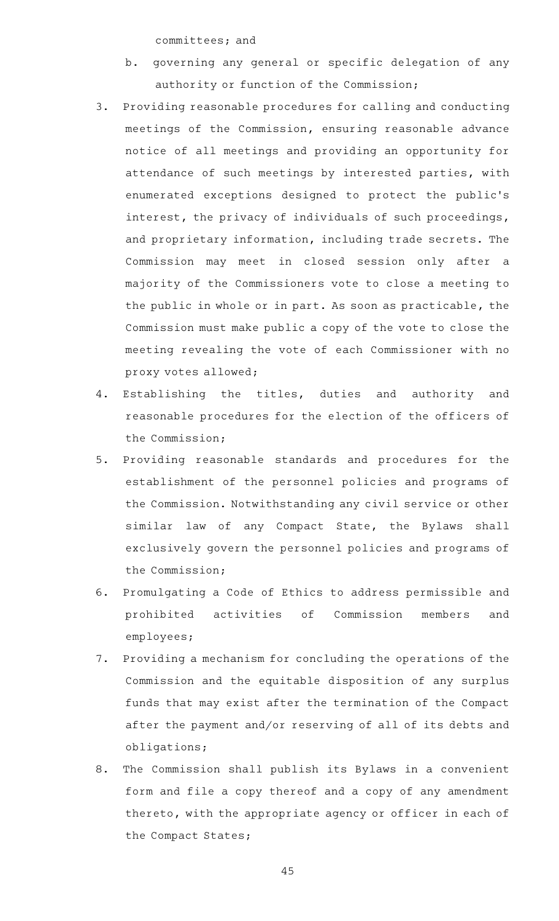committees; and

b. governing any general or specific delegation of any authority or function of the Commission;

3. Providing reasonable procedures for calling and conducting meetings of the Commission, ensuring reasonable advance notice of all meetings and providing an opportunity for attendance of such meetings by interested parties, with enumerated exceptions designed to protect the public's interest, the privacy of individuals of such proceedings, and proprietary information, including trade secrets. The Commission may meet in closed session only after a majority of the Commissioners vote to close a meeting to the public in whole or in part. As soon as practicable, the Commission must make public a copy of the vote to close the meeting revealing the vote of each Commissioner with no proxy votes allowed;
4. Establishing the titles, duties and authority and reasonable procedures for the election of the officers of the Commission;
5. Providing reasonable standards and procedures for the establishment of the personnel policies and programs of the Commission. Notwithstanding any civil service or other similar law of any Compact State, the Bylaws shall exclusively govern the personnel policies and programs of the Commission;
6. Promulgating a Code of Ethics to address permissible and prohibited activities of Commission members and employees;
7. Providing a mechanism for concluding the operations of the Commission and the equitable disposition of any surplus funds that may exist after the termination of the Compact after the payment and/or reserving of all of its debts and obligations;
8. The Commission shall publish its Bylaws in a convenient form and file a copy thereof and a copy of any amendment thereto, with the appropriate agency or officer in each of the Compact States;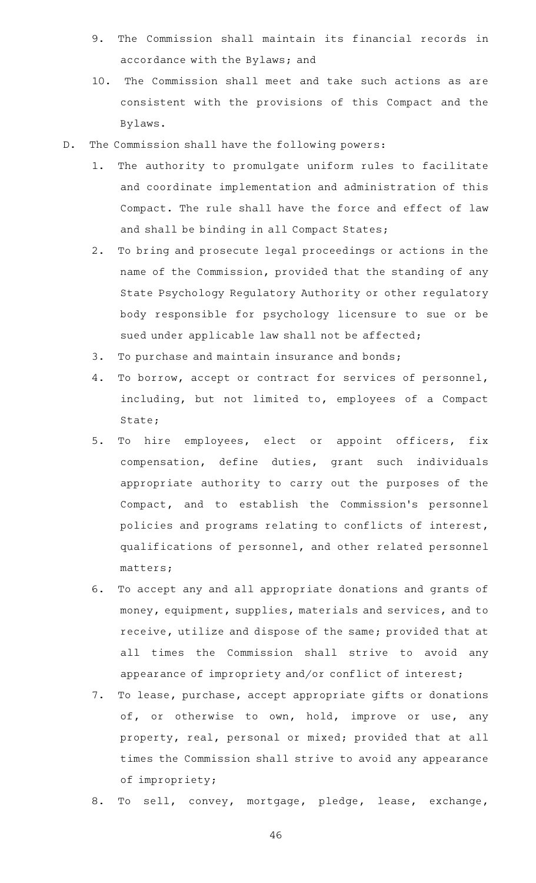9. The Commission shall maintain its financial records in accordance with the Bylaws; and
10. The Commission shall meet and take such actions as are consistent with the provisions of this Compact and the Bylaws.

D. The Commission shall have the following powers:

1. The authority to promulgate uniform rules to facilitate and coordinate implementation and administration of this Compact. The rule shall have the force and effect of law and shall be binding in all Compact States;
2. To bring and prosecute legal proceedings or actions in the name of the Commission, provided that the standing of any State Psychology Regulatory Authority or other regulatory body responsible for psychology licensure to sue or be sued under applicable law shall not be affected;
3. To purchase and maintain insurance and bonds;
4. To borrow, accept or contract for services of personnel, including, but not limited to, employees of a Compact State;
5. To hire employees, elect or appoint officers, fix compensation, define duties, grant such individuals appropriate authority to carry out the purposes of the Compact, and to establish the Commission's personnel policies and programs relating to conflicts of interest, qualifications of personnel, and other related personnel matters;
6. To accept any and all appropriate donations and grants of money, equipment, supplies, materials and services, and to receive, utilize and dispose of the same; provided that at all times the Commission shall strive to avoid any appearance of impropriety and/or conflict of interest;
7. To lease, purchase, accept appropriate gifts or donations of, or otherwise to own, hold, improve or use, any property, real, personal or mixed; provided that at all times the Commission shall strive to avoid any appearance of impropriety;
8. To sell, convey, mortgage, pledge, lease, exchange,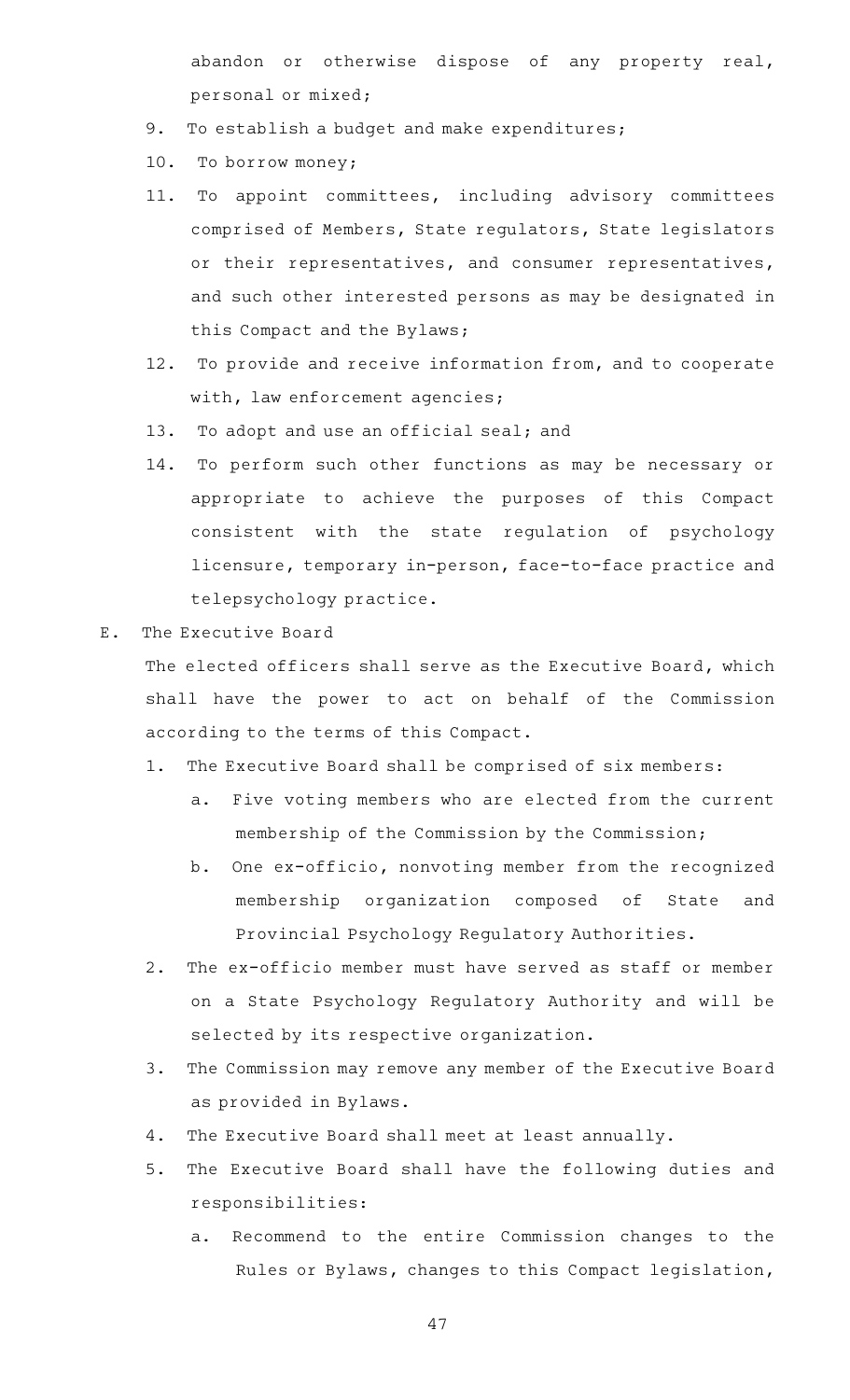abandon or otherwise dispose of any property real, personal or mixed;

9. To establish a budget and make expenditures;
10. To borrow money;
11. To appoint committees, including advisory committees comprised of Members, State regulators, State legislators or their representatives, and consumer representatives, and such other interested persons as may be designated in this Compact and the Bylaws;
12. To provide and receive information from, and to cooperate with, law enforcement agencies;
13. To adopt and use an official seal; and
14. To perform such other functions as may be necessary or appropriate to achieve the purposes of this Compact consistent with the state regulation of psychology licensure, temporary in-person, face-to-face practice and telepsychology practice.

E. The Executive Board

The elected officers shall serve as the Executive Board, which shall have the power to act on behalf of the Commission according to the terms of this Compact.

1. The Executive Board shall be comprised of six members:
   a. Five voting members who are elected from the current membership of the Commission by the Commission;
   b. One ex-officio, nonvoting member from the recognized membership organization composed of State and Provincial Psychology Regulatory Authorities.
2. The ex-officio member must have served as staff or member on a State Psychology Regulatory Authority and will be selected by its respective organization.
3. The Commission may remove any member of the Executive Board as provided in Bylaws.
4. The Executive Board shall meet at least annually.
5. The Executive Board shall have the following duties and responsibilities:
   a. Recommend to the entire Commission changes to the Rules or Bylaws, changes to this Compact legislation,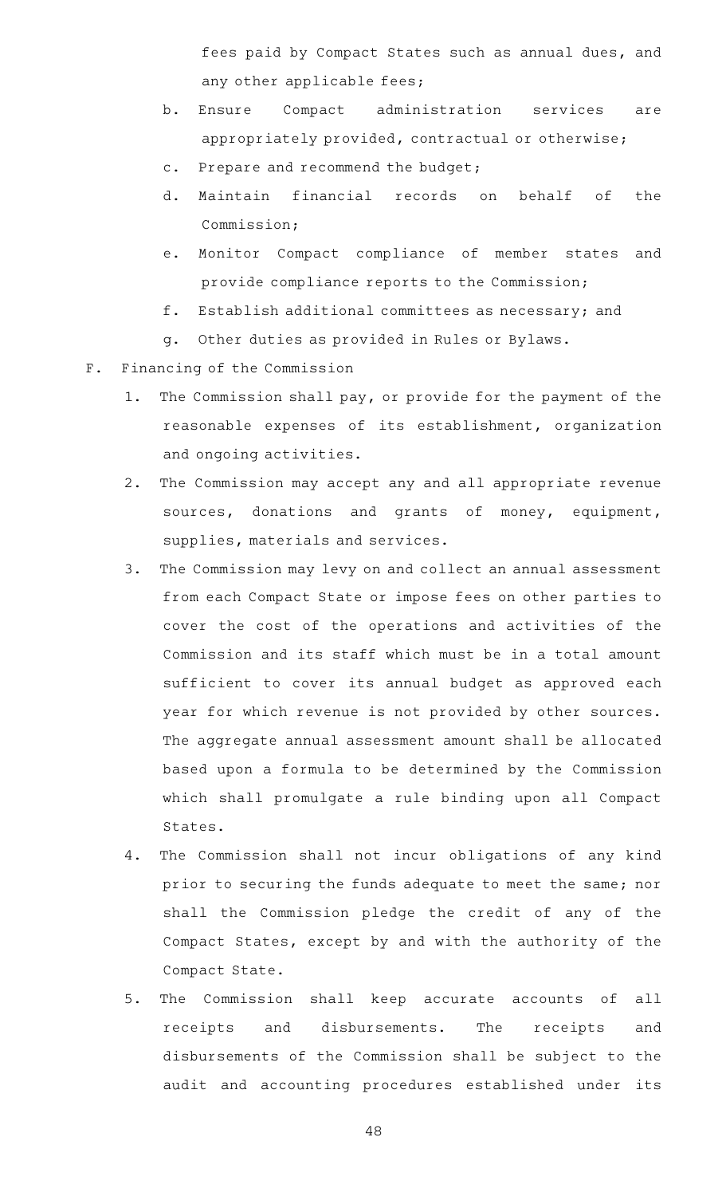fees paid by Compact States such as annual dues, and any other applicable fees;

b. Ensure Compact administration services are appropriately provided, contractual or otherwise;

c. Prepare and recommend the budget;

d. Maintain financial records on behalf of the Commission;

e. Monitor Compact compliance of member states and provide compliance reports to the Commission;

f. Establish additional committees as necessary; and

g. Other duties as provided in Rules or Bylaws.

F. Financing of the Commission

1. The Commission shall pay, or provide for the payment of the reasonable expenses of its establishment, organization and ongoing activities.

2. The Commission may accept any and all appropriate revenue sources, donations and grants of money, equipment, supplies, materials and services.

3. The Commission may levy on and collect an annual assessment from each Compact State or impose fees on other parties to cover the cost of the operations and activities of the Commission and its staff which must be in a total amount sufficient to cover its annual budget as approved each year for which revenue is not provided by other sources. The aggregate annual assessment amount shall be allocated based upon a formula to be determined by the Commission which shall promulgate a rule binding upon all Compact States.

4. The Commission shall not incur obligations of any kind prior to securing the funds adequate to meet the same; nor shall the Commission pledge the credit of any of the Compact States, except by and with the authority of the Compact State.

5. The Commission shall keep accurate accounts of all receipts and disbursements. The receipts and disbursements of the Commission shall be subject to the audit and accounting procedures established under its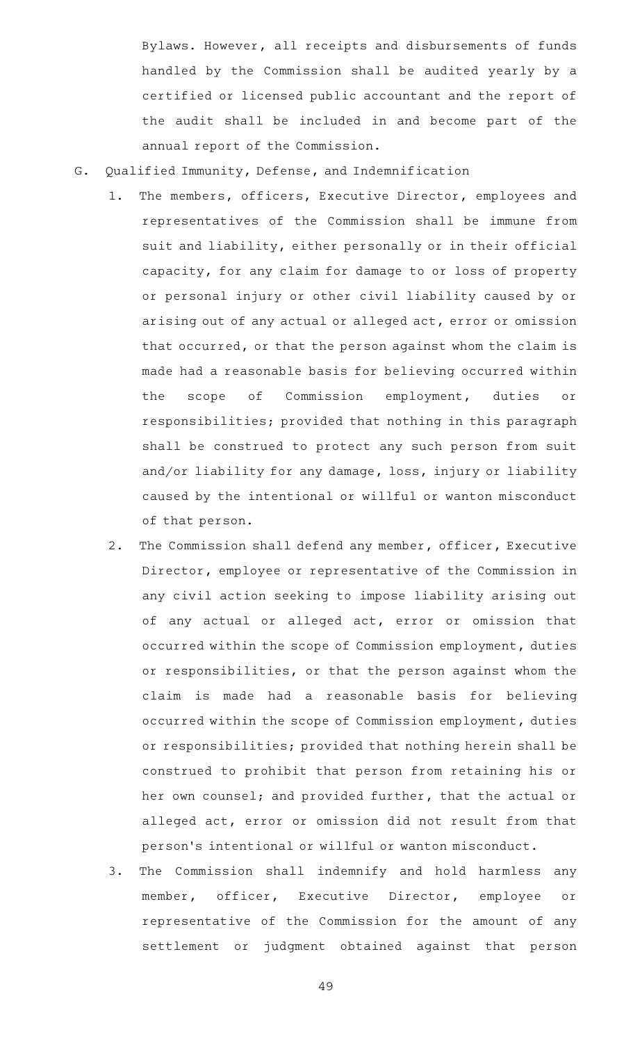Bylaws. However, all receipts and disbursements of funds handled by the Commission shall be audited yearly by a certified or licensed public accountant and the report of the audit shall be included in and become part of the annual report of the Commission.

G. Qualified Immunity, Defense, and Indemnification

1. The members, officers, Executive Director, employees and representatives of the Commission shall be immune from suit and liability, either personally or in their official capacity, for any claim for damage to or loss of property or personal injury or other civil liability caused by or arising out of any actual or alleged act, error or omission that occurred, or that the person against whom the claim is made had a reasonable basis for believing occurred within the scope of Commission employment, duties or responsibilities; provided that nothing in this paragraph shall be construed to protect any such person from suit and/or liability for any damage, loss, injury or liability caused by the intentional or willful or wanton misconduct of that person.

2. The Commission shall defend any member, officer, Executive Director, employee or representative of the Commission in any civil action seeking to impose liability arising out of any actual or alleged act, error or omission that occurred within the scope of Commission employment, duties or responsibilities, or that the person against whom the claim is made had a reasonable basis for believing occurred within the scope of Commission employment, duties or responsibilities; provided that nothing herein shall be construed to prohibit that person from retaining his or her own counsel; and provided further, that the actual or alleged act, error or omission did not result from that person's intentional or willful or wanton misconduct.

3. The Commission shall indemnify and hold harmless any member, officer, Executive Director, employee or representative of the Commission for the amount of any settlement or judgment obtained against that person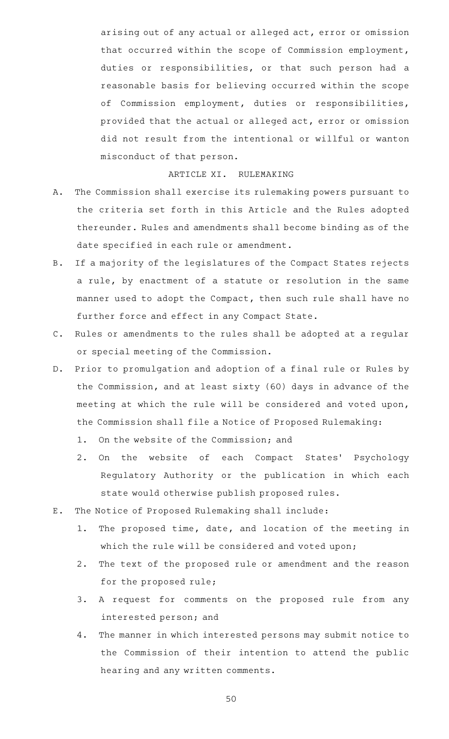arising out of any actual or alleged act, error or omission that occurred within the scope of Commission employment, duties or responsibilities, or that such person had a reasonable basis for believing occurred within the scope of Commission employment, duties or responsibilities, provided that the actual or alleged act, error or omission did not result from the intentional or willful or wanton misconduct of that person.

ARTICLE XI. RULEMAKING

A. The Commission shall exercise its rulemaking powers pursuant to the criteria set forth in this Article and the Rules adopted thereunder. Rules and amendments shall become binding as of the date specified in each rule or amendment.

B. If a majority of the legislatures of the Compact States rejects a rule, by enactment of a statute or resolution in the same manner used to adopt the Compact, then such rule shall have no further force and effect in any Compact State.

C. Rules or amendments to the rules shall be adopted at a regular or special meeting of the Commission.

D. Prior to promulgation and adoption of a final rule or Rules by the Commission, and at least sixty (60) days in advance of the meeting at which the rule will be considered and voted upon, the Commission shall file a Notice of Proposed Rulemaking:

   1. On the website of the Commission; and

   2. On the website of each Compact States' Psychology Regulatory Authority or the publication in which each state would otherwise publish proposed rules.

E. The Notice of Proposed Rulemaking shall include:

   1. The proposed time, date, and location of the meeting in which the rule will be considered and voted upon;

   2. The text of the proposed rule or amendment and the reason for the proposed rule;

   3. A request for comments on the proposed rule from any interested person; and

   4. The manner in which interested persons may submit notice to the Commission of their intention to attend the public hearing and any written comments.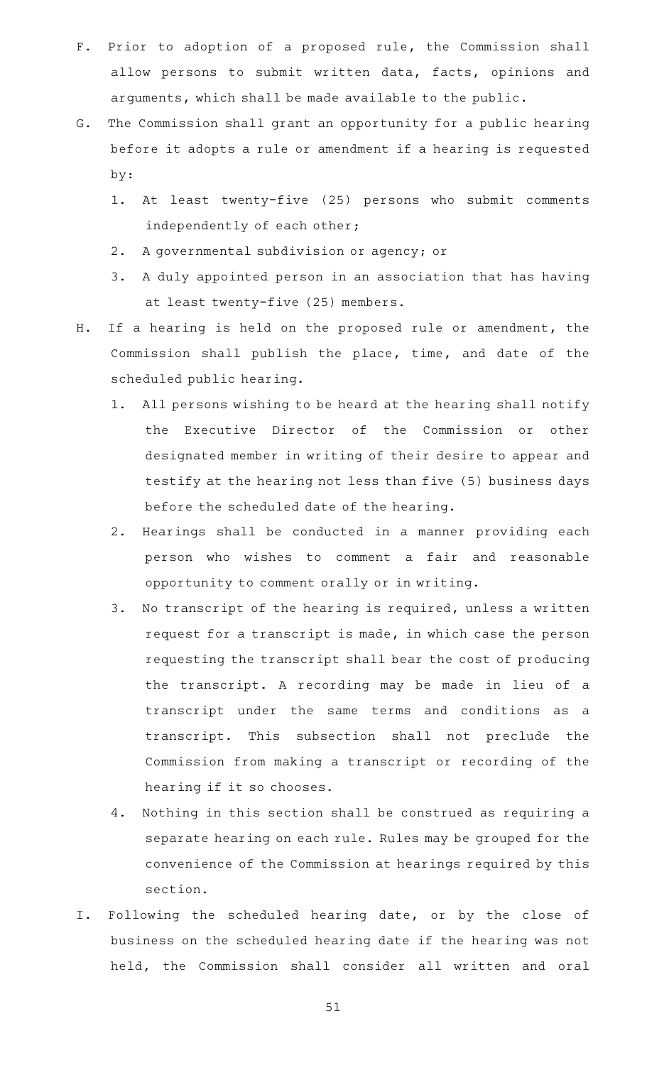F. Prior to adoption of a proposed rule, the Commission shall allow persons to submit written data, facts, opinions and arguments, which shall be made available to the public.

G. The Commission shall grant an opportunity for a public hearing before it adopts a rule or amendment if a hearing is requested by:

   1. At least twenty-five (25) persons who submit comments independently of each other;
   2. A governmental subdivision or agency; or
   3. A duly appointed person in an association that has having at least twenty-five (25) members.

H. If a hearing is held on the proposed rule or amendment, the Commission shall publish the place, time, and date of the scheduled public hearing.

   1. All persons wishing to be heard at the hearing shall notify the Executive Director of the Commission or other designated member in writing of their desire to appear and testify at the hearing not less than five (5) business days before the scheduled date of the hearing.
   2. Hearings shall be conducted in a manner providing each person who wishes to comment a fair and reasonable opportunity to comment orally or in writing.
   3. No transcript of the hearing is required, unless a written request for a transcript is made, in which case the person requesting the transcript shall bear the cost of producing the transcript. A recording may be made in lieu of a transcript under the same terms and conditions as a transcript. This subsection shall not preclude the Commission from making a transcript or recording of the hearing if it so chooses.
   4. Nothing in this section shall be construed as requiring a separate hearing on each rule. Rules may be grouped for the convenience of the Commission at hearings required by this section.

I. Following the scheduled hearing date, or by the close of business on the scheduled hearing date if the hearing was not held, the Commission shall consider all written and oral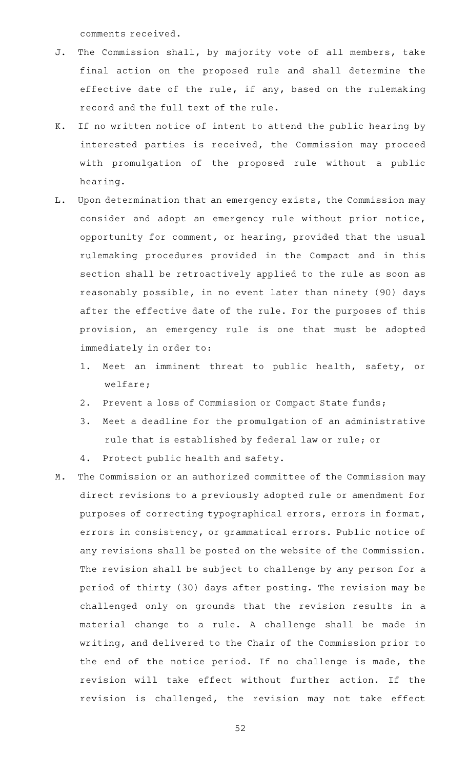comments received.

J. The Commission shall, by majority vote of all members, take final action on the proposed rule and shall determine the effective date of the rule, if any, based on the rulemaking record and the full text of the rule.

K. If no written notice of intent to attend the public hearing by interested parties is received, the Commission may proceed with promulgation of the proposed rule without a public hearing.

L. Upon determination that an emergency exists, the Commission may consider and adopt an emergency rule without prior notice, opportunity for comment, or hearing, provided that the usual rulemaking procedures provided in the Compact and in this section shall be retroactively applied to the rule as soon as reasonably possible, in no event later than ninety (90) days after the effective date of the rule. For the purposes of this provision, an emergency rule is one that must be adopted immediately in order to:

   1. Meet an imminent threat to public health, safety, or welfare;
   2. Prevent a loss of Commission or Compact State funds;
   3. Meet a deadline for the promulgation of an administrative rule that is established by federal law or rule; or
   4. Protect public health and safety.

M. The Commission or an authorized committee of the Commission may direct revisions to a previously adopted rule or amendment for purposes of correcting typographical errors, errors in format, errors in consistency, or grammatical errors. Public notice of any revisions shall be posted on the website of the Commission. The revision shall be subject to challenge by any person for a period of thirty (30) days after posting. The revision may be challenged only on grounds that the revision results in a material change to a rule. A challenge shall be made in writing, and delivered to the Chair of the Commission prior to the end of the notice period. If no challenge is made, the revision will take effect without further action. If the revision is challenged, the revision may not take effect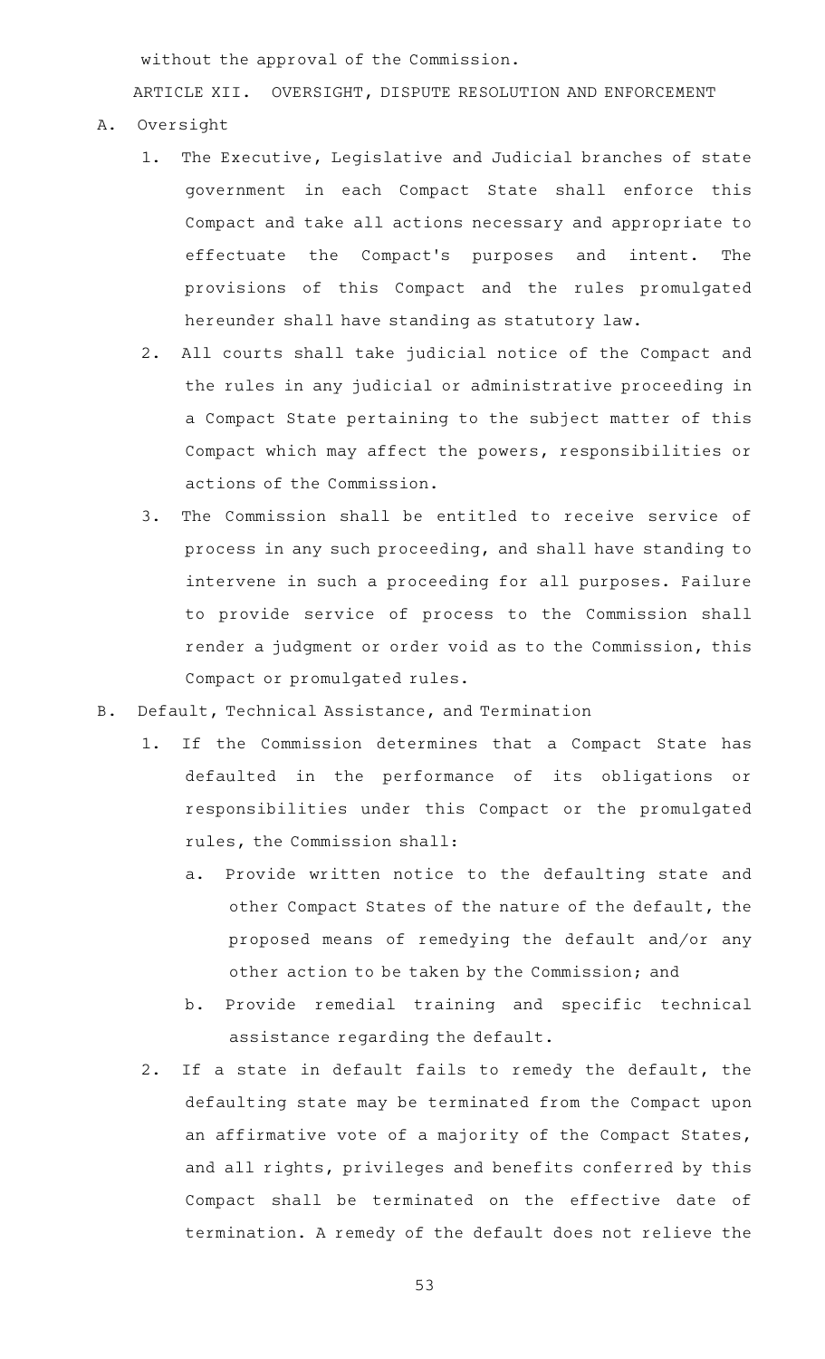without the approval of the Commission.

ARTICLE XII. OVERSIGHT, DISPUTE RESOLUTION AND ENFORCEMENT

A. Oversight

1. The Executive, Legislative and Judicial branches of state government in each Compact State shall enforce this Compact and take all actions necessary and appropriate to effectuate the Compact's purposes and intent. The provisions of this Compact and the rules promulgated hereunder shall have standing as statutory law.
2. All courts shall take judicial notice of the Compact and the rules in any judicial or administrative proceeding in a Compact State pertaining to the subject matter of this Compact which may affect the powers, responsibilities or actions of the Commission.
3. The Commission shall be entitled to receive service of process in any such proceeding, and shall have standing to intervene in such a proceeding for all purposes. Failure to provide service of process to the Commission shall render a judgment or order void as to the Commission, this Compact or promulgated rules.

B. Default, Technical Assistance, and Termination

1. If the Commission determines that a Compact State has defaulted in the performance of its obligations or responsibilities under this Compact or the promulgated rules, the Commission shall:
   a. Provide written notice to the defaulting state and other Compact States of the nature of the default, the proposed means of remedying the default and/or any other action to be taken by the Commission; and
   b. Provide remedial training and specific technical assistance regarding the default.
2. If a state in default fails to remedy the default, the defaulting state may be terminated from the Compact upon an affirmative vote of a majority of the Compact States, and all rights, privileges and benefits conferred by this Compact shall be terminated on the effective date of termination. A remedy of the default does not relieve the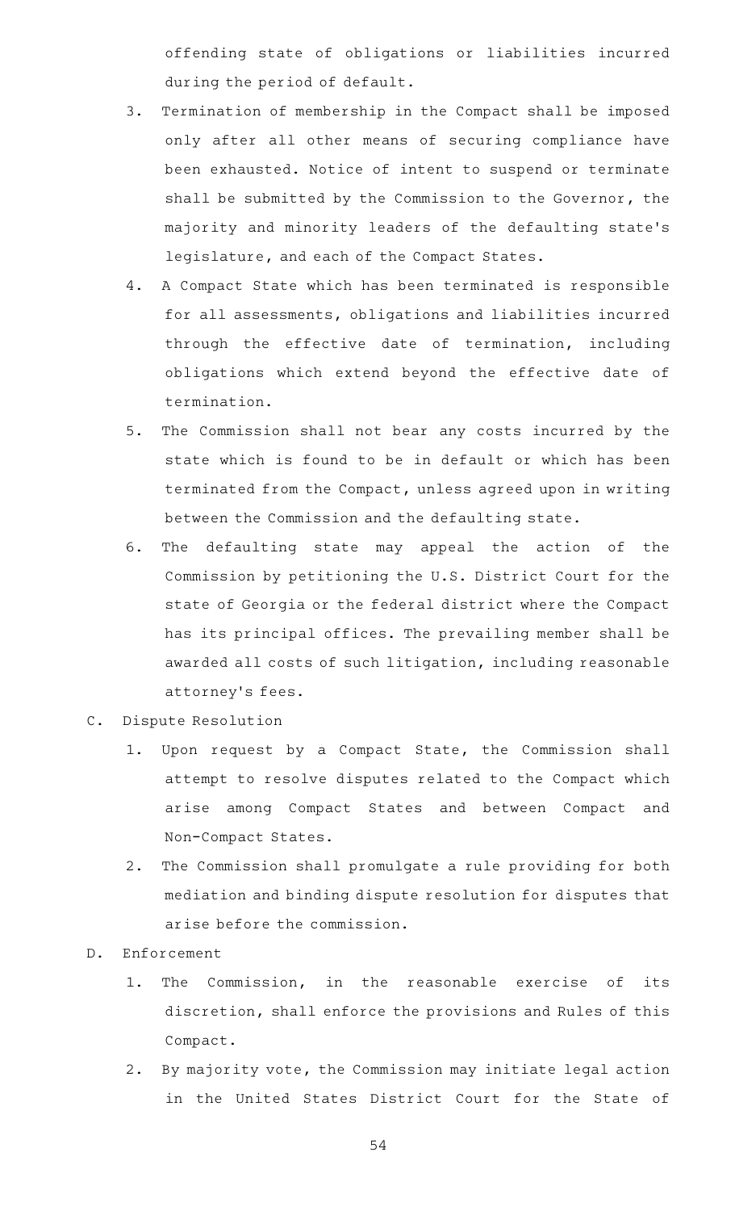offending state of obligations or liabilities incurred during the period of default.

3. Termination of membership in the Compact shall be imposed only after all other means of securing compliance have been exhausted. Notice of intent to suspend or terminate shall be submitted by the Commission to the Governor, the majority and minority leaders of the defaulting state's legislature, and each of the Compact States.
4. A Compact State which has been terminated is responsible for all assessments, obligations and liabilities incurred through the effective date of termination, including obligations which extend beyond the effective date of termination.
5. The Commission shall not bear any costs incurred by the state which is found to be in default or which has been terminated from the Compact, unless agreed upon in writing between the Commission and the defaulting state.
6. The defaulting state may appeal the action of the Commission by petitioning the U.S. District Court for the state of Georgia or the federal district where the Compact has its principal offices. The prevailing member shall be awarded all costs of such litigation, including reasonable attorney's fees.

C. Dispute Resolution

1. Upon request by a Compact State, the Commission shall attempt to resolve disputes related to the Compact which arise among Compact States and between Compact and Non-Compact States.
2. The Commission shall promulgate a rule providing for both mediation and binding dispute resolution for disputes that arise before the commission.

D. Enforcement

1. The Commission, in the reasonable exercise of its discretion, shall enforce the provisions and Rules of this Compact.
2. By majority vote, the Commission may initiate legal action in the United States District Court for the State of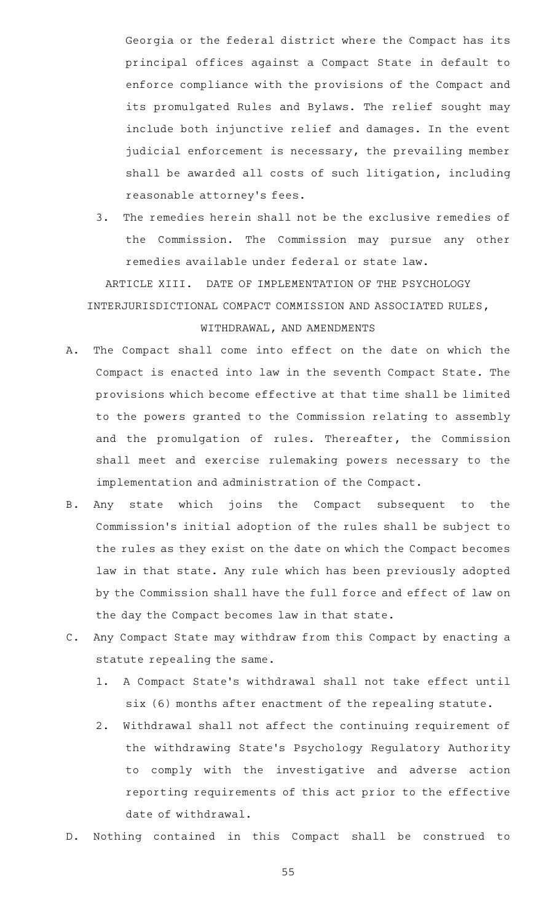Georgia or the federal district where the Compact has its principal offices against a Compact State in default to enforce compliance with the provisions of the Compact and its promulgated Rules and Bylaws. The relief sought may include both injunctive relief and damages. In the event judicial enforcement is necessary, the prevailing member shall be awarded all costs of such litigation, including reasonable attorney's fees.

3. The remedies herein shall not be the exclusive remedies of the Commission. The Commission may pursue any other remedies available under federal or state law.

ARTICLE XIII. DATE OF IMPLEMENTATION OF THE PSYCHOLOGY INTERJURISDICTIONAL COMPACT COMMISSION AND ASSOCIATED RULES, WITHDRAWAL, AND AMENDMENTS

A. The Compact shall come into effect on the date on which the Compact is enacted into law in the seventh Compact State. The provisions which become effective at that time shall be limited to the powers granted to the Commission relating to assembly and the promulgation of rules. Thereafter, the Commission shall meet and exercise rulemaking powers necessary to the implementation and administration of the Compact.

B. Any state which joins the Compact subsequent to the Commission's initial adoption of the rules shall be subject to the rules as they exist on the date on which the Compact becomes law in that state. Any rule which has been previously adopted by the Commission shall have the full force and effect of law on the day the Compact becomes law in that state.

C. Any Compact State may withdraw from this Compact by enacting a statute repealing the same.

   1. A Compact State's withdrawal shall not take effect until six (6) months after enactment of the repealing statute.

   2. Withdrawal shall not affect the continuing requirement of the withdrawing State's Psychology Regulatory Authority to comply with the investigative and adverse action reporting requirements of this act prior to the effective date of withdrawal.

D. Nothing contained in this Compact shall be construed to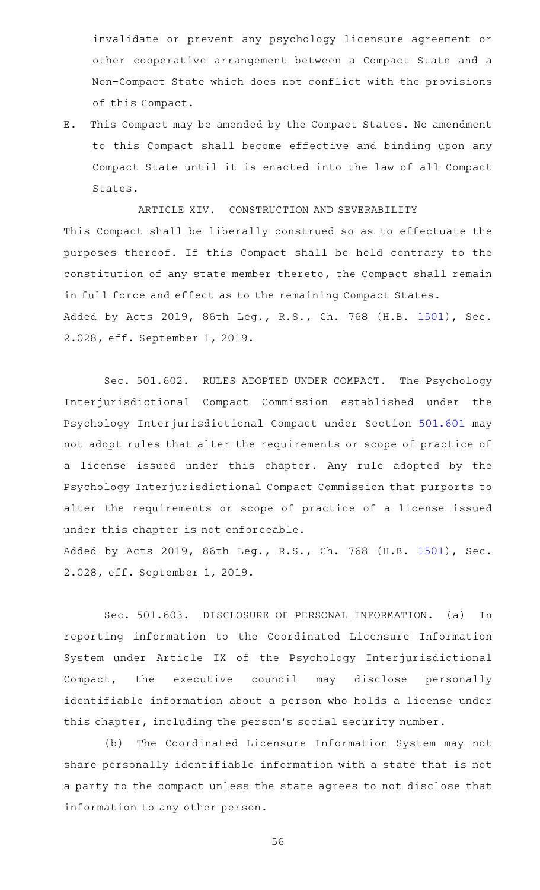invalidate or prevent any psychology licensure agreement or other cooperative arrangement between a Compact State and a Non-Compact State which does not conflict with the provisions of this Compact.

E. This Compact may be amended by the Compact States. No amendment to this Compact shall become effective and binding upon any Compact State until it is enacted into the law of all Compact States.

ARTICLE XIV. CONSTRUCTION AND SEVERABILITY

This Compact shall be liberally construed so as to effectuate the purposes thereof. If this Compact shall be held contrary to the constitution of any state member thereto, the Compact shall remain in full force and effect as to the remaining Compact States.

Added by Acts 2019, 86th Leg., R.S., Ch. 768 (H.B. 1501), Sec. 2.028, eff. September 1, 2019.

Sec. 501.602. RULES ADOPTED UNDER COMPACT. The Psychology Interjurisdictional Compact Commission established under the Psychology Interjurisdictional Compact under Section 501.601 may not adopt rules that alter the requirements or scope of practice of a license issued under this chapter. Any rule adopted by the Psychology Interjurisdictional Compact Commission that purports to alter the requirements or scope of practice of a license issued under this chapter is not enforceable.

Added by Acts 2019, 86th Leg., R.S., Ch. 768 (H.B. 1501), Sec. 2.028, eff. September 1, 2019.

Sec. 501.603. DISCLOSURE OF PERSONAL INFORMATION. (a) In reporting information to the Coordinated Licensure Information System under Article IX of the Psychology Interjurisdictional Compact, the executive council may disclose personally identifiable information about a person who holds a license under this chapter, including the person's social security number.

(b) The Coordinated Licensure Information System may not share personally identifiable information with a state that is not a party to the compact unless the state agrees to not disclose that information to any other person.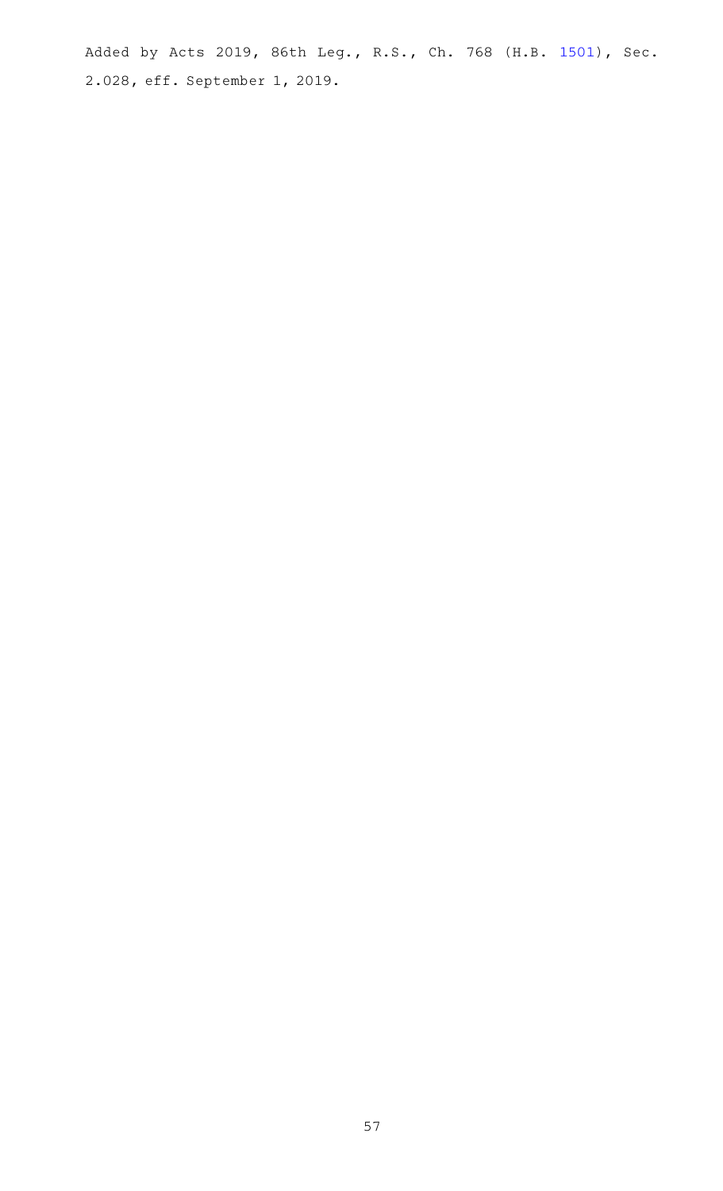Added by Acts 2019, 86th Leg., R.S., Ch. 768 (H.B. 1501), Sec. 2.028, eff. September 1, 2019.